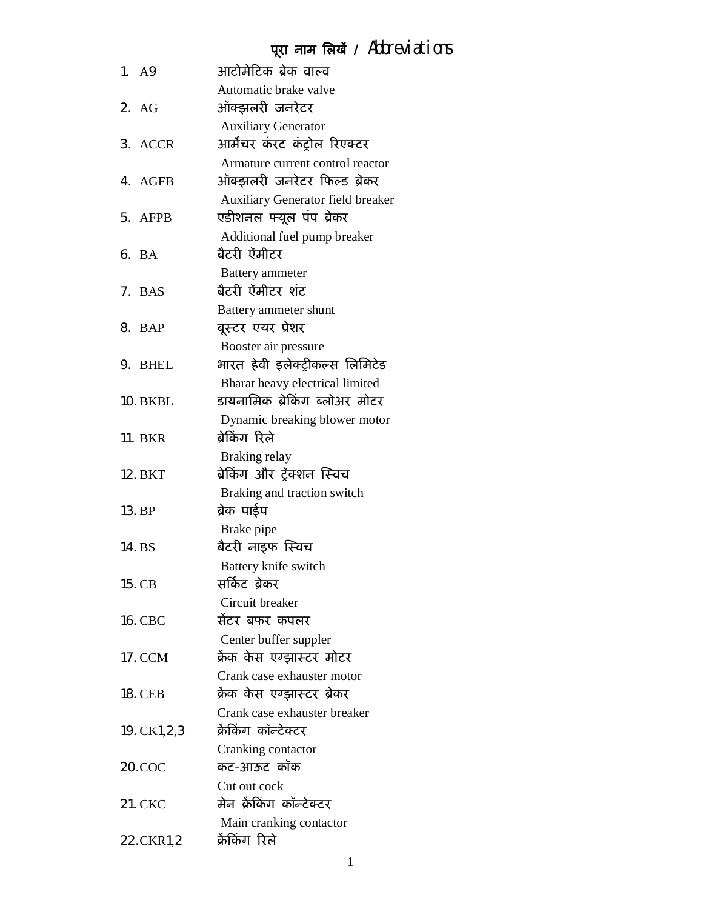# पूरा नाम लिखें / Abbreviations

1. A9 आटोमेटिक ब्रेक वाल्व
   Automatic brake valve
2. AG ऑक्झलरी जनरेटर
   Auxiliary Generator
3. ACCR आर्मेचर करंट कंट्रोल रिएक्टर
   Armature current control reactor
4. AGFB ऑक्झलरी जनरेटर फिल्ड ब्रेकर
   Auxiliary Generator field breaker
5. AFPB एडीशनल फ्यूल पंप ब्रेकर
   Additional fuel pump breaker
6. BA बैटरी ऍमीटर
   Battery ammeter
7. BAS बैटरी ऍमीटर शंट
   Battery ammeter shunt
8. BAP बूस्टर एयर प्रेशर
   Booster air pressure
9. BHEL भारत हेवी इलेक्ट्रीकल्स लिमिटेड
   Bharat heavy electrical limited
10. BKBL डायनामिक ब्रेकिंग ब्लोअर मोटर
    Dynamic breaking blower motor
11. BKR ब्रेकिंग रिले
    Braking relay
12. BKT ब्रेकिंग और ट्रॅक्शन स्विच
    Braking and traction switch
13. BP ब्रेक पाईप
    Brake pipe
14. BS बैटरी नाइफ स्विच
    Battery knife switch
15. CB सर्किट ब्रेकर
    Circuit breaker
16. CBC सेंटर बफर कपलर
    Center buffer suppler
17. CCM क्रेंक केस एग्झास्टर मोटर
    Crank case exhauster motor
18. CEB क्रेंक केस एग्झास्टर ब्रेकर
    Crank case exhauster breaker
19. CK1,2,3 क्रेंकिंग कॉन्टेक्टर
    Cranking contactor
20. COC कट-आऊट कॉक
    Cut out cock
21. CKC मेन क्रेंकिंग कॉन्टेक्टर
    Main cranking contactor
22. CKR1,2 क्रेंकिंग रिले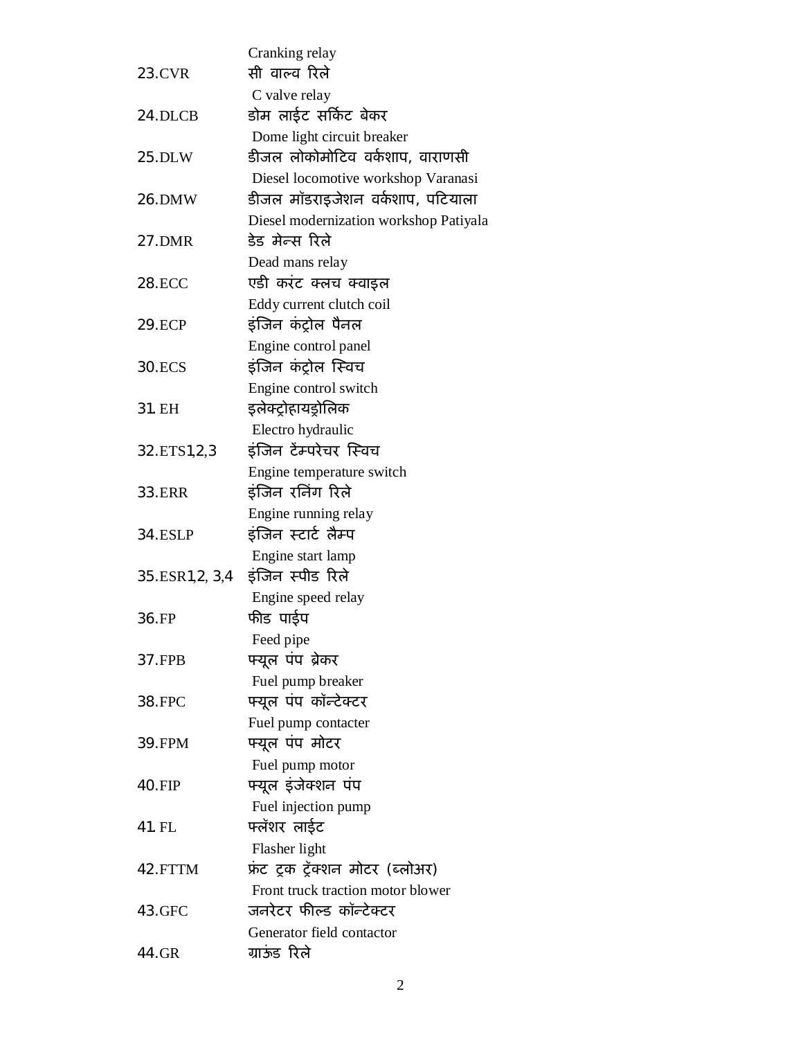Cranking relay

23.CVR सी वाल्व रिले
C valve relay

24.DLCB डोम लाईट सर्किट बेकर
Dome light circuit breaker

25.DLW डीजल लोकोमोटिव वर्कशाप, वाराणसी
Diesel locomotive workshop Varanasi

26.DMW डीजल मॉडराइजेशन वर्कशाप, पटियाला
Diesel modernization workshop Patiyala

27.DMR डेड मेन्स रिले
Dead mans relay

28.ECC एडी करंट क्लच क्वाइल
Eddy current clutch coil

29.ECP इंजिन कंट्रोल पैनल
Engine control panel

30.ECS इंजिन कंट्रोल स्विच
Engine control switch

31. EH इलेक्ट्रोहायड्रोलिक
Electro hydraulic

32.ETS1,2,3 इंजिन टेंम्परेचर स्विच
Engine temperature switch

33.ERR इंजिन रनिंग रिले
Engine running relay

34.ESLP इंजिन स्टार्ट लैम्प
Engine start lamp

35.ESR1,2, 3,4 इंजिन स्पीड रिले
Engine speed relay

36.FP फीड पाईप
Feed pipe

37.FPB फ्यूल पंप ब्रेकर
Fuel pump breaker

38.FPC फ्यूल पंप कॉन्टेक्टर
Fuel pump contacter

39.FPM फ्यूल पंप मोटर
Fuel pump motor

40.FIP फ्यूल इंजेक्शन पंप
Fuel injection pump

41. FL फ्लॅशर लाईट
Flasher light

42.FTTM फ्रंट ट्रक ट्रॅक्शन मोटर (ब्लोअर)
Front truck traction motor blower

43.GFC जनरेटर फील्ड कॉन्टेक्टर
Generator field contactor

44.GR ग्राऊंड रिले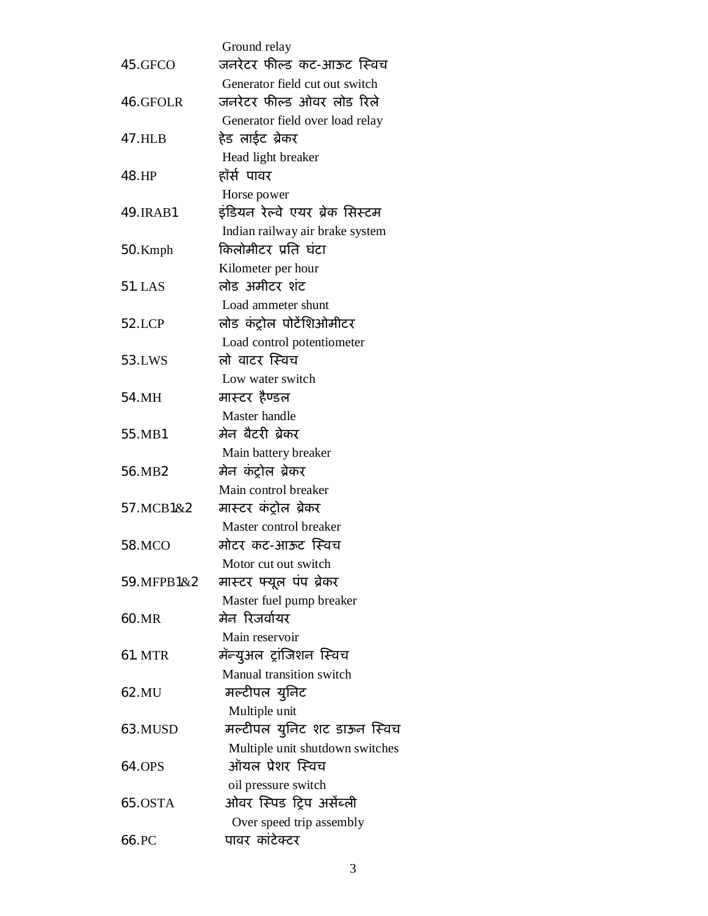Ground relay

45.GFCO जनरेटर फील्ड कट-आऊट स्विच

Generator field cut out switch

46.GFOLR जनरेटर फील्ड ओवर लोड रिले

Generator field over load relay

47.HLB हेड लाईट ब्रेकर

Head light breaker

48.HP हॉर्स पावर

Horse power

49.IRAB1 इंडियन रेल्वे एयर ब्रेक सिस्टम

Indian railway air brake system

50.Kmph किलोमीटर प्रति घंटा

Kilometer per hour

51. LAS लोड अमीटर शंट

Load ammeter shunt

52.LCP लोड कंट्रोल पोटेंशिओमीटर

Load control potentiometer

53.LWS लो वाटर स्विच

Low water switch

54.MH मास्टर हैण्डल

Master handle

55.MB1 मेन बैटरी ब्रेकर

Main battery breaker

56.MB2 मेन कंट्रोल ब्रेकर

Main control breaker

57.MCB1&2 मास्टर कंट्रोल ब्रेकर

Master control breaker

58.MCO मोटर कट-आऊट स्विच

Motor cut out switch

59.MFPB1&2 मास्टर फ्यूल पंप ब्रेकर

Master fuel pump breaker

60.MR मेन रिजर्वायर

Main reservoir

61. MTR मॅन्युअल ट्रांजिशन स्विच

Manual transition switch

62.MU मल्टीपल युनिट

Multiple unit

63.MUSD मल्टीपल युनिट शट डाऊन स्विच

Multiple unit shutdown switches

64.OPS ऑयल प्रेशर स्विच

oil pressure switch

65.OSTA ओवर स्पिड ट्रिप असेंब्ली

Over speed trip assembly

66.PC पावर कांटेक्टर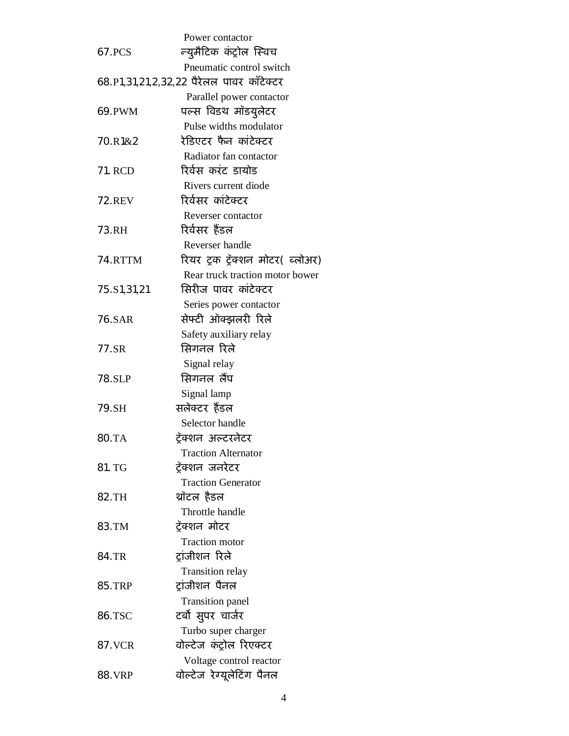Power contactor

67.PCS न्युमैटिक कंट्रोल स्विच

Pneumatic control switch

68.P1,31,21,2,32,22 पैरेलल पावर काँटेक्टर

Parallel power contactor

69.PWM पल्स विडथ मॉडयुलेटर

Pulse widths modulator

70.R1&2 रेडिएटर फैन कांटेक्टर

Radiator fan contactor

71. RCD रिर्वस करंट डायोड

Rivers current diode

72.REV रिर्वसर कांटेक्टर

Reverser contactor

73.RH रिर्वसर हैंडल

Reverser handle

74.RTTM रियर ट्रक ट्रॅक्शन मोटर( ब्लोअर)

Rear truck traction motor bower

75.S1,31,21 सिरीज पावर कांटेक्टर

Series power contactor

76.SAR सेफ्टी ऑक्झलरी रिले

Safety auxiliary relay

77.SR सिगनल रिले

Signal relay

78.SLP सिगनल लैंप

Signal lamp

79.SH सलेक्टर हैंडल

Selector handle

80.TA ट्रॅक्शन अल्टरनेटर

Traction Alternator

81. TG ट्रॅक्शन जनरेटर

Traction Generator

82.TH थ्रॉटल हैडल

Throttle handle

83.TM ट्रॅक्शन मोटर

Traction motor

84.TR ट्रांजीशन रिले

Transition relay

85.TRP ट्रांजीशन पैनल

Transition panel

86.TSC टर्बो सुपर चार्जर

Turbo super charger

87.VCR वोल्टेज कंट्रोल रिएक्टर

Voltage control reactor

88.VRP वोल्टेज रेग्यूलेटिंग पैनल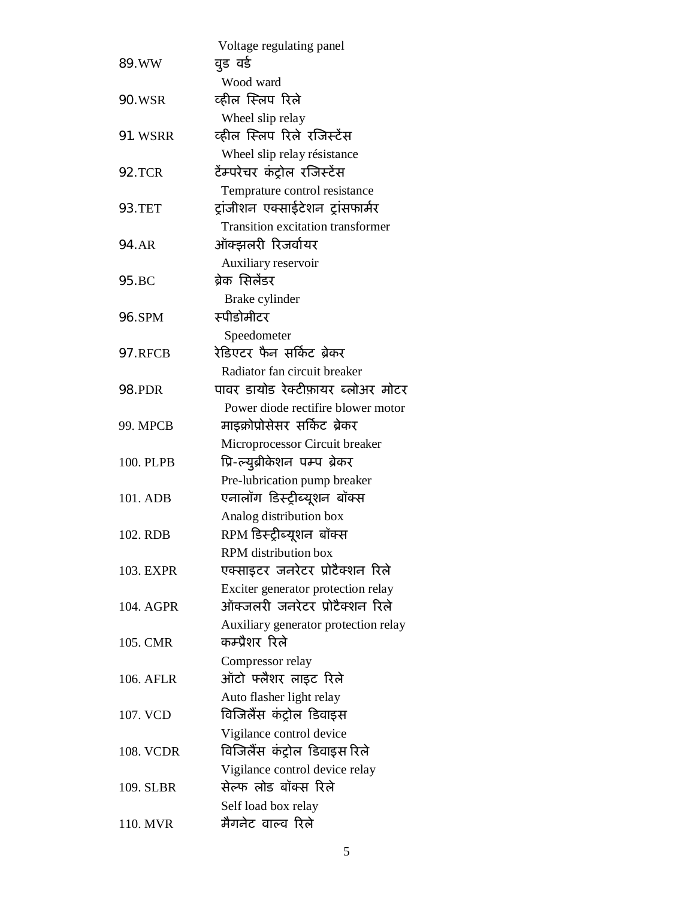Voltage regulating panel

89.WW वुड वर्ड

Wood ward

90.WSR व्हील स्लिप रिले

Wheel slip relay

91. WSRR व्हील स्लिप रिले रजिस्टेंस

Wheel slip relay résistance

92.TCR टेंम्परेचर कंट्रोल रजिस्टेंस

Temprature control resistance

93.TET ट्रांजीशन एक्साईटेशन ट्रांसफार्मर

Transition excitation transformer

94.AR ऑक्झलरी रिजर्वायर

Auxiliary reservoir

95.BC ब्रेक सिलेंडर

Brake cylinder

96.SPM स्पीडोमीटर

Speedometer

97.RFCB रेडिएटर फैन सर्किट ब्रेकर

Radiator fan circuit breaker

98.PDR पावर डायोड रेक्टीफ़ायर ब्लोअर मोटर

Power diode rectifire blower motor

99. MPCB माइक्रोप्रोसेसर सर्किट ब्रेकर

Microprocessor Circuit breaker

100. PLPB प्रि-ल्युब्रीकेशन पम्प ब्रेकर

Pre-lubrication pump breaker

101. ADB एनालॉग डिस्ट्रीब्यूशन बॉक्स

Analog distribution box

102. RDB RPM डिस्ट्रीब्यूशन बॉक्स

RPM distribution box

103. EXPR एक्साइटर जनरेटर प्रोटैक्शन रिले

Exciter generator protection relay

104. AGPR ऑक्जलरी जनरेटर प्रोटैक्शन रिले

Auxiliary generator protection relay

105. CMR कम्प्रैशर रिले

Compressor relay

106. AFLR ऑटो फ्लैशर लाइट रिले

Auto flasher light relay

107. VCD विजिलैंस कंट्रोल डिवाइस

Vigilance control device

108. VCDR विजिलैंस कंट्रोल डिवाइस रिले

Vigilance control device relay

109. SLBR सेल्फ लोड बॉक्स रिले

Self load box relay

110. MVR मैगनेट वाल्व रिले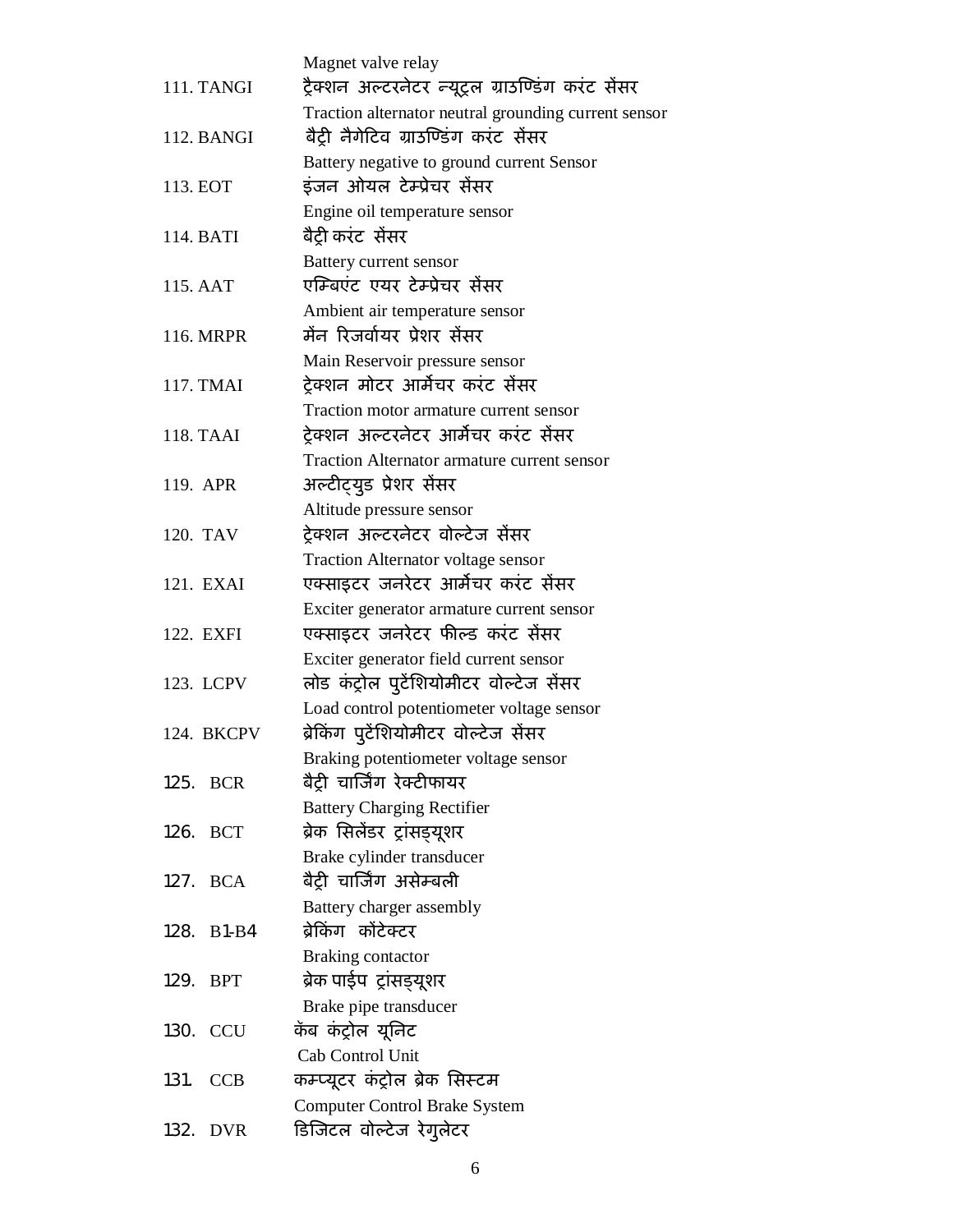Magnet valve relay

111. TANGI ट्रैक्शन अल्टरनेटर न्यूट्रल ग्राउण्डिंग करंट सेंसर
Traction alternator neutral grounding current sensor

112. BANGI बैट्री नैगेटिव ग्राउण्डिंग करंट सेंसर
Battery negative to ground current Sensor

113. EOT इंजन ओयल टेम्प्रेचर सेंसर
Engine oil temperature sensor

114. BATI बैट्री करंट सेंसर
Battery current sensor

115. AAT एम्बिएंट एयर टेम्प्रेचर सेंसर
Ambient air temperature sensor

116. MRPR मेंन रिजर्वायर प्रेशर सेंसर
Main Reservoir pressure sensor

117. TMAI ट्रेक्शन मोटर आर्मेचर करंट सेंसर
Traction motor armature current sensor

118. TAAI ट्रेक्शन अल्टरनेटर आर्मेचर करंट सेंसर
Traction Alternator armature current sensor

119. APR अल्टीट्युड प्रेशर सेंसर
Altitude pressure sensor

120. TAV ट्रेक्शन अल्टरनेटर वोल्टेज सेंसर
Traction Alternator voltage sensor

121. EXAI एक्साइटर जनरेटर आर्मेचर करंट सेंसर
Exciter generator armature current sensor

122. EXFI एक्साइटर जनरेटर फील्ड करंट सेंसर
Exciter generator field current sensor

123. LCPV लोड कंट्रोल पुटेंशियोमीटर वोल्टेज सेंसर
Load control potentiometer voltage sensor

124. BKCPV ब्रेकिंग पुटेंशियोमीटर वोल्टेज सेंसर
Braking potentiometer voltage sensor

125. BCR बैट्री चार्जिंग रेक्टीफायर
Battery Charging Rectifier

126. BCT ब्रेक सिलेंडर ट्रांसड्यूशर
Brake cylinder transducer

127. BCA बैट्री चार्जिंग असेम्बली
Battery charger assembly

128. B1-B4 ब्रेकिंग कोंटेक्टर
Braking contactor

129. BPT ब्रेक पाईप ट्रांसड्यूशर
Brake pipe transducer

130. CCU कॅब कंट्रोल यूनिट
Cab Control Unit

131. CCB कम्प्यूटर कंट्रोल ब्रेक सिस्टम
Computer Control Brake System

132. DVR डिजिटल वोल्टेज रेगुलेटर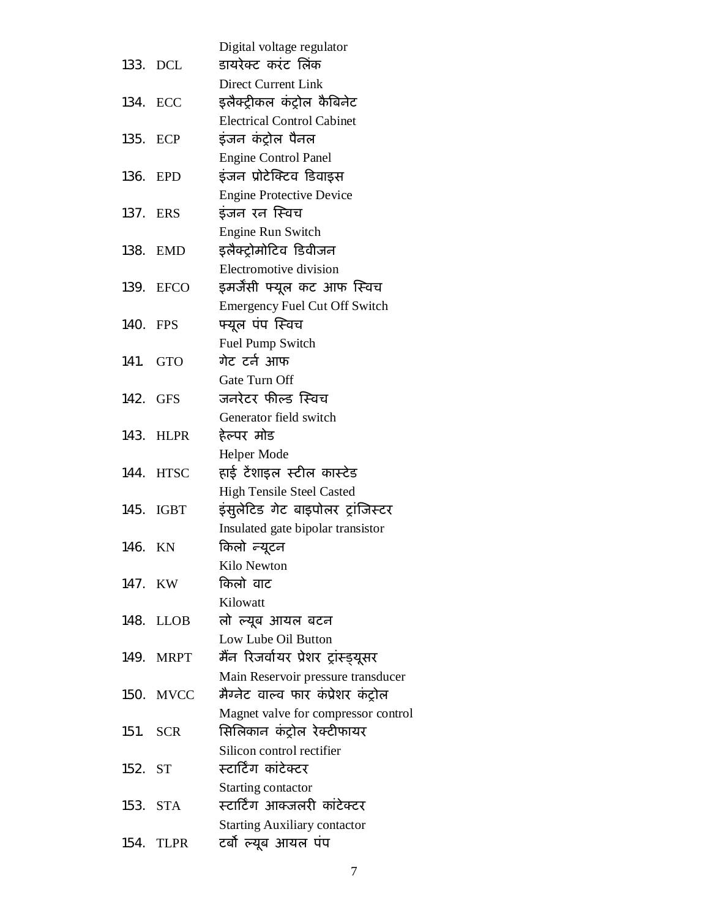Digital voltage regulator

133. DCL डायरेक्ट करंट लिंक
Direct Current Link

134. ECC इलैक्ट्रीकल कंट्रोल कैबिनेट
Electrical Control Cabinet

135. ECP इंजन कंट्रोल पैनल
Engine Control Panel

136. EPD इंजन प्रोटेक्टिव डिवाइस
Engine Protective Device

137. ERS इंजन रन स्विच
Engine Run Switch

138. EMD इलैक्ट्रोमोटिव डिवीजन
Electromotive division

139. EFCO इमर्जेंसी फ्यूल कट आफ स्विच
Emergency Fuel Cut Off Switch

140. FPS फ्यूल पंप स्विच
Fuel Pump Switch

141. GTO गेट टर्न आफ
Gate Turn Off

142. GFS जनरेटर फील्ड स्विच
Generator field switch

143. HLPR हेल्पर मोड
Helper Mode

144. HTSC हाई टेंशाइल स्टील कास्टेड
High Tensile Steel Casted

145. IGBT इंसुलेटिड गेट बाइपोलर ट्रांजिस्टर
Insulated gate bipolar transistor

146. KN किलो न्यूटन
Kilo Newton

147. KW किलो वाट
Kilowatt

148. LLOB लो ल्यूब आयल बटन
Low Lube Oil Button

149. MRPT मैंन रिजर्वायर प्रेशर ट्रांस्ड्यूसर
Main Reservoir pressure transducer

150. MVCC मैग्नेट वाल्व फार कंप्रेशर कंट्रोल
Magnet valve for compressor control

151. SCR सिलिकान कंट्रोल रेक्टीफायर
Silicon control rectifier

152. ST स्टार्टिंग कांटेक्टर
Starting contactor

153. STA स्टार्टिंग आक्जलरी कांटेक्टर
Starting Auxiliary contactor

154. TLPR टर्बो ल्यूब आयल पंप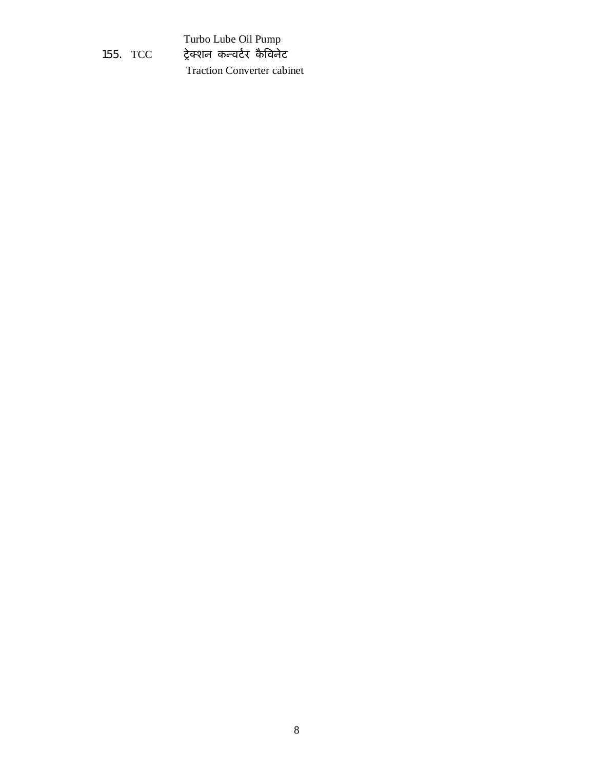Turbo Lube Oil Pump

155. TCC ट्रेक्शन कन्वर्टर कैविनेट
Traction Converter cabinet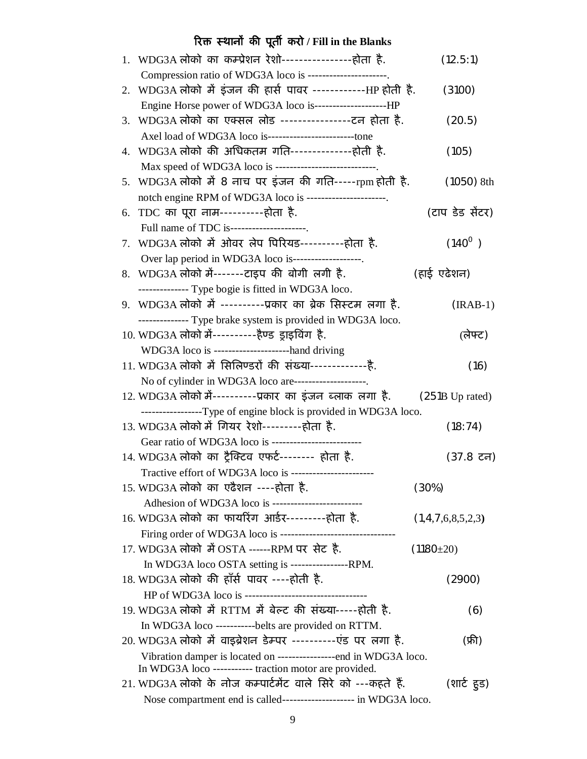## रिक्त स्थानों की पूर्ती करो / Fill in the Blanks

1. WDG3A लोको का कम्प्रेशन रेशो----------------होता है. (12.5:1)
   Compression ratio of WDG3A loco is ---------------------.
2. WDG3A लोको में इंजन की हार्स पावर ------------HP होती है. (3100)
   Engine Horse power of WDG3A loco is-------------------HP
3. WDG3A लोको का एक्सल लोड ----------------टन होता है. (20.5)
   Axel load of WDG3A loco is-----------------------tone
4. WDG3A लोको की अधिकतम गति--------------होती है. (105)
   Max speed of WDG3A loco is ---------------------------.
5. WDG3A लोको में 8 नाच पर इंजन की गति-----rpm होती है. (1050) 8th notch engine RPM of WDG3A loco is ---------------------.
6. TDC का पूरा नाम----------होता है. (टाप डेड सेंटर)
   Full name of TDC is--------------------.
7. WDG3A लोको में ओवर लेप पिरियड----------होता है. ($140^0$ )
   Over lap period in WDG3A loco is------------------.
8. WDG3A लोको में-------टाइप की बोगी लगी है. (हाई एढेशन)
   -------------- Type bogie is fitted in WDG3A loco.
9. WDG3A लोको में ----------प्रकार का ब्रेक सिस्टम लगा है. (IRAB-1)
   -------------- Type brake system is provided in WDG3A loco.
10. WDG3A लोको में----------हैण्ड ड्राइविंग है. (लेफ्ट)
    WDG3A loco is --------------------hand driving
11. WDG3A लोको में सिलिण्डरों की संख्या-------------है. (16)
    No of cylinder in WDG3A loco are-------------------.
12. WDG3A लोको में----------प्रकार का इंजन ब्लाक लगा है. (251B Up rated)
    ----------------Type of engine block is provided in WDG3A loco.
13. WDG3A लोको में गियर रेशो---------होता है. (18:74)
    Gear ratio of WDG3A loco is ------------------------
14. WDG3A लोको का ट्रैक्टिव एफर्ट-------- होता है. (37.8 टन)
    Tractive effort of WDG3A loco is ----------------------
15. WDG3A लोको का एढैशन ----होता है. (30%)
    Adhesion of WDG3A loco is ------------------------
16. WDG3A लोको का फायरिंग आर्डर---------होता है. (1,4,7,6,8,5,2,3)
    Firing order of WDG3A loco is -------------------------------
17. WDG3A लोको में OSTA ------RPM पर सेट है. (1180±20)
    In WDG3A loco OSTA setting is ---------------RPM.
18. WDG3A लोको की हॉर्स पावर ----होती है. (2900)
    HP of WDG3A loco is ---------------------------------
19. WDG3A लोको में RTTM में बेल्ट की संख्या-----होती है. (6)
    In WDG3A loco -----------belts are provided on RTTM.
20. WDG3A लोको में वाइब्रेशन डेम्पर ----------एंड पर लगा है. (फ्री)
    Vibration damper is located on ----------------end in WDG3A loco.
    In WDG3A loco ---------- traction motor are provided.
21. WDG3A लोको के नोज कम्पार्टमेंट वाले सिरे को ---कहते हैं. (शार्ट हुड)
    Nose compartment end is called------------------- in WDG3A loco.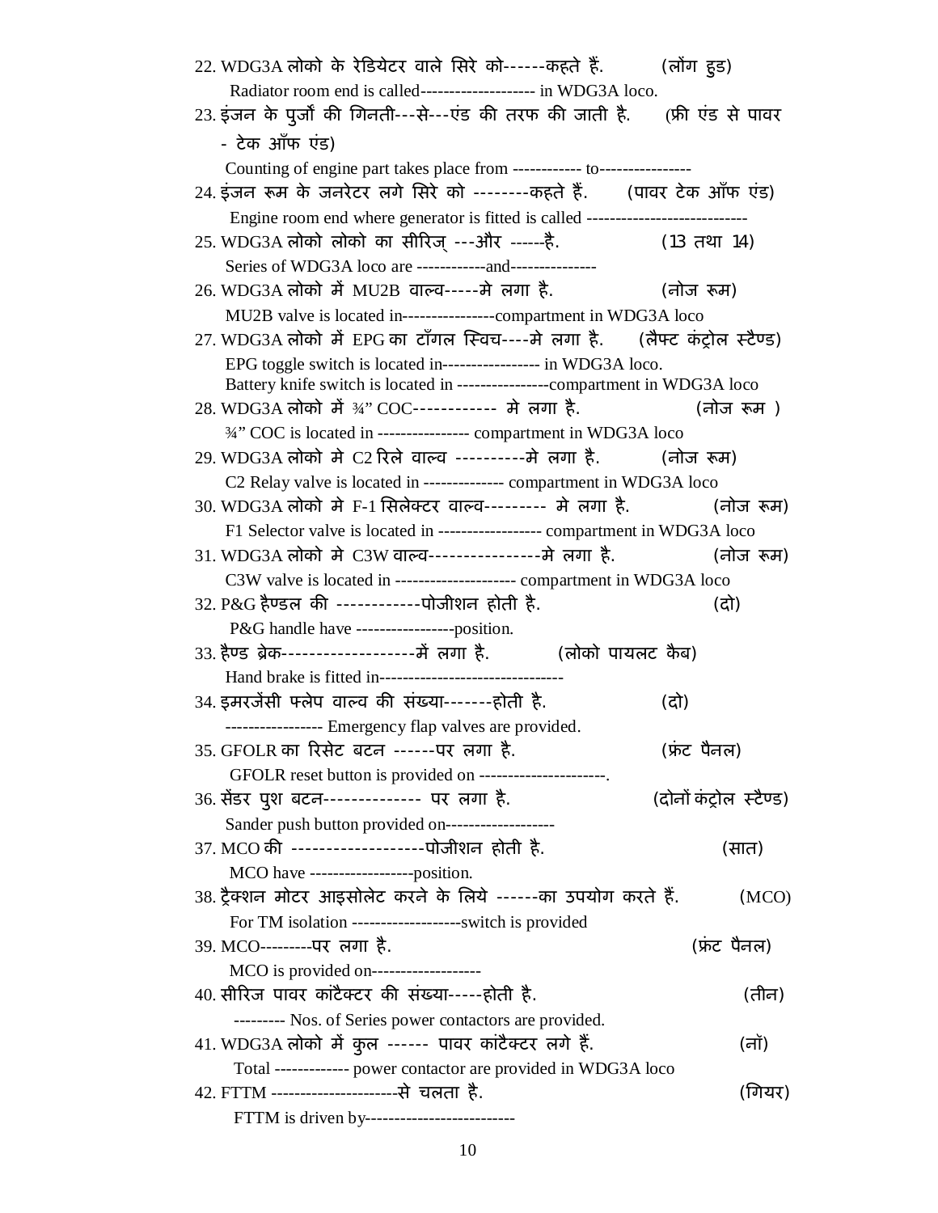22. WDG3A लोको के रेडियेटर वाले सिरे को------कहते हैं. (लोंग हुड)

Radiator room end is called-------------------- in WDG3A loco.

23. इंजन के पुर्जों की गिनती---से---एंड की तरफ की जाती है. (फ्री एंड से पावर - टेक ऑफ एंड)

Counting of engine part takes place from ------------ to----------------

24. इंजन रूम के जनरेटर लगे सिरे को --------कहते हैं. (पावर टेक ऑफ एंड)

Engine room end where generator is fitted is called ----------------------------

25. WDG3A लोको लोको का सीरिज् ---और ------है. (13 तथा 14)

Series of WDG3A loco are ------------and---------------

26. WDG3A लोको में MU2B वाल्व-----मे लगा है. (नोज रूम)

MU2B valve is located in----------------compartment in WDG3A loco

27. WDG3A लोको में EPG का टॉगल स्विच----मे लगा है. (लैफ्ट कंट्रोल स्टैण्ड)

EPG toggle switch is located in----------------- in WDG3A loco.

Battery knife switch is located in ----------------compartment in WDG3A loco

28. WDG3A लोको में ¾" COC------------ मे लगा है. (नोज रूम )

¾" COC is located in ---------------- compartment in WDG3A loco

29. WDG3A लोको मे C2 रिले वाल्व ----------मे लगा है. (नोज रूम)

C2 Relay valve is located in -------------- compartment in WDG3A loco

30. WDG3A लोको मे F-1 सिलेक्टर वाल्व--------- मे लगा है. (नोज रूम)

F1 Selector valve is located in ------------------ compartment in WDG3A loco

31. WDG3A लोको मे C3W वाल्व----------------मे लगा है. (नोज रूम)

C3W valve is located in --------------------- compartment in WDG3A loco

32. P&G हैण्डल की ------------पोजीशन होती है. (दो)

P&G handle have -----------------position.

33. हैण्ड ब्रेक-------------------में लगा है. (लोको पायलट कैब)

Hand brake is fitted in--------------------------------

34. इमरजेंसी फ्लेप वाल्व की संख्या-------होती है. (दो)

---------------- Emergency flap valves are provided.

35. GFOLR का रिसेट बटन ------पर लगा है. (फ्रंट पैनल)

GFOLR reset button is provided on ----------------------.

36. सेंडर पुश बटन-------------- पर लगा है. (दोनों कंट्रोल स्टैण्ड)

Sander push button provided on-------------------

37. MCO की -------------------पोजीशन होती है. (सात)

MCO have ------------------position.

38. ट्रैक्शन मोटर आइसोलेट करने के लिये ------का उपयोग करते हैं. (MCO)

For TM isolation -------------------switch is provided

39. MCO---------पर लगा है. (फ्रंट पैनल)

MCO is provided on-------------------

40. सीरिज पावर कांटेक्टर की संख्या-----होती है. (तीन)

--------- Nos. of Series power contactors are provided.

41. WDG3A लोको में कुल ------ पावर कांटैक्टर लगे हैं. (नौ)

Total ------------- power contactor are provided in WDG3A loco

42. FTTM ---------------------से चलता है. (गियर)

FTTM is driven by--------------------------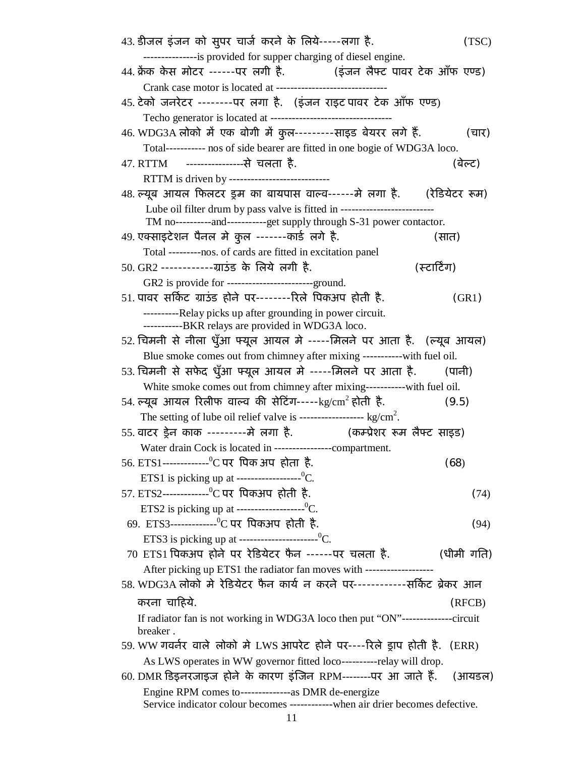43. डीजल इंजन को सुपर चार्ज करने के लिये-----लगा है. (TSC)

---------------is provided for supper charging of diesel engine.

44. क्रेंक केस मोटर ------पर लगी है. (इंजन लैफ्ट पावर टेक ऑफ एण्ड)

Crank case motor is located at -------------------------------

45. टेको जनरेटर --------पर लगा है. (इंजन राइट पावर टेक ऑफ एण्ड)

Techo generator is located at ---------------------------------

46. WDG3A लोको में एक बोगी में कुल---------साइड बेयरर लगे हैं. (चार)

Total---------- nos of side bearer are fitted in one bogie of WDG3A loco.

47. RTTM ----------------से चलता है. (बेल्ट)

RTTM is driven by ----------------------------

48. ल्यूब आयल फिलटर ड्रम का बायपास वाल्व------मे लगा है. (रेडियेटर रूम)

Lube oil filter drum by pass valve is fitted in --------------------------

TM no----------and-----------get supply through S-31 power contactor.

49. एक्साइटेशन पैनल मे कुल -------कार्ड लगे है. (सात)

Total ---------nos. of cards are fitted in excitation panel

50. GR2 ------------ग्राउंड के लिये लगी है. (स्टार्टिंग)

GR2 is provide for ------------------------ground.

51. पावर सर्किट ग्राउंड होने पर--------रिले पिकअप होती है. (GR1)

----------Relay picks up after grounding in power circuit.

-----------BKR relays are provided in WDG3A loco.

52. चिमनी से नीला धुँआ फ्यूल आयल मे -----मिलने पर आता है. (ल्यूब आयल)

Blue smoke comes out from chimney after mixing -----------with fuel oil.

53. चिमनी से सफेद धुँआ फ्यूल आयल मे -----मिलने पर आता है. (पानी)

White smoke comes out from chimney after mixing-----------with fuel oil.

54. ल्यूब आयल रिलीफ वाल्व की सेटिंग-----$kg/cm^2$ होती है. (9.5)

The setting of lube oil relief valve is ------------------ $kg/cm^2$.

55. वाटर ड्रेन काक ---------मे लगा है. (कम्प्रेशर रूम लैफ्ट साइड)

Water drain Cock is located in ----------------compartment.

56. ETS1------------$^0C$ पर पिक अप होता है. (68)

ETS1 is picking up at ------------------$^0C$.

57. ETS2------------$^0C$ पर पिकअप होती है. (74)

ETS2 is picking up at -------------------$^0C$.

69. ETS3------------$^0C$ पर पिकअप होती है. (94)

ETS3 is picking up at ----------------------$^0C$.

70 ETS1 पिकअप होने पर रेडियेटर फैन ------पर चलता है. (धीमी गति)

After picking up ETS1 the radiator fan moves with -------------------

58. WDG3A लोको मे रेडियेटर फैन कार्य न करने पर-----------सर्किट ब्रेकर आन करना चाहिये. (RFCB)

If radiator fan is not working in WDG3A loco then put "ON"--------------circuit breaker .

59. WW गवर्नर वाले लोको मे LWS आपरेट होने पर----रिले ड्राप होती है. (ERR)

As LWS operates in WW governor fitted loco----------relay will drop.

60. DMR डिइनरजाइज होने के कारण इंजिन RPM--------पर आ जाते हैं. (आयडल)

Engine RPM comes to--------------as DMR de-energize

Service indicator colour becomes ------------when air drier becomes defective.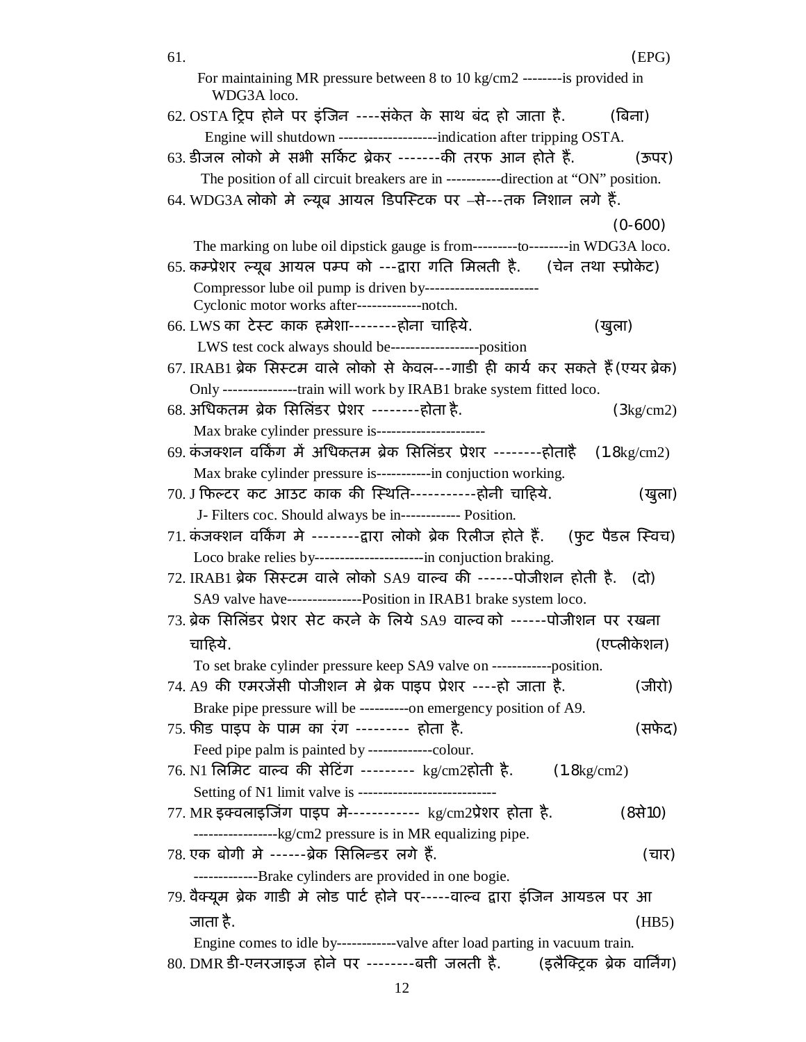61. (EPG)

For maintaining MR pressure between 8 to 10 kg/cm2 --------is provided in WDG3A loco.

62. OSTA ट्रिप होने पर इंजिन ----संकेत के साथ बंद हो जाता है. (बिना)

Engine will shutdown --------------------indication after tripping OSTA.

63. डीजल लोको मे सभी सर्किट ब्रेकर -------की तरफ आन होते हैं. (ऊपर)

The position of all circuit breakers are in -----------direction at "ON" position.

64. WDG3A लोको मे ल्यूब आयल डिपस्टिक पर –से---तक निशान लगे हैं. (0-600)

The marking on lube oil dipstick gauge is from---------to--------in WDG3A loco.

65. कम्प्रेशर ल्यूब आयल पम्प को ---द्वारा गति मिलती है. (चेन तथा स्प्रोकेट)

Compressor lube oil pump is driven by-----------------------

Cyclonic motor works after-------------notch.

66. LWS का टेस्ट काक हमेशा--------होना चाहिये. (खुला)

LWS test cock always should be------------------position

67. IRAB1 ब्रेक सिस्टम वाले लोको से केवल---गाडी ही कार्य कर सकते हैं (एयर ब्रेक)

Only ---------------train will work by IRAB1 brake system fitted loco.

68. अधिकतम ब्रेक सिलिंडर प्रेशर --------होता है. (3kg/cm2)

Max brake cylinder pressure is----------------------

69. कंजक्शन वर्किंग में अधिकतम ब्रेक सिलिंडर प्रेशर --------होताहै (1.8kg/cm2)

Max brake cylinder pressure is-----------in conjuction working.

70. J फिल्टर कट आउट काक की स्थिति-----------होनी चाहिये. (खुला)

J- Filters coc. Should always be in------------ Position.

71. कंजक्शन वर्किंग मे --------द्वारा लोको ब्रेक रिलीज होते हैं. (फुट पैडल स्विच)

Loco brake relies by----------------------in conjuction braking.

72. IRAB1 ब्रेक सिस्टम वाले लोको SA9 वाल्व की ------पोजीशन होती है. (दो)

SA9 valve have---------------Position in IRAB1 brake system loco.

73. ब्रेक सिलिंडर प्रेशर सेट करने के लिये SA9 वाल्व को ------पोजीशन पर रखना चाहिये. (एप्लीकेशन)

To set brake cylinder pressure keep SA9 valve on ------------position.

74. A9 की एमरजेंसी पोजीशन मे ब्रेक पाइप प्रेशर ----हो जाता है. (जीरो)

Brake pipe pressure will be ----------on emergency position of A9.

75. फीड पाइप के पाम का रंग --------- होता है. (सफेद)

Feed pipe palm is painted by -------------colour.

76. N1 लिमिट वाल्व की सेटिंग --------- kg/cm2होती है. (1.8kg/cm2)

Setting of N1 limit valve is ----------------------------

77. MR इक्वलाइजिंग पाइप मे------------ kg/cm2प्रेशर होता है. (8से10)

-----------------kg/cm2 pressure is in MR equalizing pipe.

78. एक बोगी मे ------ब्रेक सिलिन्डर लगे हैं. (चार)

-------------Brake cylinders are provided in one bogie.

79. वैक्यूम ब्रेक गाडी मे लोड पार्ट होने पर-----वाल्व द्वारा इंजिन आयडल पर आ जाता है. (HB5)

Engine comes to idle by------------valve after load parting in vacuum train.

80. DMR डी-एनरजाइज होने पर --------बत्ती जलती है. (इलैक्ट्रिक ब्रेक वार्निंग)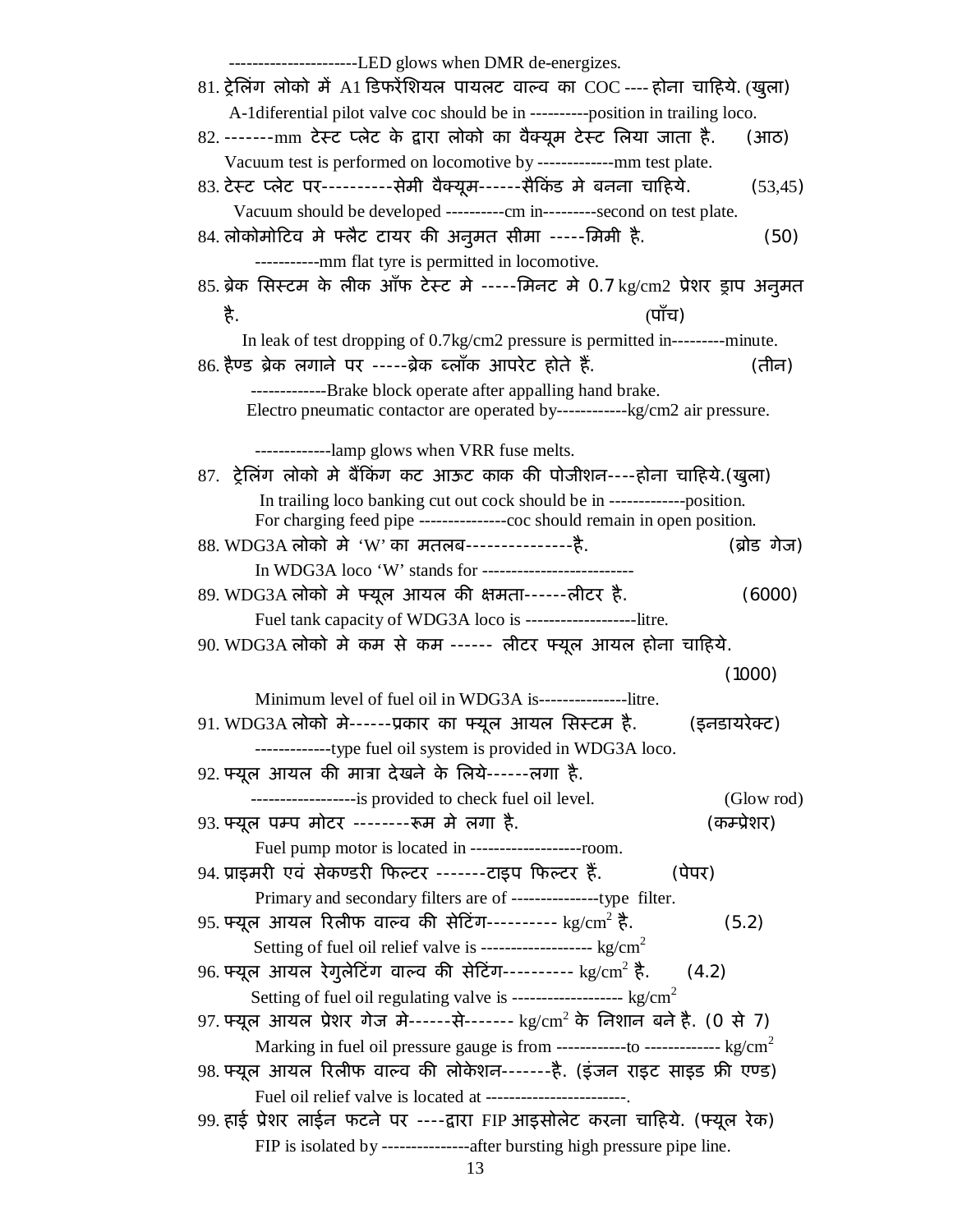----------------------LED glows when DMR de-energizes.

81. ट्रेलिंग लोको में A1 डिफरेंशियल पायलट वाल्व का COC ---- होना चाहिये. (खुला)
A-1diferential pilot valve coc should be in ----------position in trailing loco.

82. -------mm टेस्ट प्लेट के द्वारा लोको का वैक्यूम टेस्ट लिया जाता है. (आठ)
Vacuum test is performed on locomotive by -------------mm test plate.

83. टेस्ट प्लेट पर----------सेमी वैक्यूम------सैकिंड मे बनना चाहिये. (53,45)
Vacuum should be developed ----------cm in---------second on test plate.

84. लोकोमोटिव मे फ्लैट टायर की अनुमत सीमा -----मिमी है. (50)
-----------mm flat tyre is permitted in locomotive.

85. ब्रेक सिस्टम के लीक ऑफ टेस्ट मे -----मिनट मे 0.7 kg/cm2 प्रेशर ड्राप अनुमत है. (पाँच)
In leak of test dropping of 0.7kg/cm2 pressure is permitted in---------minute.

86. हैण्ड ब्रेक लगाने पर -----ब्रेक ब्लॉक आपरेट होते हैं. (तीन)
-------------Brake block operate after appalling hand brake.
Electro pneumatic contactor are operated by------------kg/cm2 air pressure.

-------------lamp glows when VRR fuse melts.

87. ट्रेलिंग लोको मे बैंकिंग कट आऊट काक की पोजीशन----होना चाहिये.(खुला)
In trailing loco banking cut out cock should be in -------------position.
For charging feed pipe ---------------coc should remain in open position.

88. WDG3A लोको मे 'W' का मतलब---------------है. (ब्रोड गेज)
In WDG3A loco 'W' stands for -------------------------

89. WDG3A लोको मे फ्यूल आयल की क्षमता------लीटर है. (6000)
Fuel tank capacity of WDG3A loco is -------------------litre.

90. WDG3A लोको मे कम से कम ------ लीटर फ्यूल आयल होना चाहिये. (1000)
Minimum level of fuel oil in WDG3A is---------------litre.

91. WDG3A लोको मे------प्रकार का फ्यूल आयल सिस्टम है. (इनडायरेक्ट)
-------------type fuel oil system is provided in WDG3A loco.

92. फ्यूल आयल की मात्रा देखने के लिये------लगा है.
-----------------is provided to check fuel oil level. (Glow rod)

93. फ्यूल पम्प मोटर --------रूम मे लगा है. (कम्प्रेशर)
Fuel pump motor is located in -------------------room.

94. प्राइमरी एवं सेकण्डरी फिल्टर -------टाइप फिल्टर हैं. (पेपर)
Primary and secondary filters are of ---------------type filter.

95. फ्यूल आयल रिलीफ वाल्व की सेटिंग---------- $kg/cm^2$ है. (5.2)
Setting of fuel oil relief valve is ------------------- $kg/cm^2$

96. फ्यूल आयल रेगुलेटिंग वाल्व की सेटिंग---------- $kg/cm^2$ है. (4.2)
Setting of fuel oil regulating valve is ------------------- $kg/cm^2$

97. फ्यूल आयल प्रेशर गेज मे------से------- $kg/cm^2$ के निशान बने है. (0 से 7)
Marking in fuel oil pressure gauge is from ------------to ------------ $kg/cm^2$

98. फ्यूल आयल रिलीफ वाल्व की लोकेशन-------है. (इंजन राइट साइड फ्री एण्ड)
Fuel oil relief valve is located at ------------------------.

99. हाई प्रेशर लाईन फटने पर ----द्वारा FIP आइसोलेट करना चाहिये. (फ्यूल रेक)
FIP is isolated by ---------------after bursting high pressure pipe line.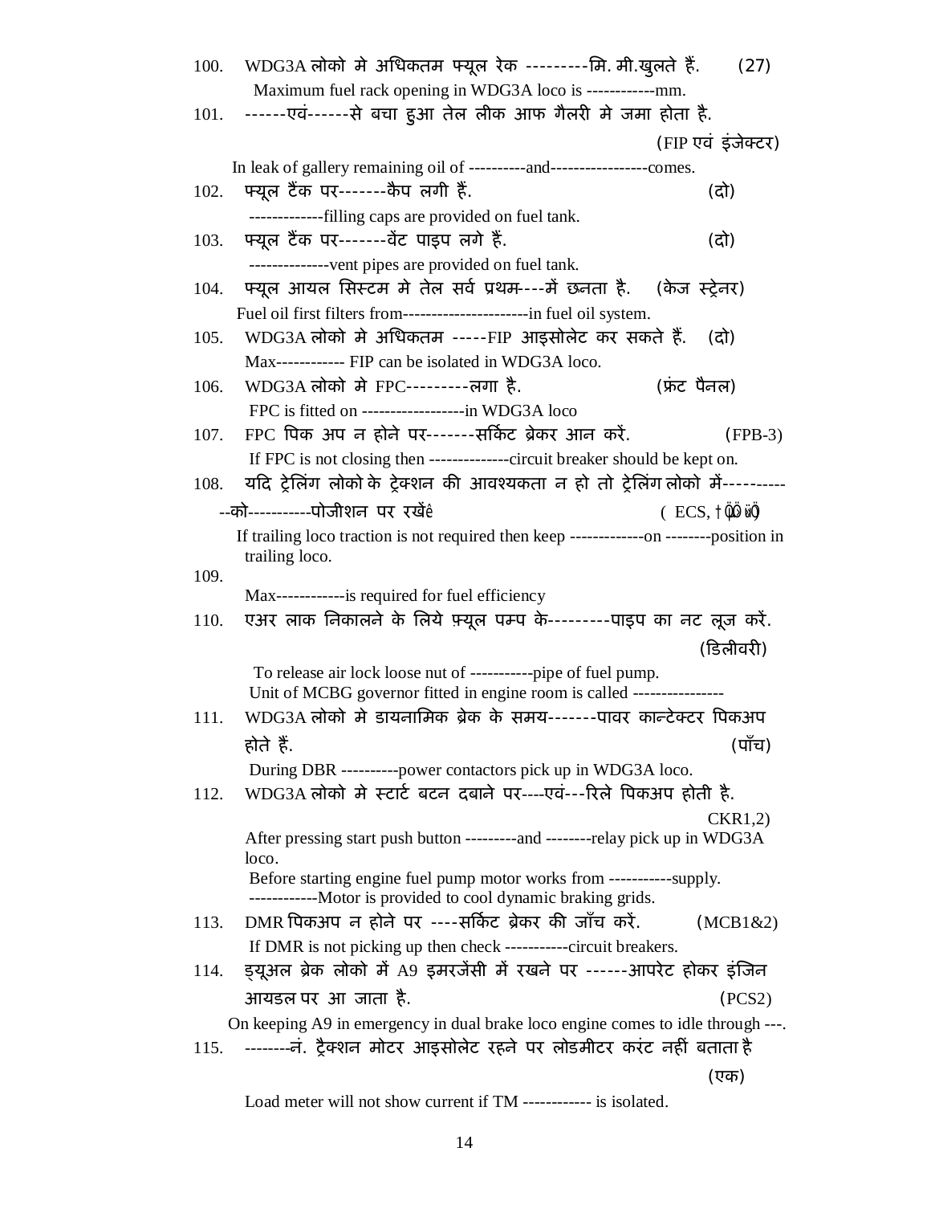100. WDG3A लोको मे अधिकतम फ्यूल रेक ---------मि. मी.खुलते हैं. (27)
Maximum fuel rack opening in WDG3A loco is ------------mm.

101. ------एवं------से बचा हुआ तेल लीक आफ गैलरी मे जमा होता है. (FIP एवं इंजेक्टर)
In leak of gallery remaining oil of ----------and-----------------comes.

102. फ्यूल टैंक पर-------कैप लगी हैं. (दो)
-------------filling caps are provided on fuel tank.

103. फ्यूल टैंक पर-------वेंट पाइप लगे हैं. (दो)
--------------vent pipes are provided on fuel tank.

104. फ्यूल आयल सिस्टम मे तेल सर्व प्रथम----में छनता है. (केज स्ट्रेनर)
Fuel oil first filters from----------------------in fuel oil system.

105. WDG3A लोको मे अधिकतम -----FIP आइसोलेट कर सकते हैं. (दो)
Max------------ FIP can be isolated in WDG3A loco.

106. WDG3A लोको मे FPC---------लगा है. (फ्रंट पैनल)
FPC is fitted on ------------------in WDG3A loco

107. FPC पिक अप न होने पर-------सर्किट ब्रेकर आन करें. (FPB-3)
If FPC is not closing then --------------circuit breaker should be kept on.

108. यदि ट्रेलिंग लोको के ट्रेक्शन की आवश्यकता न हो तो ट्रेलिंग लोको में------------को-----------पोजीशन पर रखें (ECS, ...)
If trailing loco traction is not required then keep -------------on --------position in trailing loco.

109.
Max------------is required for fuel efficiency

110. एअर लाक निकालने के लिये फ़्यूल पम्प के---------पाइप का नट लूज करें. (डिलीवरी)
To release air lock loose nut of -----------pipe of fuel pump.
Unit of MCBG governor fitted in engine room is called ----------------

111. WDG3A लोको मे डायनामिक ब्रेक के समय-------पावर कान्टेक्टर पिकअप होते हैं. (पाँच)
During DBR ----------power contactors pick up in WDG3A loco.

112. WDG3A लोको मे स्टार्ट बटन दबाने पर----एवं---रिले पिकअप होती है. CKR1,2)
After pressing start push button ---------and --------relay pick up in WDG3A loco.
Before starting engine fuel pump motor works from -----------supply.
------------Motor is provided to cool dynamic braking grids.

113. DMR पिकअप न होने पर ----सर्किट ब्रेकर की जाँच करें. (MCB1&2)
If DMR is not picking up then check -----------circuit breakers.

114. ड्यूअल ब्रेक लोको में A9 इमरजेंसी में रखने पर ------आपरेट होकर इंजिन आयडल पर आ जाता है. (PCS2)
On keeping A9 in emergency in dual brake loco engine comes to idle through ---.

115. --------नं. ट्रैक्शन मोटर आइसोलेट रहने पर लोडमीटर करंट नहीं बताता है (एक)
Load meter will not show current if TM ----------- is isolated.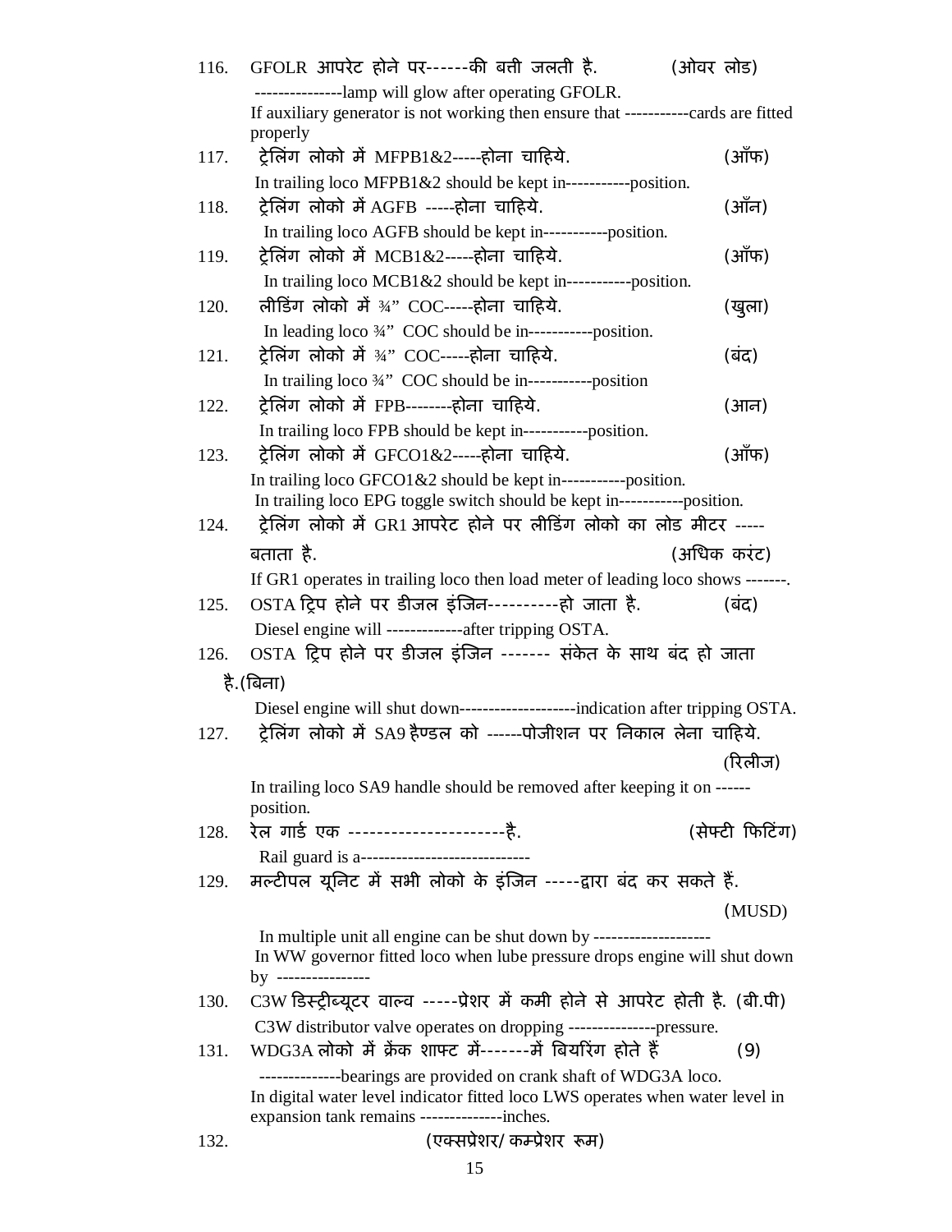116. GFOLR आपरेट होने पर------की बत्ती जलती है. (ओवर लोड)

--------------lamp will glow after operating GFOLR.

If auxiliary generator is not working then ensure that -----------cards are fitted properly

117. ट्रेलिंग लोको में MFPB1&2-----होना चाहिये. (ऑफ)

In trailing loco MFPB1&2 should be kept in-----------position.

118. ट्रेलिंग लोको में AGFB -----होना चाहिये. (ऑन)

In trailing loco AGFB should be kept in-----------position.

119. ट्रेलिंग लोको में MCB1&2-----होना चाहिये. (ऑफ)

In trailing loco MCB1&2 should be kept in-----------position.

120. लीडिंग लोको में ¾" COC-----होना चाहिये. (खुला)

In leading loco ¾" COC should be in-----------position.

121. ट्रेलिंग लोको में ¾" COC-----होना चाहिये. (बंद)

In trailing loco ¾" COC should be in-----------position

122. ट्रेलिंग लोको में FPB--------होना चाहिये. (आन)

In trailing loco FPB should be kept in-----------position.

123. ट्रेलिंग लोको में GFCO1&2-----होना चाहिये. (ऑफ)

In trailing loco GFCO1&2 should be kept in-----------position.

In trailing loco EPG toggle switch should be kept in-----------position.

124. ट्रेलिंग लोको में GR1 आपरेट होने पर लीडिंग लोको का लोड मीटर ----- बताता है. (अधिक करंट)

If GR1 operates in trailing loco then load meter of leading loco shows -------.

125. OSTA ट्रिप होने पर डीजल इंजिन----------हो जाता है. (बंद)

Diesel engine will -------------after tripping OSTA.

126. OSTA ट्रिप होने पर डीजल इंजिन ------- संकेत के साथ बंद हो जाता है.(बिना)

Diesel engine will shut down--------------------indication after tripping OSTA.

127. ट्रेलिंग लोको में SA9 हैण्डल को ------पोजीशन पर निकाल लेना चाहिये. (रिलीज)

In trailing loco SA9 handle should be removed after keeping it on ------ position.

128. रेल गार्ड एक ----------------------है. (सेफ्टी फिटिंग)

Rail guard is a-----------------------------

129. मल्टीपल यूनिट में सभी लोको के इंजिन -----द्वारा बंद कर सकते हैं. (MUSD)

In multiple unit all engine can be shut down by --------------------

In WW governor fitted loco when lube pressure drops engine will shut down by ----------------

130. C3W डिस्ट्रीब्यूटर वाल्व -----प्रेशर में कमी होने से आपरेट होती है. (बी.पी)

C3W distributor valve operates on dropping ---------------pressure.

131. WDG3A लोको में क्रेंक शाफ्ट में-------में बियरिंग होते हैं (9)

--------------bearings are provided on crank shaft of WDG3A loco.

In digital water level indicator fitted loco LWS operates when water level in expansion tank remains --------------inches.

132. (एक्सप्रेशर/ कम्प्रेशर रूम)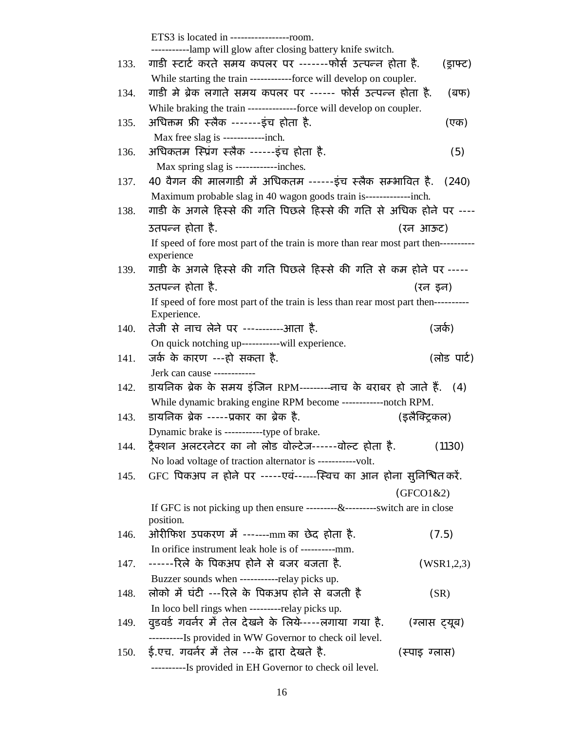ETS3 is located in -----------------room.

-----------lamp will glow after closing battery knife switch.

133. गाडी स्टार्ट करते समय कपलर पर -------फोर्स उत्पन्न होता है. (ड्राफ्ट)

While starting the train ------------force will develop on coupler.

134. गाडी मे ब्रेक लगाते समय कपलर पर ------ फोर्स उत्पन्न होता है. (बफ)

While braking the train --------------force will develop on coupler.

135. अधिक्तम फ्री स्लैक -------इंच होता है. (एक)

Max free slag is ------------inch.

136. अधिकतम स्प्रिंग स्लैक ------इंच होता है. (5)

Max spring slag is ------------inches.

137. 40 वैगन की मालगाडी में अधिकतम ------इंच स्लैक सम्भावित है. (240)

Maximum probable slag in 40 wagon goods train is-------------inch.

138. गाडी के अगले हिस्से की गति पिछले हिस्से की गति से अधिक होने पर ---- उतपन्न होता है. (रन आऊट)

If speed of fore most part of the train is more than rear most part then---------experience

139. गाडी के अगले हिस्से की गति पिछले हिस्से की गति से कम होने पर ----- उतपन्न होता है. (रन इन)

If speed of fore most part of the train is less than rear most part then----------Experience.

140. तेजी से नाच लेने पर -----------आता है. (जर्क)

On quick notching up-----------will experience.

141. जर्क के कारण ---हो सकता है. (लोड पार्ट)

Jerk can cause ------------

142. डायनिक ब्रेक के समय इंजिन RPM---------नाच के बराबर हो जाते हैं. (4)

While dynamic braking engine RPM become ------------notch RPM.

143. डायनिक ब्रेक -----प्रकार का ब्रेक है. (इलैक्ट्रिकल)

Dynamic brake is -----------type of brake.

144. ट्रैक्शन अलटरनेटर का नो लोड वोल्टेज------वोल्ट होता है. (1130)

No load voltage of traction alternator is -----------volt.

145. GFC पिकअप न होने पर -----एवं------स्विच का आन होना सुनिश्चित करें. (GFCO1&2)

If GFC is not picking up then ensure ---------&---------switch are in close position.

146. ओरीफिश उपकरण में -------mm का छेद होता है. (7.5)

In orifice instrument leak hole is of ----------mm.

147. ------रिले के पिकअप होने से बजर बजता है. (WSR1,2,3)

Buzzer sounds when -----------relay picks up.

148. लोको में घंटी ---रिले के पिकअप होने से बजती है (SR)

In loco bell rings when ---------relay picks up.

149. वुडवर्ड गवर्नर में तेल देखने के लिये-----लगाया गया है. (ग्लास ट्यूब)

----------Is provided in WW Governor to check oil level.

150. ई.एच. गवर्नर में तेल ---के द्वारा देखते है. (स्पाइ ग्लास)

----------Is provided in EH Governor to check oil level.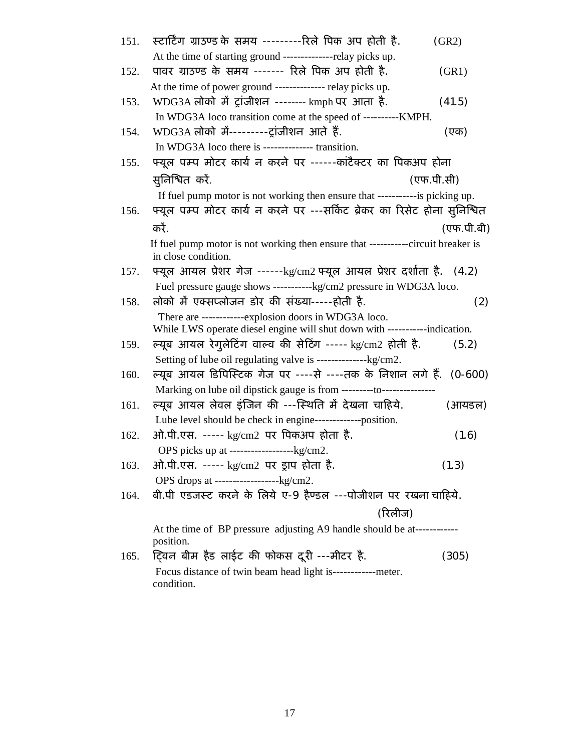151. स्टार्टिंग ग्राउण्ड के समय ---------रिले पिक अप होती है. (GR2)
At the time of starting ground --------------relay picks up.

152. पावर ग्राउण्ड के समय ------- रिले पिक अप होती है. (GR1)
At the time of power ground -------------- relay picks up.

153. WDG3A लोको में ट्रांजीशन -------- kmph पर आता है. (41.5)
In WDG3A loco transition come at the speed of ----------KMPH.

154. WDG3A लोको में---------ट्रांजीशन आते हैं. (एक)
In WDG3A loco there is -------------- transition.

155. फ्यूल पम्प मोटर कार्य न करने पर ------कांटैक्टर का पिकअप होना सुनिश्चित करें. (एफ.पी.सी)
If fuel pump motor is not working then ensure that -----------is picking up.

156. फ्यूल पम्प मोटर कार्य न करने पर ---सर्किट ब्रेकर का रिसेट होना सुनिश्चित करें. (एफ.पी.बी)
If fuel pump motor is not working then ensure that -----------circuit breaker is in close condition.

157. फ्यूल आयल प्रेशर गेज ------kg/cm2 फ्यूल आयल प्रेशर दर्शाता है. (4.2)
Fuel pressure gauge shows -----------kg/cm2 pressure in WDG3A loco.

158. लोको में एक्सप्लोजन डोर की संख्या-----होती है. (2)
There are ------------explosion doors in WDG3A loco.
While LWS operate diesel engine will shut down with -----------indication.

159. ल्यूब आयल रेगुलेटिंग वाल्व की सेटिंग ----- kg/cm2 होती है. (5.2)
Setting of lube oil regulating valve is --------------kg/cm2.

160. ल्यूब आयल डिपिस्टिक गेज पर ----से ----तक के निशान लगे हैं. (0-600)
Marking on lube oil dipstick gauge is from ---------to---------------

161. ल्यूब आयल लेवल इंजिन की ---स्थिति में देखना चाहिये. (आयडल)
Lube level should be check in engine-------------position.

162. ओ.पी.एस. ----- kg/cm2 पर पिकअप होता है. (1.6)
OPS picks up at ------------------kg/cm2.

163. ओ.पी.एस. ----- kg/cm2 पर ड्राप होता है. (1.3)
OPS drops at ------------------kg/cm2.

164. बी.पी एडजस्ट करने के लिये ए-9 हैण्डल ---पोजीशन पर रखना चाहिये. (रिलीज)
At the time of BP pressure adjusting A9 handle should be at------------ position.

165. ट्विन बीम हैड लाईट की फोकस दूरी ---मीटर है. (305)
Focus distance of twin beam head light is------------meter.
condition.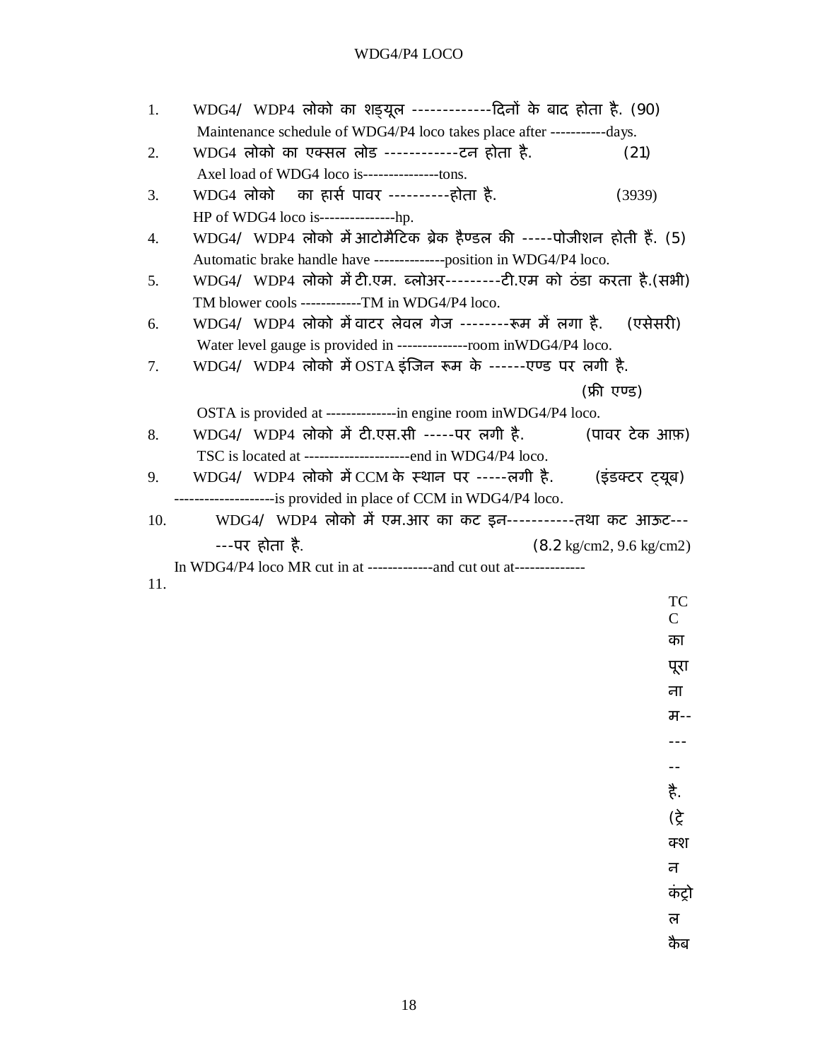# WDG4/P4 LOCO

1. WDG4/ WDP4 लोको का शड्यूल -------------दिनों के बाद होता है. (90)
   Maintenance schedule of WDG4/P4 loco takes place after -----------days.
2. WDG4 लोको का एक्सल लोड ------------टन होता है. (21)
   Axel load of WDG4 loco is---------------tons.
3. WDG4 लोको का हार्स पावर ----------होता है. (3939)
   HP of WDG4 loco is---------------hp.
4. WDG4/ WDP4 लोको में आटोमैटिक ब्रेक हैण्डल की -----पोजीशन होती हैं. (5)
   Automatic brake handle have --------------position in WDG4/P4 loco.
5. WDG4/ WDP4 लोको में टी.एम. ब्लोअर---------टी.एम को ठंडा करता है.(सभी)
   TM blower cools ------------TM in WDG4/P4 loco.
6. WDG4/ WDP4 लोको में वाटर लेवल गेज --------रूम में लगा है. (एसेसरी)
   Water level gauge is provided in --------------room inWDG4/P4 loco.
7. WDG4/ WDP4 लोको में OSTA इंजिन रूम के ------एण्ड पर लगी है. (फ्री एण्ड)
   OSTA is provided at --------------in engine room inWDG4/P4 loco.
8. WDG4/ WDP4 लोको में टी.एस.सी -----पर लगी है. (पावर टेक आफ़)
   TSC is located at ---------------------end in WDG4/P4 loco.
9. WDG4/ WDP4 लोको में CCM के स्थान पर -----लगी है. (इंडक्टर ट्यूब)
   --------------------is provided in place of CCM in WDG4/P4 loco.
10. WDG4/ WDP4 लोको में एम.आर का कट इन-----------तथा कट आऊट------पर होता है. (8.2 kg/cm2, 9.6 kg/cm2)
    In WDG4/P4 loco MR cut in at -------------and cut out at-------------
11. TCC का पूरा नाम------- है. (ट्रेक्शन कंट्रोल कैब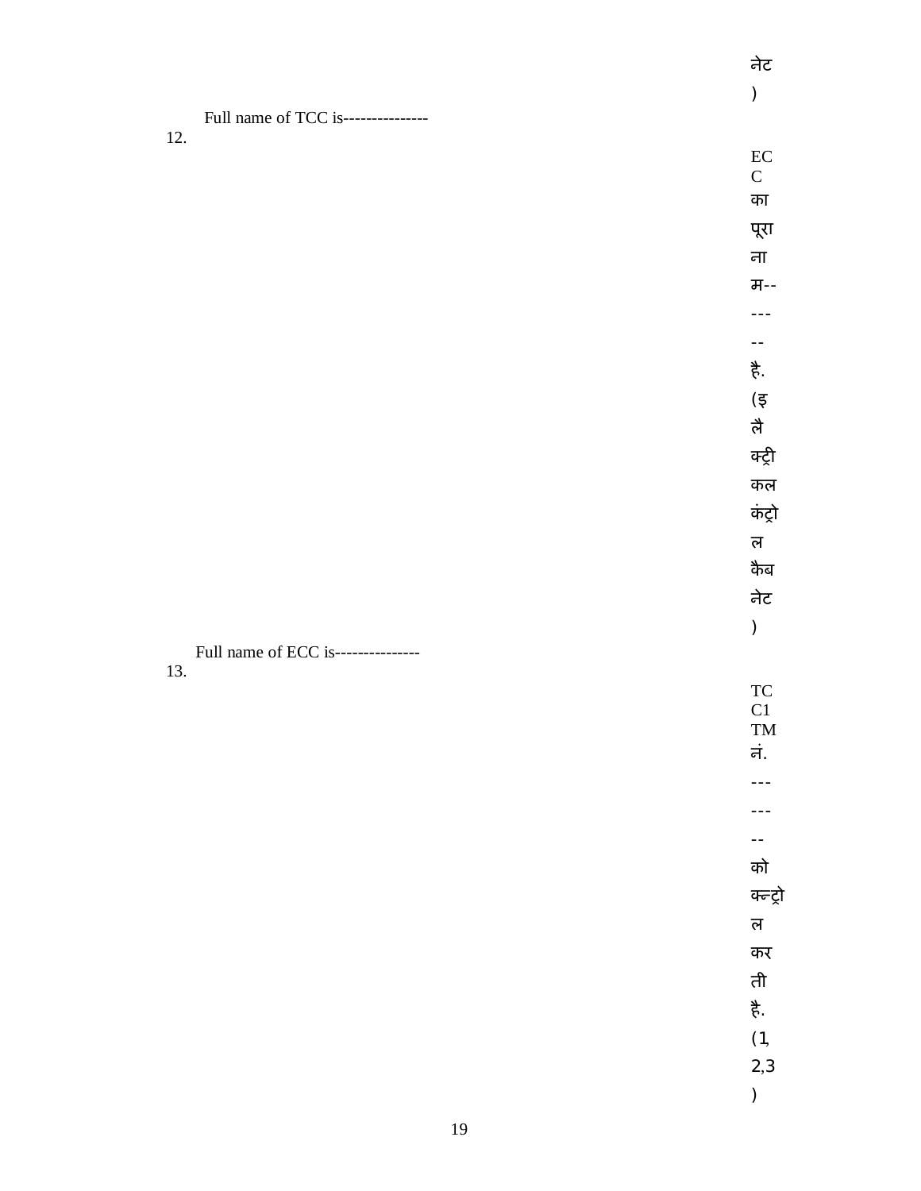नेट )

12. Full name of TCC is---------------

ECC का पूरा नाम------- है. (इलैक्ट्रीकल कंट्रोल कैबनेट )

13. Full name of ECC is---------------

TCC1 TM नं. -------- को कन्ट्रोल करती है. (1, 2,3 )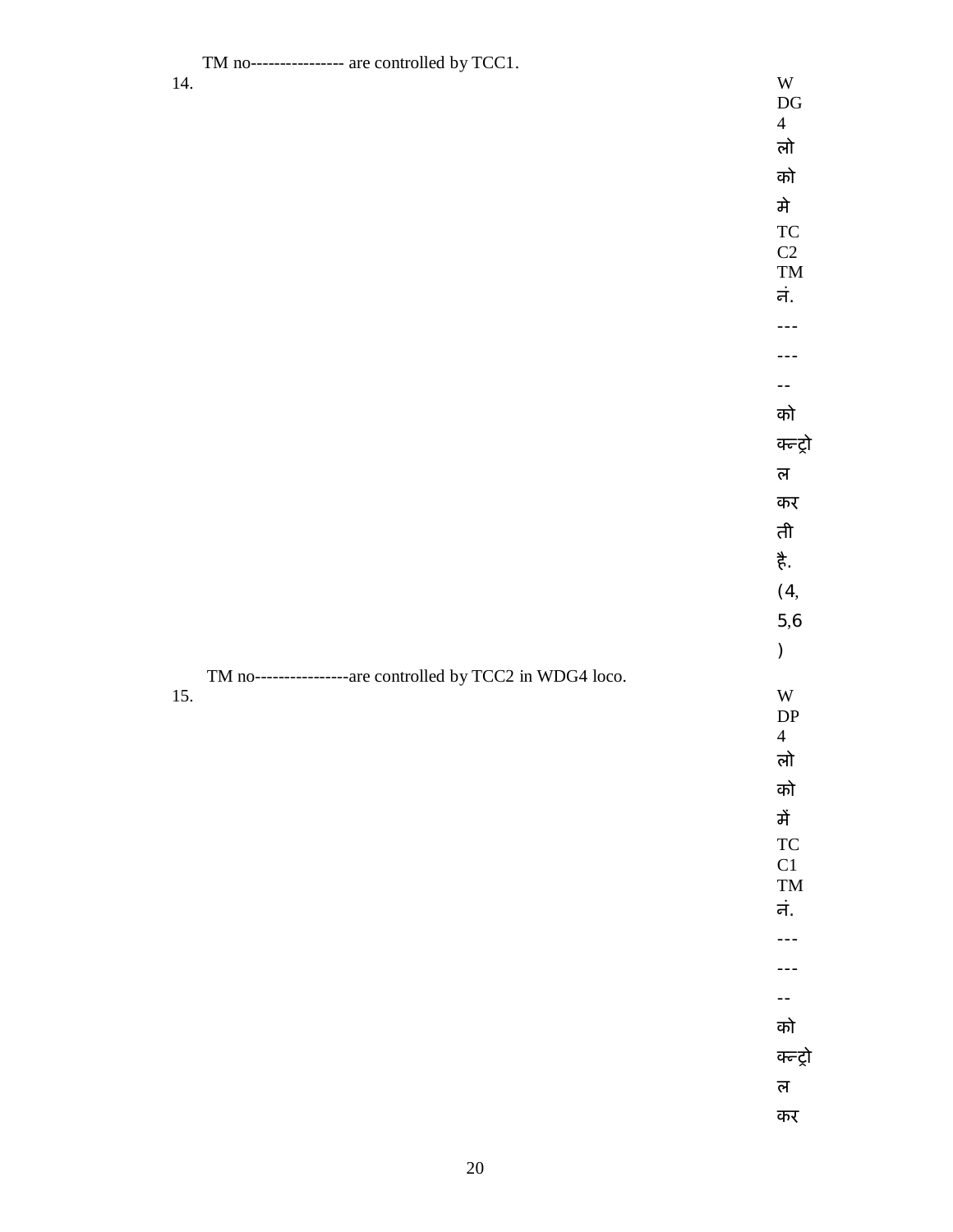TM no---------------- are controlled by TCC1.

14. WDG4 लोको मे TCC2 TM नं. -------- को कन्ट्रोल करती है. (4, 5,6)

TM no----------------are controlled by TCC2 in WDG4 loco.

15. WDP4 लोको में TCC1 TM नं. -------- को कन्ट्रोल कर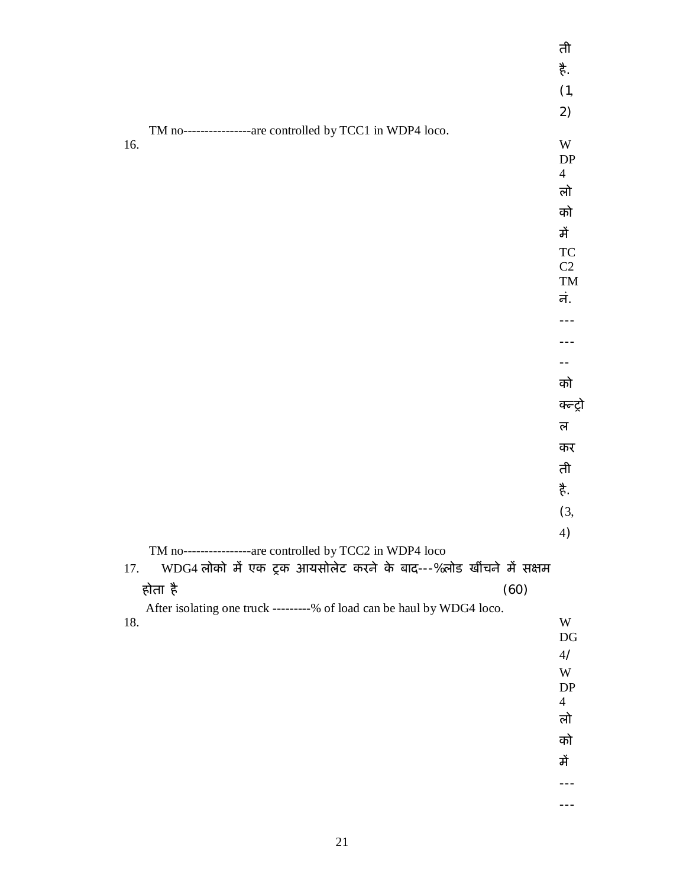ती है. (1, 2)

TM no----------------are controlled by TCC1 in WDP4 loco.

16. WDP4 लोको में TCC2 TM नं. --------- को क्न्ट्रोल करती है. (3, 4)

TM no----------------are controlled by TCC2 in WDP4 loco

17. WDG4 लोको में एक ट्रक आयसोलेट करने के बाद---%लोड खींचने में सक्षम होता है (60)

After isolating one truck ---------% of load can be haul by WDG4 loco.

18. WDG4/WDP4 लोको में ------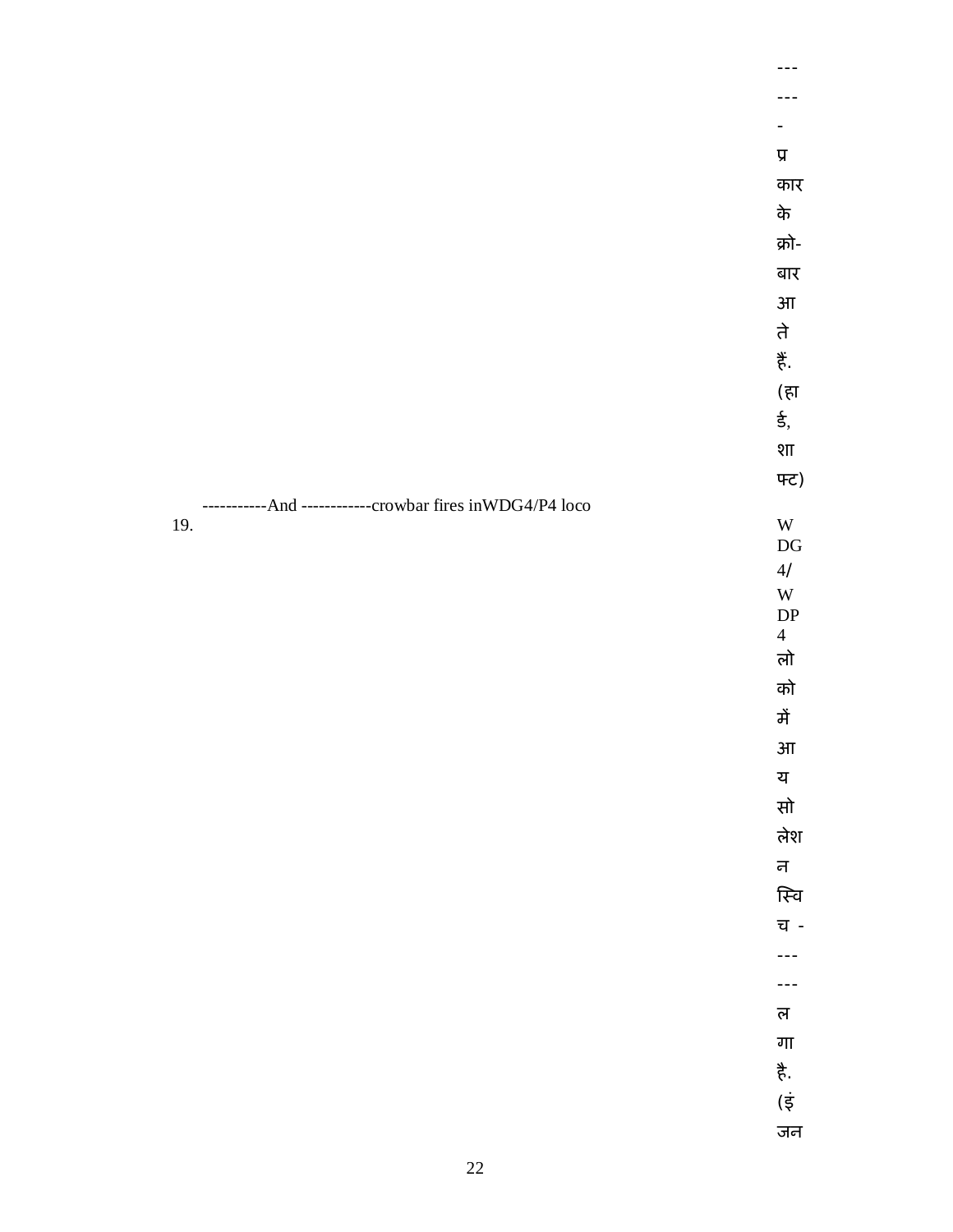------ -प्रकार के क्रो-बार आते हैं. (हार्ड, शाफ्ट)

19. -----------And ------------crowbar fires inWDG4/P4 loco

WDG4/WDP4 लोको में आयसोलेशन स्विच ------ लगा है. (इंजन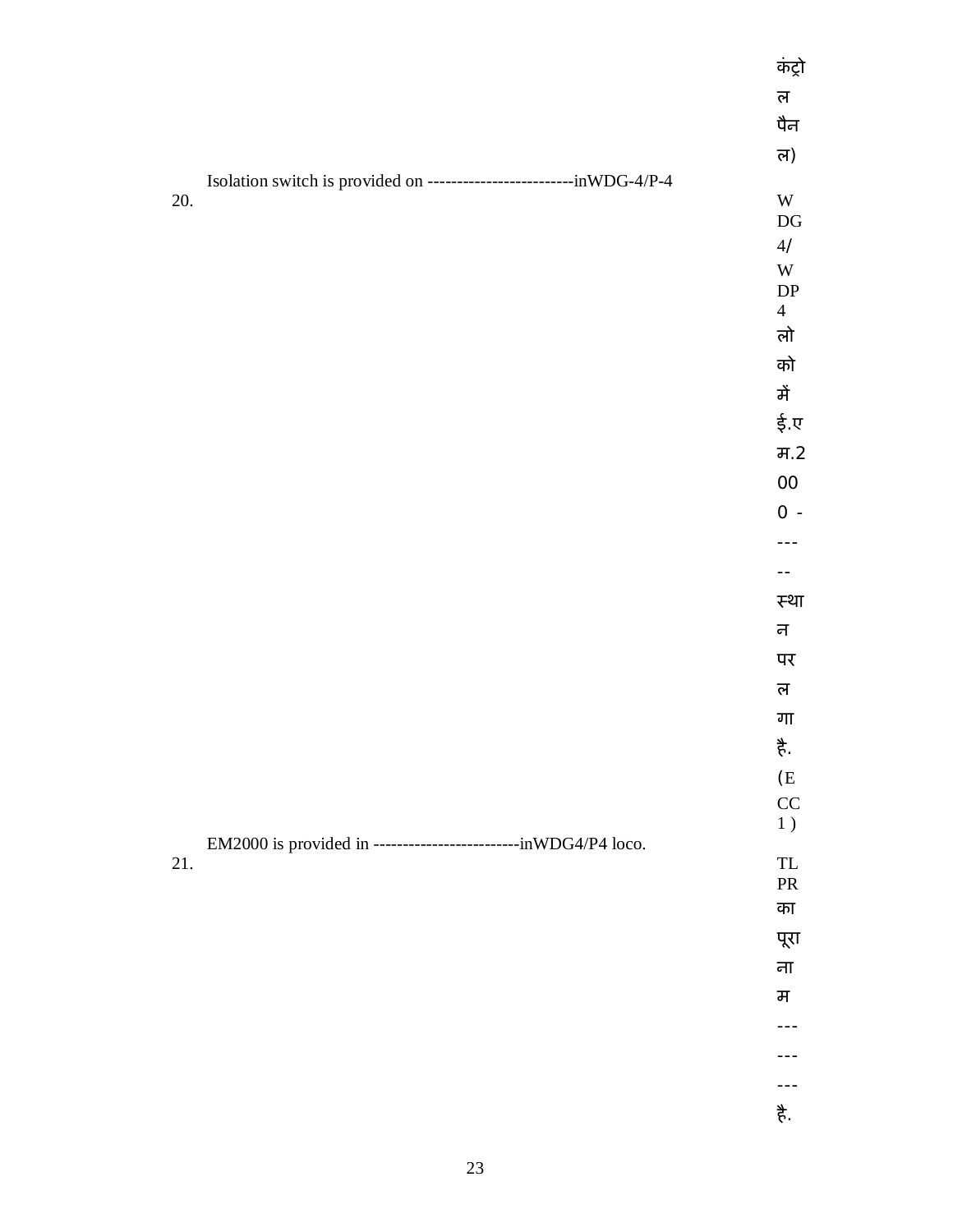कंट्रोल पैनल)

20. Isolation switch is provided on ------------------------inWDG-4/P-4

WDG4/WDP4 लोको में ई.एम.2000 ------ स्थान पर लगा है. (ECC1 )

21. EM2000 is provided in ------------------------inWDG4/P4 loco.

TLPR का पूरा नाम --------- है.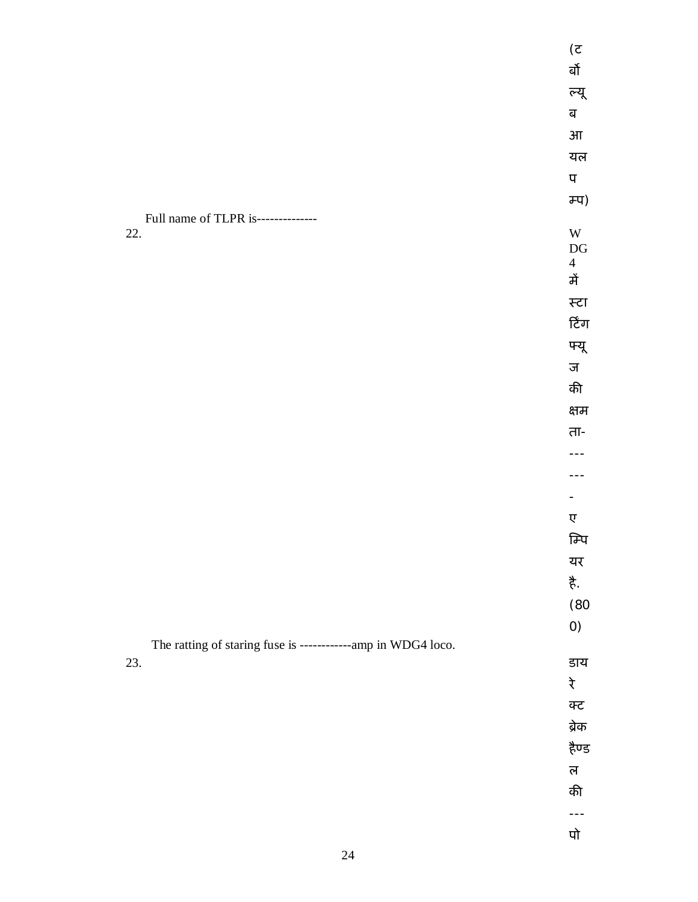(टर्बो ल्यूब आयल पम्प)

22. Full name of TLPR is--------------

WDG4 में स्टार्टिंग फ्यूज की क्षमता------- एम्पियर है. (800)

23. The ratting of staring fuse is ------------amp in WDG4 loco.

डायरेक्ट ब्रेक हैण्डल की --- पो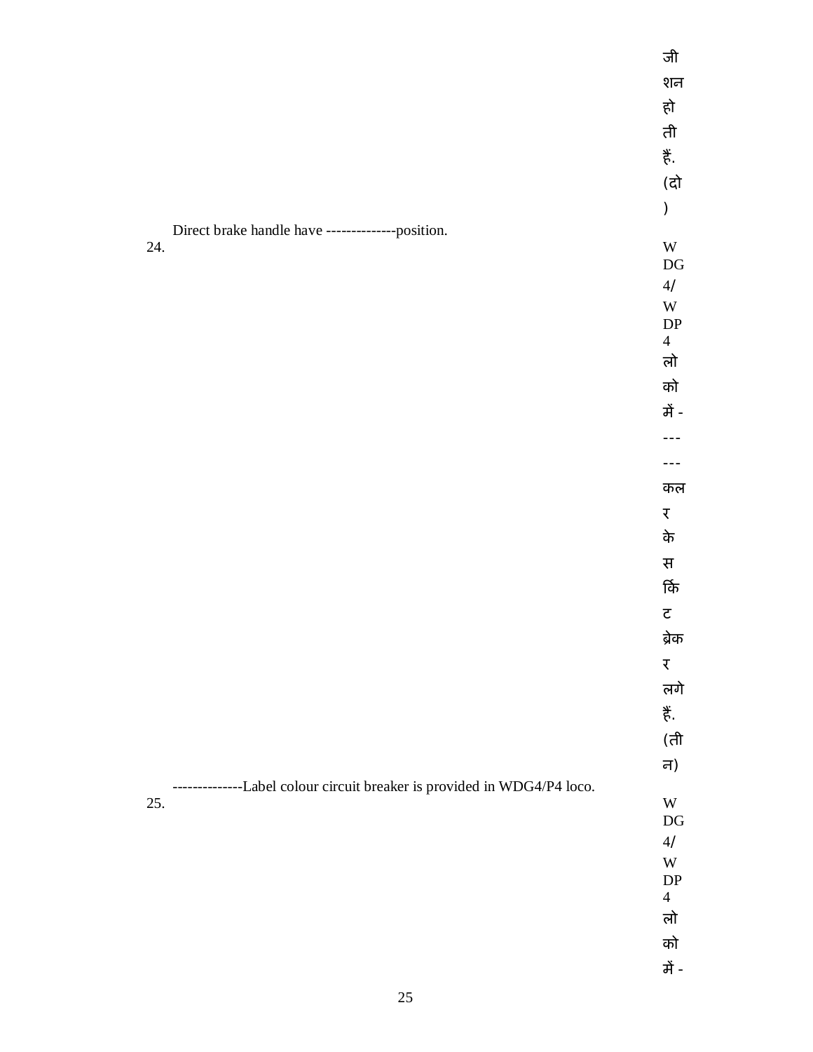जीशन होती हैं. (दो)

24. Direct brake handle have --------------position.

WDG4/WDP4 लोको में ------ कलर के सर्किट ब्रेकर लगे हैं. (तीन)

25. --------------Label colour circuit breaker is provided in WDG4/P4 loco.

WDG4/WDP4 लोको में -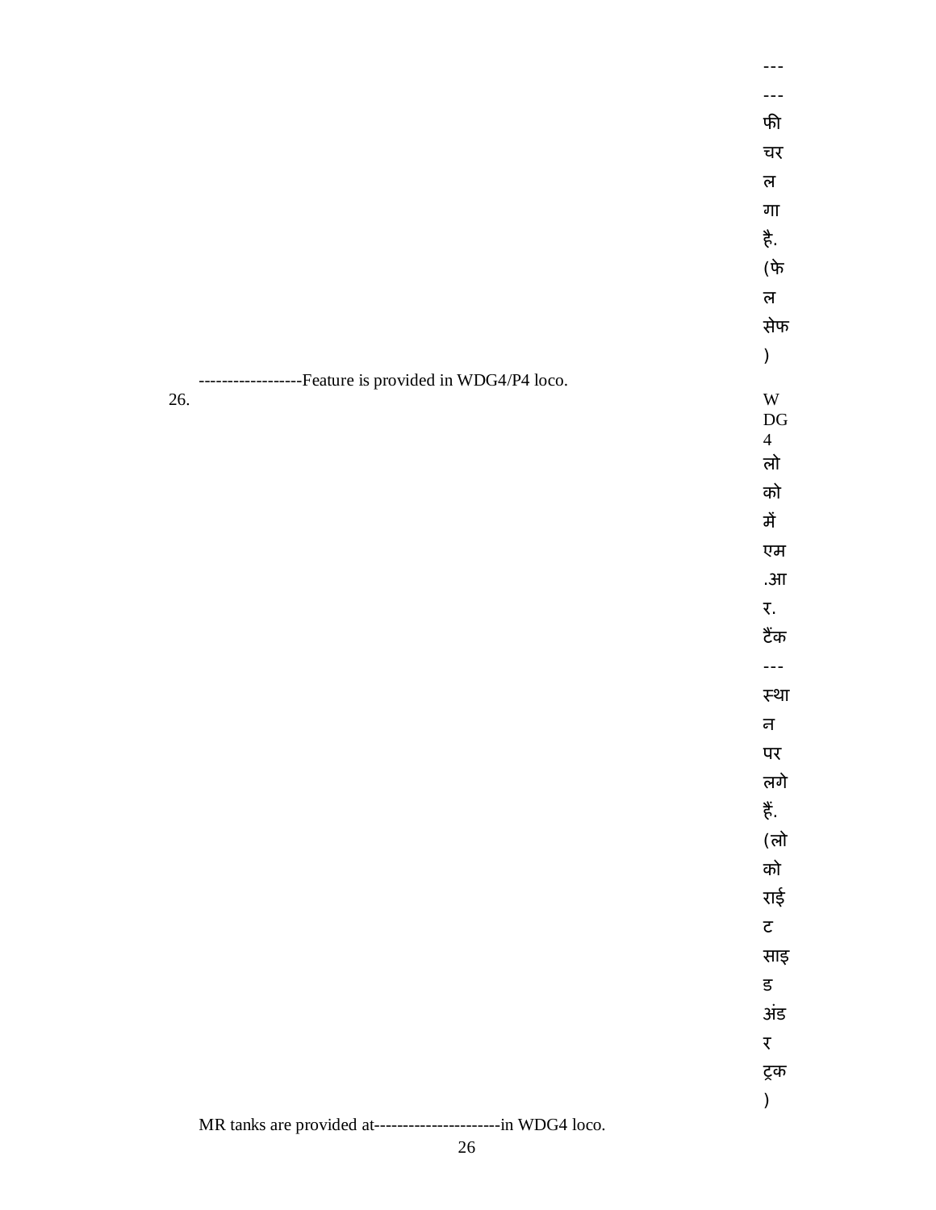------------------Feature is provided in WDG4/P4 loco.

------फीचर लगा है. (फेल सेफ)

26\. MR tanks are provided at----------------------in WDG4 loco.

WDG4 लोको में एम.आर. टैंक---स्थान पर लगे हैं. (लोको राईट साइड अंडर ट्रक)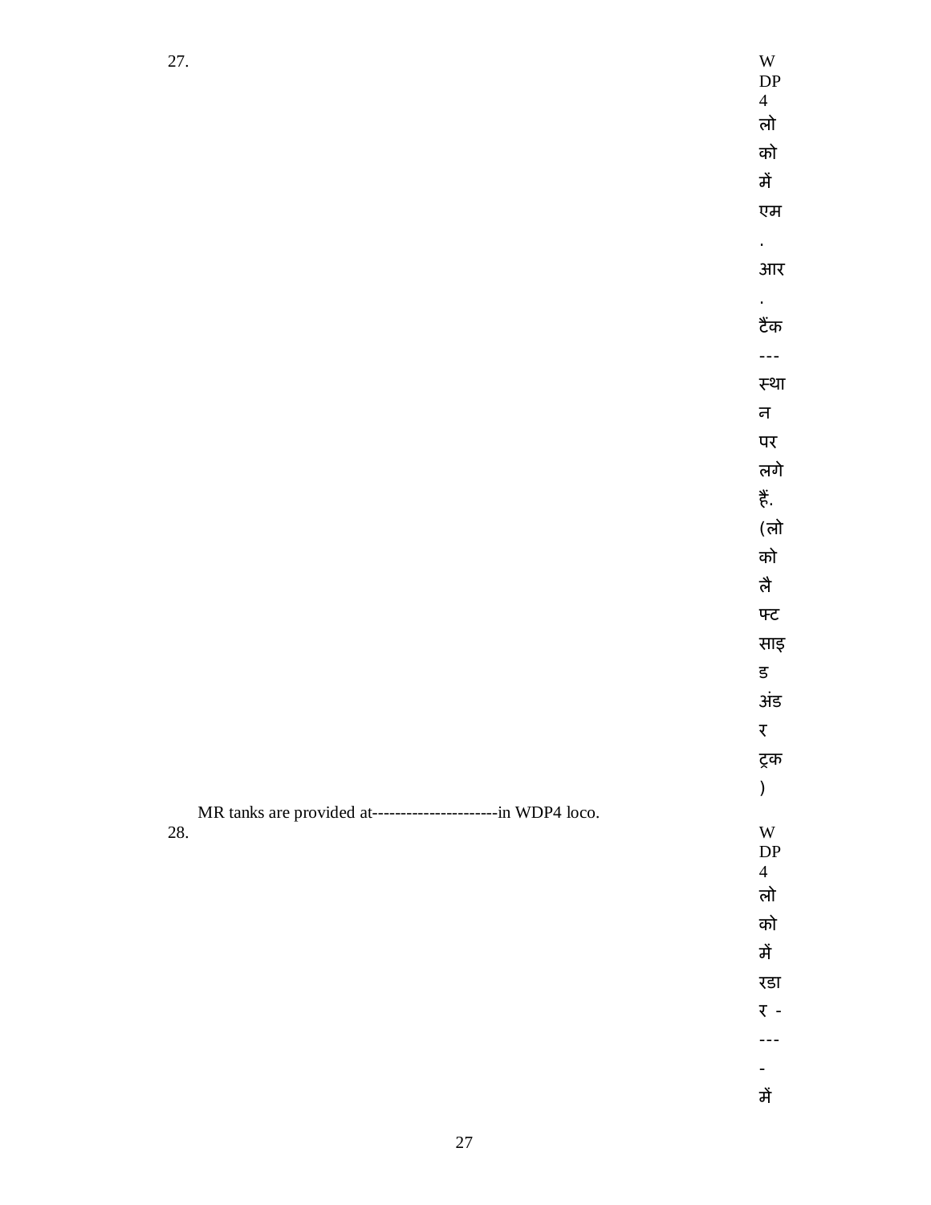27. MR tanks are provided at----------------------in WDP4 loco.

WDP4 लोको में एम. आर. टैंक --- स्थान पर लगे हैं. (लोको लैफ्ट साइड अंडर ट्रक)

28. WDP4 लोको में रडार ----- में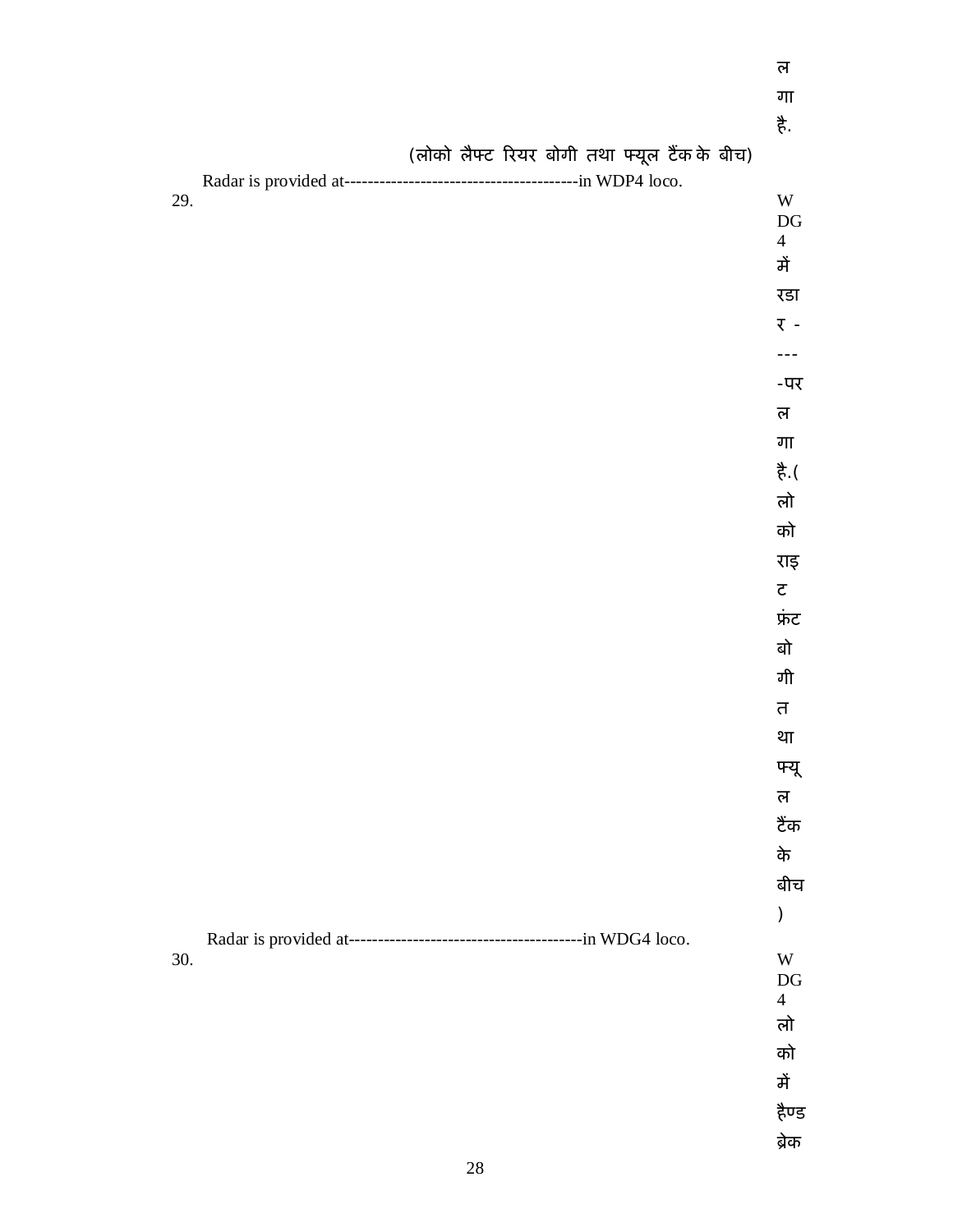लगा है.

(लोको लैफ्ट रियर बोगी तथा फ्यूल टैंक के बीच)

29. Radar is provided at----------------------------------------in WDP4 loco.

WDG4 में रडार -----पर लगा है.(लोको राइट फ्रंट बोगी तथा फ्यूल टैंक के बीच)

30. Radar is provided at----------------------------------------in WDG4 loco.

WDG4 लोको में हैण्ड ब्रेक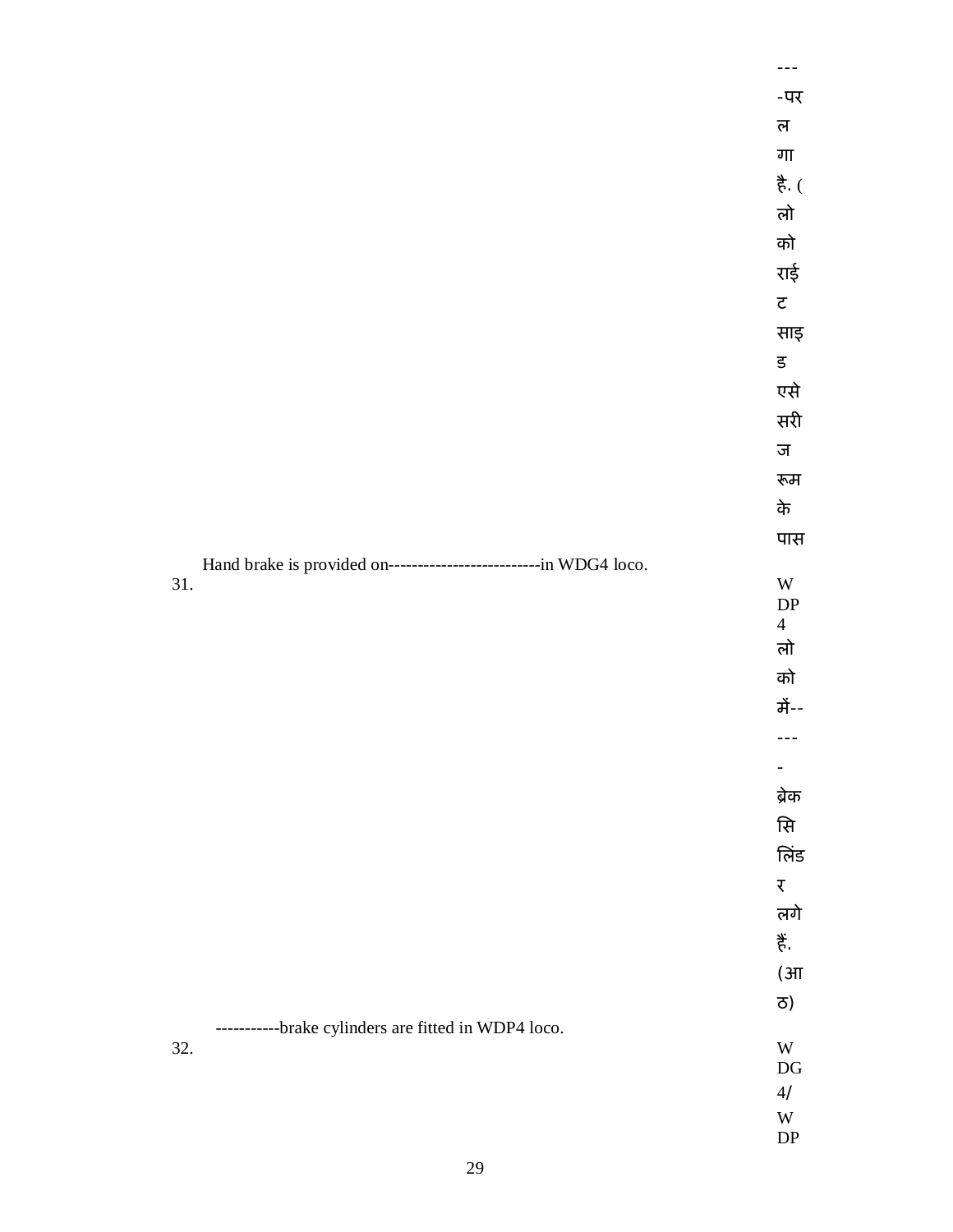----परलगा है. (लोको राईट साइड एसेसरीज रूम के पास

31. Hand brake is provided on--------------------------in WDG4 loco.

WDP4 लोको में-----ब्रेक सिलिंडर लगे हैं. (आठ)

32. -----------brake cylinders are fitted in WDP4 loco.

WDG4/WDP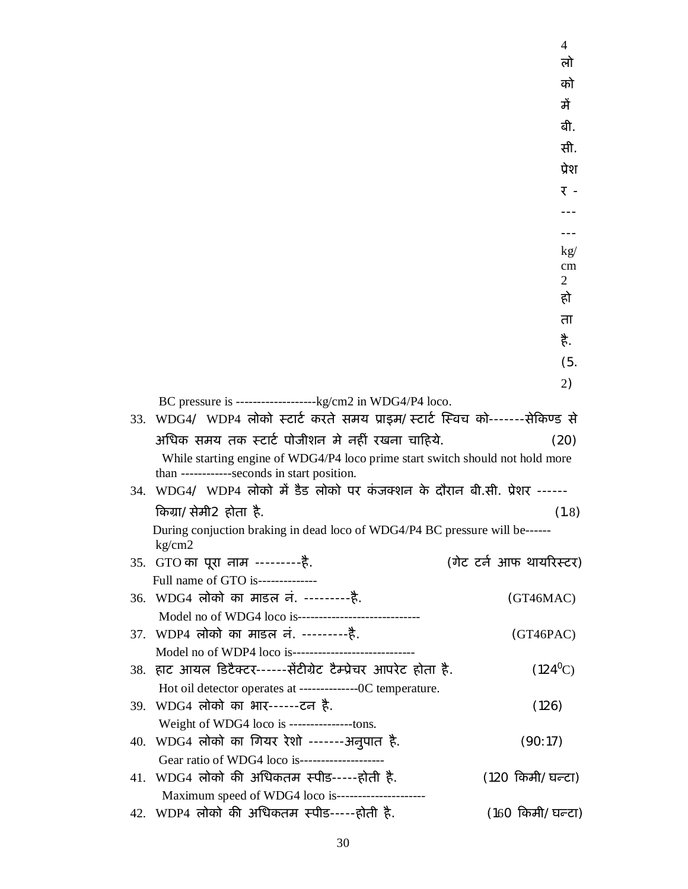4 लोको में बी.सी. प्रेशर ------kg/cm2 होता है. (5.2)

BC pressure is -------------------kg/cm2 in WDG4/P4 loco.

33. WDG4/ WDP4 लोको स्टार्ट करते समय प्राइम/स्टार्ट स्विच को-------सेकिण्ड से अधिक समय तक स्टार्ट पोजीशन मे नहीं रखना चाहिये. (20)

    While starting engine of WDG4/P4 loco prime start switch should not hold more than ------------seconds in start position.

34. WDG4/ WDP4 लोको में डैड लोको पर कंजक्शन के दौरान बी.सी. प्रेशर ------ किग्रा/सेमी2 होता है. (1.8)

    During conjuction braking in dead loco of WDG4/P4 BC pressure will be------ kg/cm2

35. GTO का पूरा नाम ---------है. (गेट टर्न आफ थायरिस्टर)

    Full name of GTO is--------------

36. WDG4 लोको का माडल नं. ---------है. (GT46MAC)

    Model no of WDG4 loco is-----------------------------

37. WDP4 लोको का माडल नं. ---------है. (GT46PAC)

    Model no of WDP4 loco is-----------------------------

38. हाट आयल डिटैक्टर------सेंटीग्रेट टैम्प्रेचर आपरेट होता है. ($124^0$C)

    Hot oil detector operates at --------------0C temperature.

39. WDG4 लोको का भार------टन है. (126)

    Weight of WDG4 loco is ---------------tons.

40. WDG4 लोको का गियर रेशो -------अनुपात है. (90:17)

    Gear ratio of WDG4 loco is--------------------

41. WDG4 लोको की अधिकतम स्पीड-----होती है. (120 किमी/घन्टा)

    Maximum speed of WDG4 loco is---------------------

42. WDP4 लोको की अधिकतम स्पीड-----होती है. (160 किमी/घन्टा)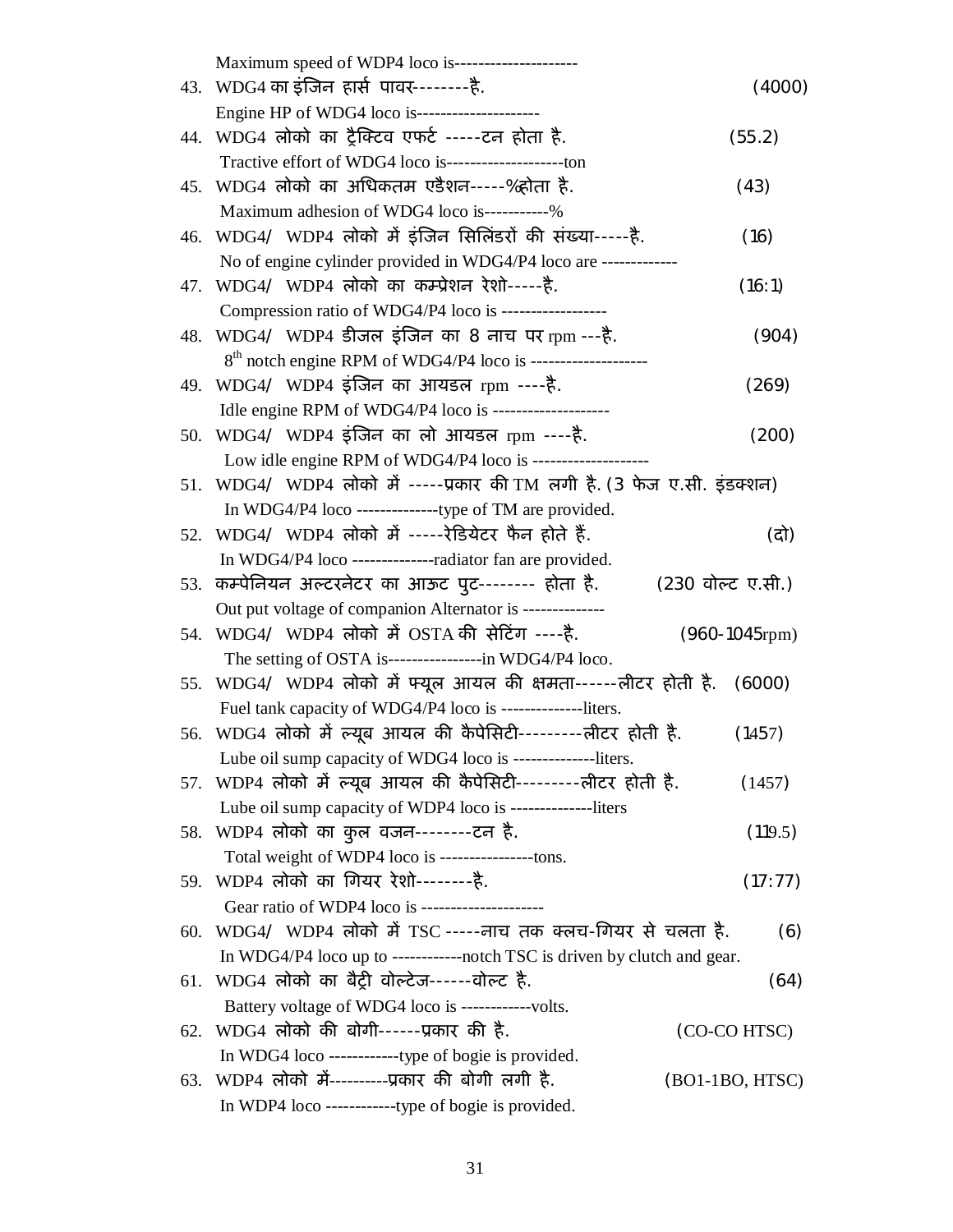Maximum speed of WDP4 loco is---------------------

43. WDG4 का इंजिन हार्स पावर--------है. (4000)
    Engine HP of WDG4 loco is---------------------
44. WDG4 लोको का ट्रैक्टिव एफर्ट -----टन होता है. (55.2)
    Tractive effort of WDG4 loco is--------------------ton
45. WDG4 लोको का अधिकतम एडैशन-----%होता है. (43)
    Maximum adhesion of WDG4 loco is-----------%
46. WDG4/ WDP4 लोको में इंजिन सिलिंडरों की संख्या-----है. (16)
    No of engine cylinder provided in WDG4/P4 loco are -------------
47. WDG4/ WDP4 लोको का कम्प्रेशन रेशो-----है. (16:1)
    Compression ratio of WDG4/P4 loco is ------------------
48. WDG4/ WDP4 डीजल इंजिन का 8 नाच पर rpm ---है. (904)
    8th notch engine RPM of WDG4/P4 loco is --------------------
49. WDG4/ WDP4 इंजिन का आयडल rpm ----है. (269)
    Idle engine RPM of WDG4/P4 loco is --------------------
50. WDG4/ WDP4 इंजिन का लो आयडल rpm ----है. (200)
    Low idle engine RPM of WDG4/P4 loco is --------------------
51. WDG4/ WDP4 लोको में -----प्रकार की TM लगी है. (3 फेज ए.सी. इंडक्शन)
    In WDG4/P4 loco --------------type of TM are provided.
52. WDG4/ WDP4 लोको में -----रेडियेटर फैन होते हैं. (दो)
    In WDG4/P4 loco --------------radiator fan are provided.
53. कम्पेनियन अल्टरनेटर का आऊट पुट-------- होता है. (230 वोल्ट ए.सी.)
    Out put voltage of companion Alternator is --------------
54. WDG4/ WDP4 लोको में OSTA की सेटिंग ----है. (960-1045rpm)
    The setting of OSTA is----------------in WDG4/P4 loco.
55. WDG4/ WDP4 लोको में फ्यूल आयल की क्षमता------लीटर होती है. (6000)
    Fuel tank capacity of WDG4/P4 loco is --------------liters.
56. WDG4 लोको में ल्यूब आयल की कैपेसिटी---------लीटर होती है. (1457)
    Lube oil sump capacity of WDG4 loco is --------------liters.
57. WDP4 लोको में ल्यूब आयल की कैपेसिटी---------लीटर होती है. (1457)
    Lube oil sump capacity of WDP4 loco is --------------liters
58. WDP4 लोको का कुल वजन--------टन है. (119.5)
    Total weight of WDP4 loco is ----------------tons.
59. WDP4 लोको का गियर रेशो--------है. (17:77)
    Gear ratio of WDP4 loco is ---------------------
60. WDG4/ WDP4 लोको में TSC -----नाच तक क्लच-गियर से चलता है. (6)
    In WDG4/P4 loco up to ------------notch TSC is driven by clutch and gear.
61. WDG4 लोको का बैट्री वोल्टेज------वोल्ट है. (64)
    Battery voltage of WDG4 loco is ------------volts.
62. WDG4 लोको की बोगी------प्रकार की है. (CO-CO HTSC)
    In WDG4 loco ------------type of bogie is provided.
63. WDP4 लोको में----------प्रकार की बोगी लगी है. (BO1-1BO, HTSC)
    In WDP4 loco ------------type of bogie is provided.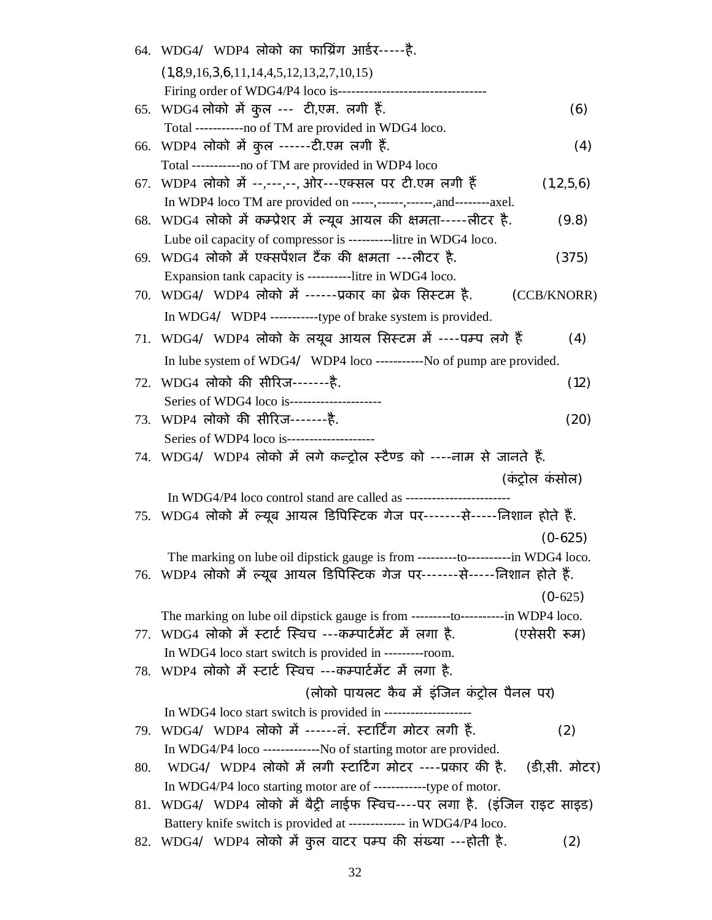64. WDG4/ WDP4 लोको का फायरिंग आर्डर-----है.

(1,8,9,16,3,6,11,14,4,5,12,13,2,7,10,15)

Firing order of WDG4/P4 loco is---------------------------------

65. WDG4 लोको में कुल --- टी,एम. लगी हैं. (6)

Total -----------no of TM are provided in WDG4 loco.

66. WDP4 लोको में कुल ------टी.एम लगी हैं. (4)

Total -----------no of TM are provided in WDP4 loco

67. WDP4 लोको में --,---,--, ओर---एक्सल पर टी.एम लगी हैं (1,2,5,6)

In WDP4 loco TM are provided on -----,------,------,and--------axel.

68. WDG4 लोको में कम्प्रेशर में ल्यूब आयल की क्षमता-----लीटर है. (9.8)

Lube oil capacity of compressor is ----------litre in WDG4 loco.

69. WDG4 लोको में एक्सपेंशन टैंक की क्षमता ---लीटर है. (375)

Expansion tank capacity is ----------litre in WDG4 loco.

70. WDG4/ WDP4 लोको में ------प्रकार का ब्रेक सिस्टम है. (CCB/KNORR)

In WDG4/ WDP4 -----------type of brake system is provided.

71. WDG4/ WDP4 लोको के लयूब आयल सिस्टम में ----पम्प लगे हैं (4)

In lube system of WDG4/ WDP4 loco -----------No of pump are provided.

72. WDG4 लोको की सीरिज-------है. (12)

Series of WDG4 loco is---------------------

73. WDP4 लोको की सीरिज-------है. (20)

Series of WDP4 loco is--------------------

74. WDG4/ WDP4 लोको में लगे कन्ट्रोल स्टैण्ड को ----नाम से जानते हैं.

(कंट्रोल कंसोल)

In WDG4/P4 loco control stand are called as ------------------------

75. WDG4 लोको में ल्यूब आयल डिपिस्टिक गेज पर-------से-----निशान होते हैं.

(0-625)

The marking on lube oil dipstick gauge is from ---------to----------in WDG4 loco.

76. WDP4 लोको में ल्यूब आयल डिपिस्टिक गेज पर-------से-----निशान होते हैं.

(0-625)

The marking on lube oil dipstick gauge is from ---------to----------in WDP4 loco.

77. WDG4 लोको में स्टार्ट स्विच ---कम्पार्टमेंट में लगा है. (एसेसरी रूम)

In WDG4 loco start switch is provided in ---------room.

78. WDP4 लोको में स्टार्ट स्विच ---कम्पार्टमेंट में लगा है.

(लोको पायलट कैब में इंजिन कंट्रोल पैनल पर)

In WDG4 loco start switch is provided in --------------------

79. WDG4/ WDP4 लोको में ------नं. स्टार्टिंग मोटर लगी हैं. (2)

In WDG4/P4 loco -------------No of starting motor are provided.

80. WDG4/ WDP4 लोको में लगी स्टार्टिंग मोटर ----प्रकार की है. (डी,सी. मोटर)

In WDG4/P4 loco starting motor are of ------------type of motor.

81. WDG4/ WDP4 लोको में बैट्री नाईफ स्विच----पर लगा है. (इंजिन राइट साइड)

Battery knife switch is provided at ------------- in WDG4/P4 loco.

82. WDG4/ WDP4 लोको में कुल वाटर पम्प की संख्या ---होती है. (2)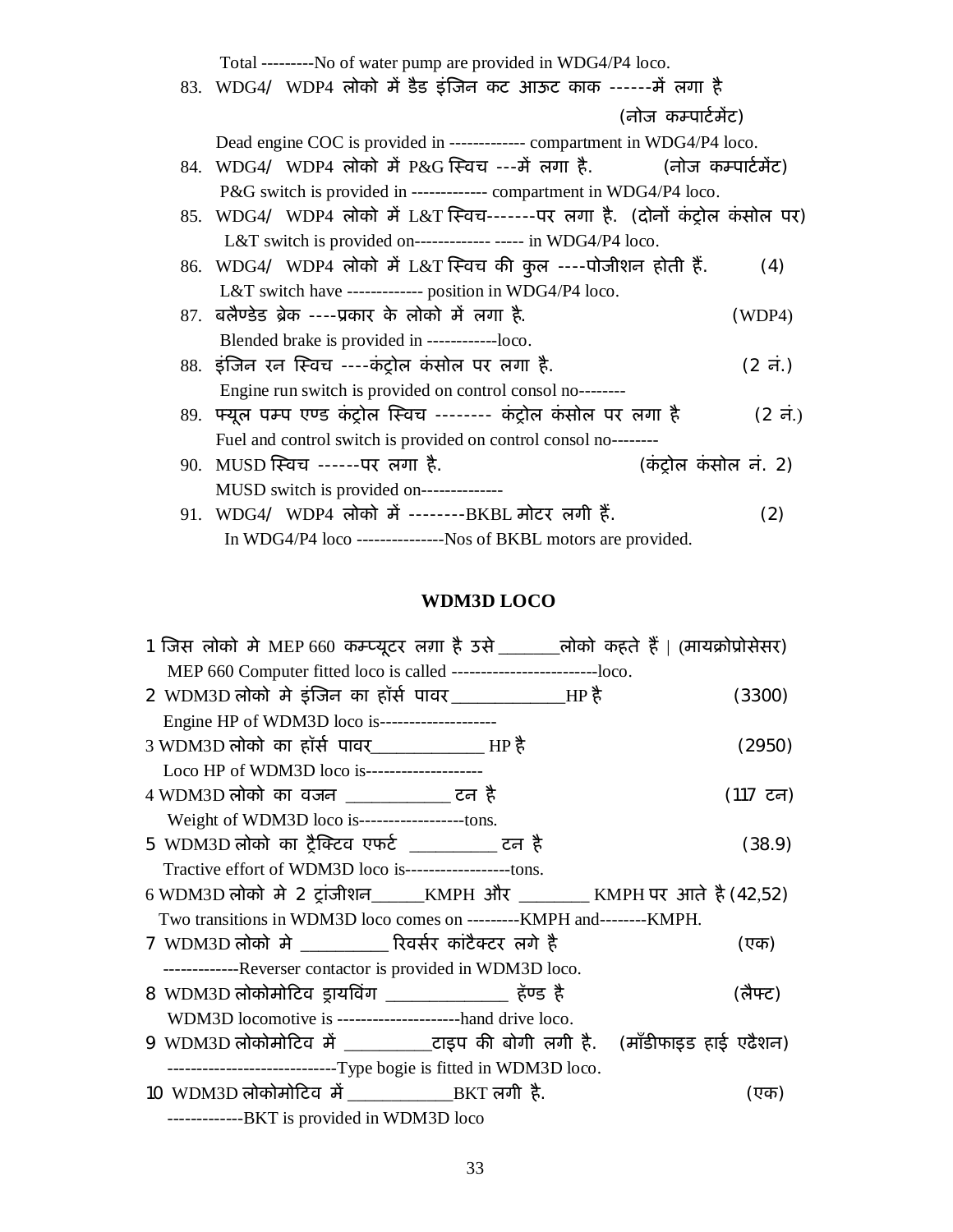Total ---------No of water pump are provided in WDG4/P4 loco.

83. WDG4/ WDP4 लोको में डैड इंजिन कट आऊट काक ------में लगा है (नोज कम्पार्टमेंट)

Dead engine COC is provided in ------------- compartment in WDG4/P4 loco.

84. WDG4/ WDP4 लोको में P&G स्विच ---में लगा है. (नोज कम्पार्टमेंट)

P&G switch is provided in ------------- compartment in WDG4/P4 loco.

85. WDG4/ WDP4 लोको में L&T स्विच-------पर लगा है. (दोनों कंट्रोल कंसोल पर)

L&T switch is provided on------------- ----- in WDG4/P4 loco.

86. WDG4/ WDP4 लोको में L&T स्विच की कुल ----पोजीशन होती हैं. (4)

L&T switch have ------------- position in WDG4/P4 loco.

87. बलैण्डेड ब्रेक ----प्रकार के लोको में लगा है. (WDP4)

Blended brake is provided in ------------loco.

88. इंजिन रन स्विच ----कंट्रोल कंसोल पर लगा है. (2 नं.)

Engine run switch is provided on control consol no--------

89. फ्यूल पम्प एण्ड कंट्रोल स्विच -------- कंट्रोल कंसोल पर लगा है (2 नं.)

Fuel and control switch is provided on control consol no--------

90. MUSD स्विच ------पर लगा है. (कंट्रोल कंसोल नं. 2)

MUSD switch is provided on--------------

91. WDG4/ WDP4 लोको में --------BKBL मोटर लगी हैं. (2)

In WDG4/P4 loco ---------------Nos of BKBL motors are provided.

## WDM3D LOCO

1 जिस लोको मे MEP 660 कम्प्यूटर लगा है उसे _______लोको कहते हैं | (मायक्रोप्रोसेसर)

MEP 660 Computer fitted loco is called -------------------------loco.

2 WDM3D लोको मे इंजिन का हॉर्स पावर _____________HP है (3300)

Engine HP of WDM3D loco is--------------------

3 WDM3D लोको का हॉर्स पावर_____________ HP है (2950)

Loco HP of WDM3D loco is--------------------

4 WDM3D लोको का वजन ____________ टन है (117 टन)

Weight of WDM3D loco is------------------tons.

5 WDM3D लोको का ट्रैक्टिव एफर्ट __________ टन है (38.9)

Tractive effort of WDM3D loco is------------------tons.

6 WDM3D लोको मे 2 ट्रांजीशन______KMPH और ________ KMPH पर आते है (42,52)

Two transitions in WDM3D loco comes on ---------KMPH and--------KMPH.

7 WDM3D लोको मे __________ रिवर्सर कांटैक्टर लगे है (एक)

-------------Reverser contactor is provided in WDM3D loco.

8 WDM3D लोकोमोटिव ड्रायविंग ______________ हॅण्ड है (लैफ्ट)

WDM3D locomotive is ---------------------hand drive loco.

9 WDM3D लोकोमोटिव में __________टाइप की बोगी लगी है. (मॉडीफाइड हाई एढैशन)

-----------------------------Type bogie is fitted in WDM3D loco.

10 WDM3D लोकोमोटिव में ____________BKT लगी है. (एक)

-------------BKT is provided in WDM3D loco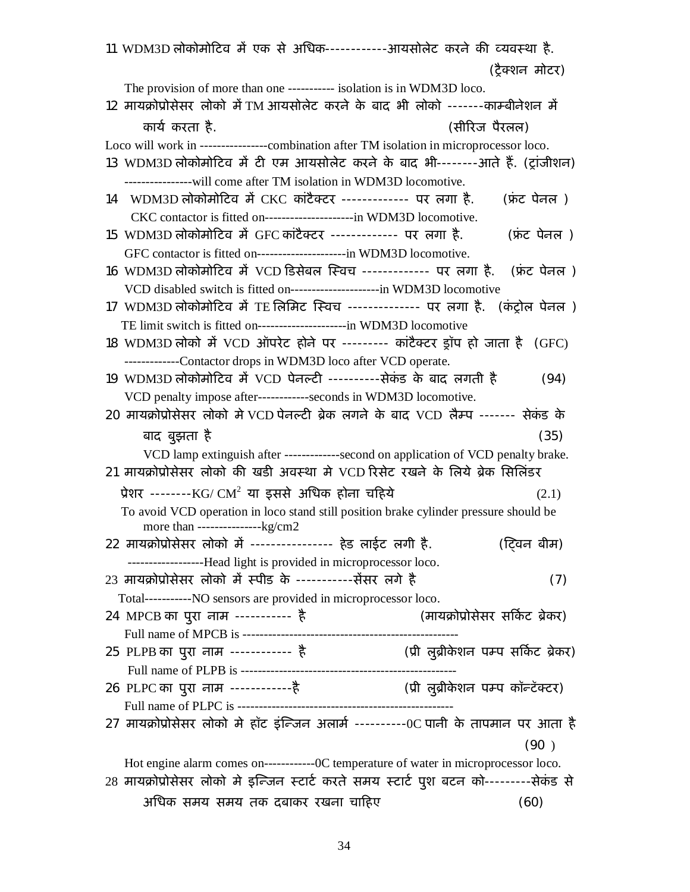11 WDM3D लोकोमोटिव में एक से अधिक-----------आयसोलेट करने की व्यवस्था है. (ट्रैक्शन मोटर)

The provision of more than one ----------- isolation is in WDM3D loco.

12 मायक्रोप्रोसेसर लोको में TM आयसोलेट करने के बाद भी लोको -------काम्बीनेशन में कार्य करता है. (सीरिज पैरलल)

Loco will work in ----------------combination after TM isolation in microprocessor loco.

13 WDM3D लोकोमोटिव में टी एम आयसोलेट करने के बाद भी--------आते हैं. (ट्रांजीशन)

----------------will come after TM isolation in WDM3D locomotive.

14 WDM3D लोकोमोटिव में CKC कांटैक्टर ------------- पर लगा है. (फ्रंट पेनल )

CKC contactor is fitted on---------------------in WDM3D locomotive.

15 WDM3D लोकोमोटिव में GFC कांटैक्टर ------------- पर लगा है. (फ्रंट पेनल )

GFC contactor is fitted on---------------------in WDM3D locomotive.

16 WDM3D लोकोमोटिव में VCD डिसेबल स्विच ------------- पर लगा है. (फ्रंट पेनल )

VCD disabled switch is fitted on---------------------in WDM3D locomotive

17 WDM3D लोकोमोटिव में TE लिमिट स्विच -------------- पर लगा है. (कंट्रोल पेनल )

TE limit switch is fitted on---------------------in WDM3D locomotive

18 WDM3D लोको में VCD ऑपरेट होने पर --------- कांटैक्टर ड्रॉप हो जाता है (GFC)

-------------Contactor drops in WDM3D loco after VCD operate.

19 WDM3D लोकोमोटिव में VCD पेनल्टी ----------सेकंड के बाद लगती है (94)

VCD penalty impose after------------seconds in WDM3D locomotive.

20 मायक्रोप्रोसेसर लोको मे VCD पेनल्टी ब्रेक लगने के बाद VCD लैम्प ------- सेकंड के बाद बुझता है (35)

VCD lamp extinguish after -------------second on application of VCD penalty brake.

21 मायक्रोप्रोसेसर लोको की खडी अवस्था मे VCD रिसेट रखने के लिये ब्रेक सिलिंडर प्रेशर --------KG/ $CM^2$ या इससे अधिक होना चहिये (2.1)

To avoid VCD operation in loco stand still position brake cylinder pressure should be more than ---------------kg/cm2

22 मायक्रोप्रोसेसर लोको में ---------------- हेड लाईट लगी है. (ट्विन बीम)

------------------Head light is provided in microprocessor loco.

23 मायक्रोप्रोसेसर लोको में स्पीड के -----------सेंसर लगे है (7)

Total-----------NO sensors are provided in microprocessor loco.

24 MPCB का पुरा नाम ----------- है (मायक्रोप्रोसेसर सर्किट ब्रेकर)

Full name of MPCB is ---------------------------------------------------

25 PLPB का पुरा नाम ------------ है (प्री लुब्रीकेशन पम्प सर्किट ब्रेकर)

Full name of PLPB is ---------------------------------------------------

26 PLPC का पुरा नाम ------------है (प्री लुब्रीकेशन पम्प कॉन्टॅक्टर)

Full name of PLPC is ---------------------------------------------------

27 मायक्रोप्रोसेसर लोको मे हॉट इंन्जिन अलार्म ----------0C पानी के तापमान पर आता है (90 )

Hot engine alarm comes on------------0C temperature of water in microprocessor loco.

28 मायक्रोप्रोसेसर लोको मे इन्जिन स्टार्ट करते समय स्टार्ट पुश बटन को---------सेकंड से अधिक समय समय तक दबाकर रखना चाहिए (60)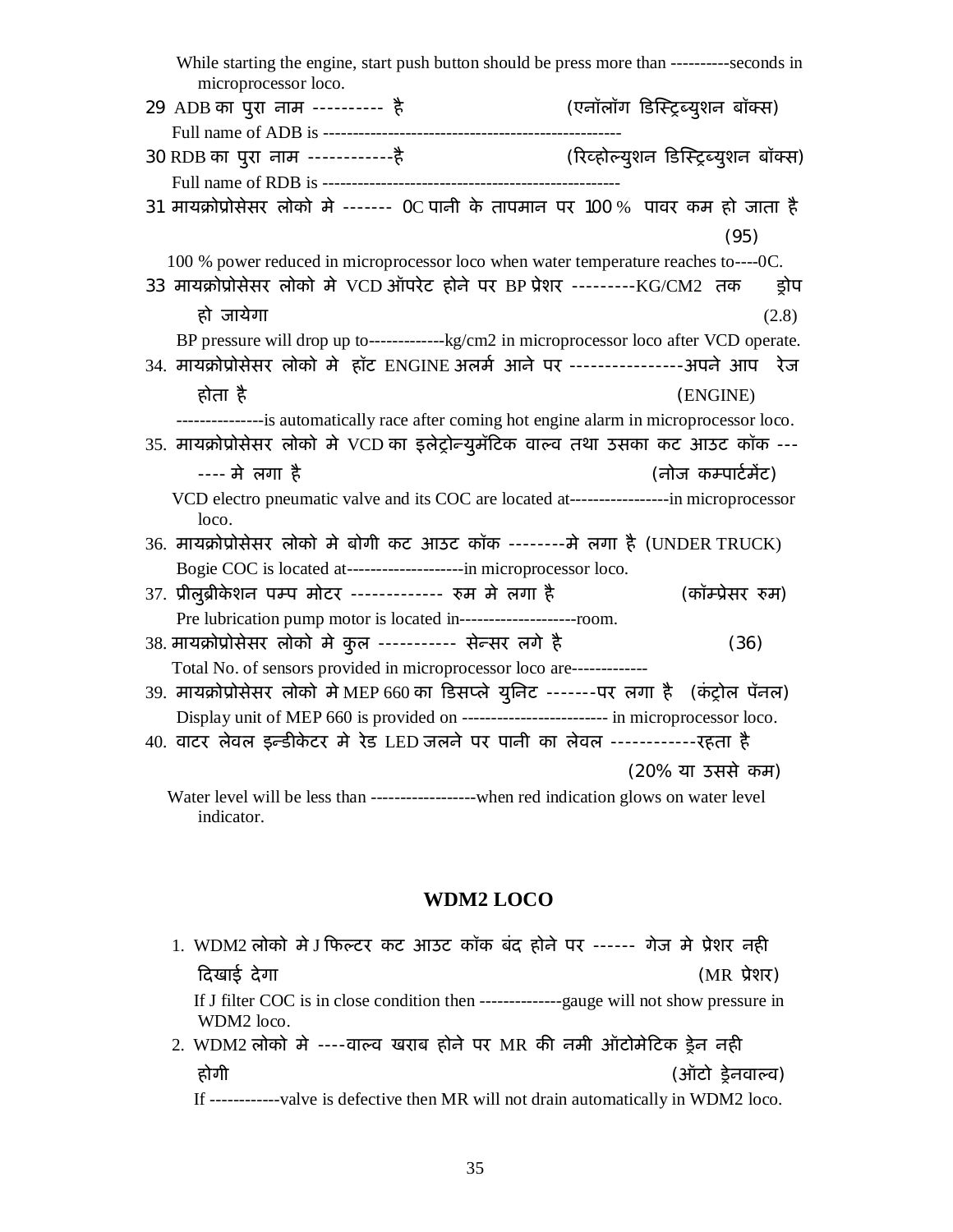While starting the engine, start push button should be press more than ----------seconds in microprocessor loco.

29 ADB का पुरा नाम ---------- है (एनॉलॉग डिस्ट्रिब्युशन बॉक्स)

Full name of ADB is ---------------------------------------------------

30 RDB का पुरा नाम ------------है (रिव्होल्युशन डिस्ट्रिब्युशन बॉक्स)

Full name of RDB is ---------------------------------------------------

31 मायक्रोप्रोसेसर लोको मे ------- 0C पानी के तापमान पर 100 % पावर कम हो जाता है (95)

100 % power reduced in microprocessor loco when water temperature reaches to----0C.

33 मायक्रोप्रोसेसर लोको मे VCD ऑपरेट होने पर BP प्रेशर ---------KG/CM2 तक ड्रोप हो जायेगा (2.8)

BP pressure will drop up to-------------kg/cm2 in microprocessor loco after VCD operate.

34. मायक्रोप्रोसेसर लोको मे हॉट ENGINE अलर्म आने पर ----------------अपने आप रेज होता है (ENGINE)

---------------is automatically race after coming hot engine alarm in microprocessor loco.

35. मायक्रोप्रोसेसर लोको मे VCD का इलेट्रोन्युमॅटिक वाल्व तथा उसका कट आउट कॉक ------- मे लगा है (नोज कम्पार्टमेंट)

VCD electro pneumatic valve and its COC are located at-----------------in microprocessor loco.

36. मायक्रोप्रोसेसर लोको मे बोगी कट आउट कॉक --------मे लगा है (UNDER TRUCK)

Bogie COC is located at--------------------in microprocessor loco.

37. प्रीलुब्रीकेशन पम्प मोटर ------------- रुम मे लगा है (कॉम्प्रेसर रुम)

Pre lubrication pump motor is located in--------------------room.

38. मायक्रोप्रोसेसर लोको मे कुल ----------- सेन्सर लगे है (36)

Total No. of sensors provided in microprocessor loco are-------------

39. मायक्रोप्रोसेसर लोको मे MEP 660 का डिसप्ले युनिट -------पर लगा है (कंट्रोल पॅनल)

Display unit of MEP 660 is provided on ------------------------- in microprocessor loco.

40. वाटर लेवल इन्डीकेटर मे रेड LED जलने पर पानी का लेवल ------------रहता है (20% या उससे कम)

Water level will be less than ------------------when red indication glows on water level indicator.

## WDM2 LOCO

1. WDM2 लोको मे J फिल्टर कट आउट कॉक बंद होने पर ------ गेज मे प्रेशर नही दिखाई देगा (MR प्रेशर)

   If J filter COC is in close condition then --------------gauge will not show pressure in WDM2 loco.

2. WDM2 लोको मे ----वाल्व खराब होने पर MR की नमी ऑटोमेटिक ड्रेन नही होगी (ऑटो ड्रेनवाल्व)

   If ------------valve is defective then MR will not drain automatically in WDM2 loco.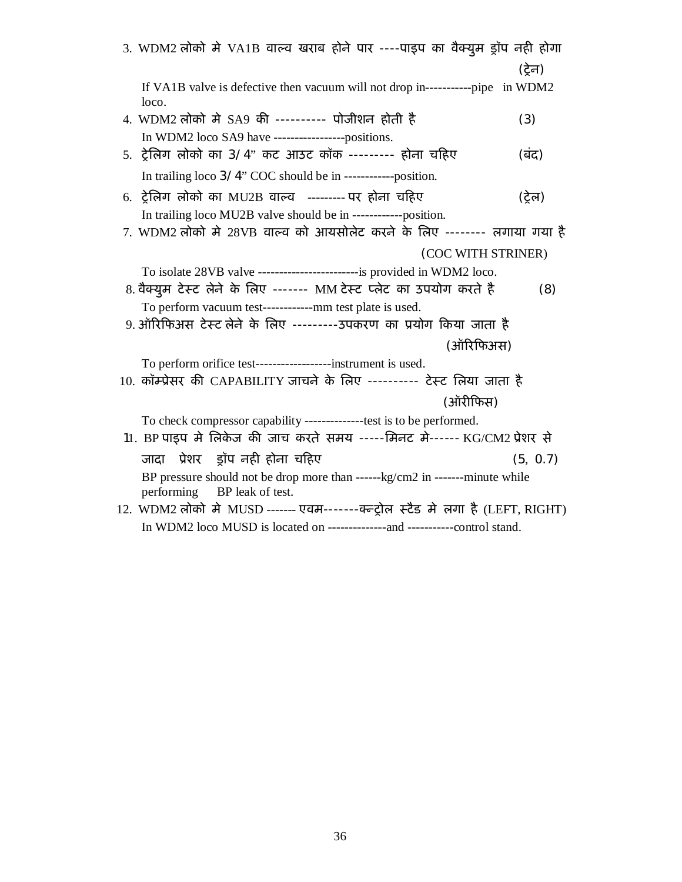3. WDM2 लोको मे VA1B वाल्व खराब होने पार ----पाइप का वैक्युम ड्रॉप नही होगा (ट्रेन)

   If VA1B valve is defective then vacuum will not drop in-----------pipe in WDM2 loco.

4. WDM2 लोको मे SA9 की ---------- पोजीशन होती है (3)

   In WDM2 loco SA9 have -----------------positions.

5. ट्रेलिग लोको का 3/4" कट आउट कॉक --------- होना चहिए (बंद)

   In trailing loco 3/4" COC should be in ------------position.

6. ट्रेलिग लोको का MU2B वाल्व --------- पर होना चहिए (ट्रेल)

   In trailing loco MU2B valve should be in ------------position.

7. WDM2 लोको मे 28VB वाल्व को आयसोलेट करने के लिए -------- लगाया गया है (COC WITH STRINER)

   To isolate 28VB valve ------------------------is provided in WDM2 loco.

8. वैक्युम टेस्ट लेने के लिए ------- MM टेस्ट प्लेट का उपयोग करते है (8)

   To perform vacuum test------------mm test plate is used.

9. ऑरिफिअस टेस्ट लेने के लिए ---------उपकरण का प्रयोग किया जाता है (ऑरिफिअस)

   To perform orifice test------------------instrument is used.

10. कॉम्प्रेसर की CAPABILITY जाचने के लिए ---------- टेस्ट लिया जाता है (ऑरीफिस)

    To check compressor capability --------------test is to be performed.

11. BP पाइप मे लिकेज की जाच करते समय -----मिनट मे------ KG/CM2 प्रेशर से जादा प्रेशर ड्रॉप नही होना चहिए (5, 0.7)

    BP pressure should not be drop more than ------kg/cm2 in -------minute while performing BP leak of test.

12. WDM2 लोको मे MUSD ------- एवम-------क्न्ट्रोल स्टैड मे लगा है (LEFT, RIGHT)

    In WDM2 loco MUSD is located on --------------and -----------control stand.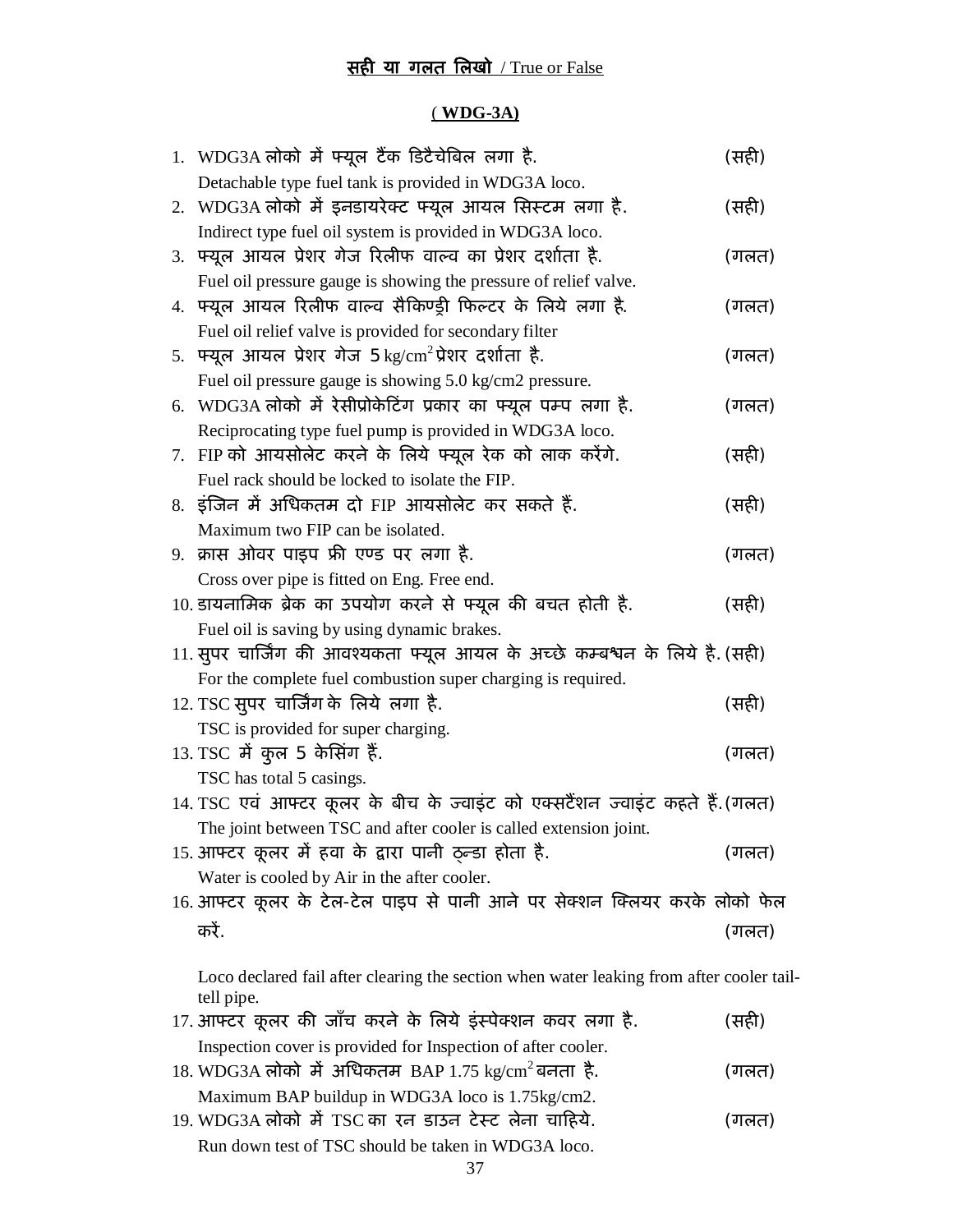## <u>सही या गलत लिखो</u> / True or False

### ( WDG-3A)

1. WDG3A लोको में फ्यूल टैंक डिटैचेबिल लगा है. (सही)
   Detachable type fuel tank is provided in WDG3A loco.
2. WDG3A लोको में इनडायरेक्ट फ्यूल आयल सिस्टम लगा है. (सही)
   Indirect type fuel oil system is provided in WDG3A loco.
3. फ्यूल आयल प्रेशर गेज रिलीफ वाल्व का प्रेशर दर्शाता है. (गलत)
   Fuel oil pressure gauge is showing the pressure of relief valve.
4. फ्यूल आयल रिलीफ वाल्व सैकिण्ड्री फिल्टर के लिये लगा है. (गलत)
   Fuel oil relief valve is provided for secondary filter
5. फ्यूल आयल प्रेशर गेज 5 $kg/cm^2$ प्रेशर दर्शाता है. (गलत)
   Fuel oil pressure gauge is showing 5.0 kg/cm2 pressure.
6. WDG3A लोको में रेसीप्रोकेटिंग प्रकार का फ्यूल पम्प लगा है. (गलत)
   Reciprocating type fuel pump is provided in WDG3A loco.
7. FIP को आयसोलेट करने के लिये फ्यूल रेक को लाक करेंगे. (सही)
   Fuel rack should be locked to isolate the FIP.
8. इंजिन में अधिकतम दो FIP आयसोलेट कर सकते हैं. (सही)
   Maximum two FIP can be isolated.
9. क्रास ओवर पाइप फ्री एण्ड पर लगा है. (गलत)
   Cross over pipe is fitted on Eng. Free end.
10. डायनामिक ब्रेक का उपयोग करने से फ्यूल की बचत होती है. (सही)
    Fuel oil is saving by using dynamic brakes.
11. सुपर चार्जिंग की आवश्यकता फ्यूल आयल के अच्छे कम्बश्चन के लिये है. (सही)
    For the complete fuel combustion super charging is required.
12. TSC सुपर चार्जिंग के लिये लगा है. (सही)
    TSC is provided for super charging.
13. TSC में कुल 5 केसिंग हैं. (गलत)
    TSC has total 5 casings.
14. TSC एवं आफ्टर कूलर के बीच के ज्वाइंट को एक्सटैंशन ज्वाइंट कहते हैं. (गलत)
    The joint between TSC and after cooler is called extension joint.
15. आफ्टर कूलर में हवा के द्वारा पानी ठ्न्डा होता है. (गलत)
    Water is cooled by Air in the after cooler.
16. आफ्टर कूलर के टेल-टेल पाइप से पानी आने पर सेक्शन क्लियर करके लोको फेल करें. (गलत)

    Loco declared fail after clearing the section when water leaking from after cooler tail-tell pipe.
17. आफ्टर कूलर की जाँच करने के लिये इंस्पेक्शन कवर लगा है. (सही)
    Inspection cover is provided for Inspection of after cooler.
18. WDG3A लोको में अधिकतम BAP 1.75 $kg/cm^2$ बनता है. (गलत)
    Maximum BAP buildup in WDG3A loco is 1.75kg/cm2.
19. WDG3A लोको में TSC का रन डाउन टेस्ट लेना चाहिये. (गलत)
    Run down test of TSC should be taken in WDG3A loco.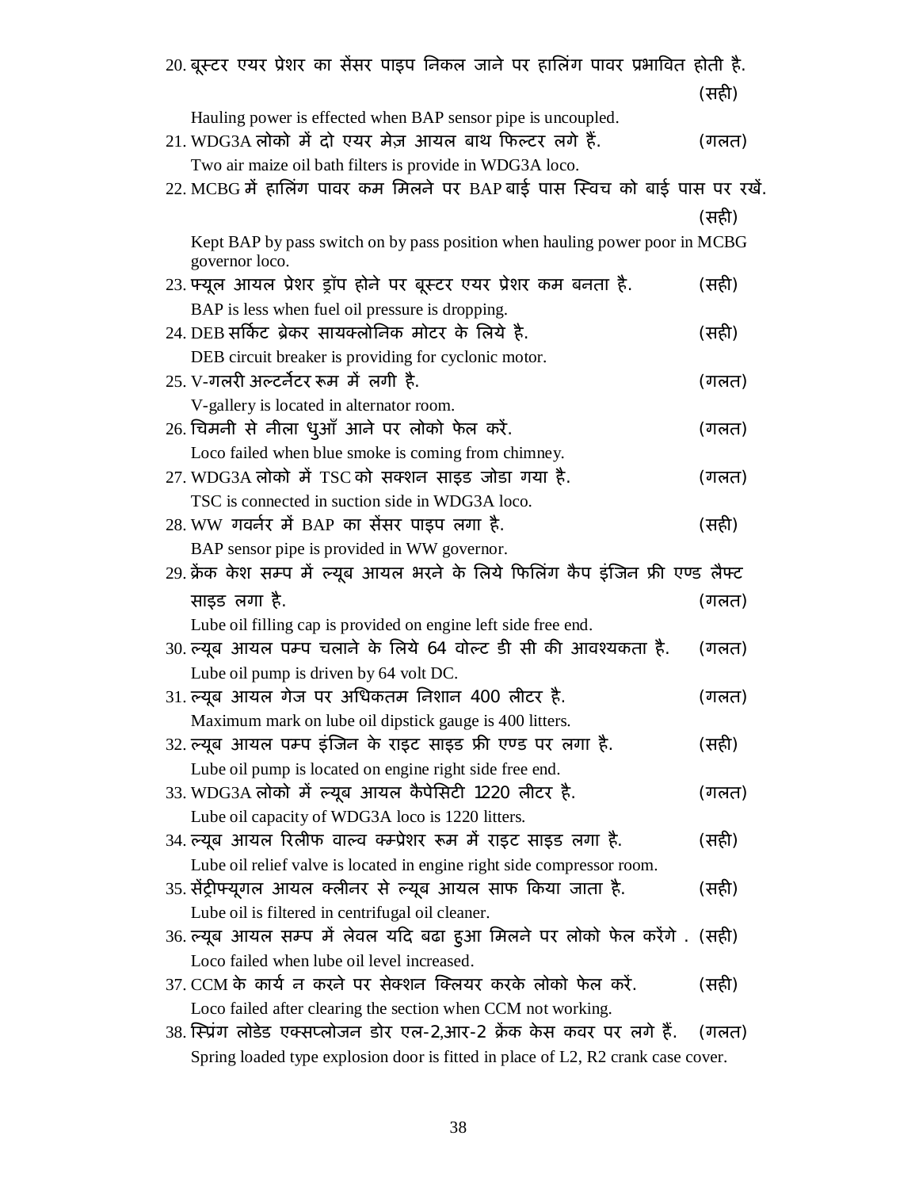20. बूस्टर एयर प्रेशर का सेंसर पाइप निकल जाने पर हालिंग पावर प्रभावित होती है. (सही)

Hauling power is effected when BAP sensor pipe is uncoupled.

21. WDG3A लोको में दो एयर मेज़ आयल बाथ फिल्टर लगे हैं. (गलत)

Two air maize oil bath filters is provide in WDG3A loco.

22. MCBG में हालिंग पावर कम मिलने पर BAP बाई पास स्विच को बाई पास पर रखें. (सही)

Kept BAP by pass switch on by pass position when hauling power poor in MCBG governor loco.

23. फ्यूल आयल प्रेशर ड्रॉप होने पर बूस्टर एयर प्रेशर कम बनता है. (सही)

BAP is less when fuel oil pressure is dropping.

24. DEB सर्किट ब्रेकर सायक्लोनिक मोटर के लिये है. (सही)

DEB circuit breaker is providing for cyclonic motor.

25. V-गलरी अल्टर्नेटर रूम में लगी है. (गलत)

V-gallery is located in alternator room.

26. चिमनी से नीला धुआँ आने पर लोको फेल करें. (गलत)

Loco failed when blue smoke is coming from chimney.

27. WDG3A लोको में TSC को सक्शन साइड जोडा गया है. (गलत)

TSC is connected in suction side in WDG3A loco.

28. WW गवर्नर में BAP का सेंसर पाइप लगा है. (सही)

BAP sensor pipe is provided in WW governor.

29. क्रेंक केश सम्प में ल्यूब आयल भरने के लिये फिलिंग कैप इंजिन फ्री एण्ड लैफ्ट साइड लगा है. (गलत)

Lube oil filling cap is provided on engine left side free end.

30. ल्यूब आयल पम्प चलाने के लिये 64 वोल्ट डी सी की आवश्यकता है. (गलत)

Lube oil pump is driven by 64 volt DC.

31. ल्यूब आयल गेज पर अधिकतम निशान 400 लीटर है. (गलत)

Maximum mark on lube oil dipstick gauge is 400 litters.

32. ल्यूब आयल पम्प इंजिन के राइट साइड फ्री एण्ड पर लगा है. (सही)

Lube oil pump is located on engine right side free end.

33. WDG3A लोको में ल्यूब आयल कैपेसिटी 1220 लीटर है. (गलत)

Lube oil capacity of WDG3A loco is 1220 litters.

34. ल्यूब आयल रिलीफ वाल्व कम्प्रेशर रूम में राइट साइड लगा है. (सही)

Lube oil relief valve is located in engine right side compressor room.

35. सेंट्रीफ्यूगल आयल क्लीनर से ल्यूब आयल साफ किया जाता है. (सही)

Lube oil is filtered in centrifugal oil cleaner.

36. ल्यूब आयल सम्प में लेवल यदि बढा हुआ मिलने पर लोको फेल करेंगे . (सही)

Loco failed when lube oil level increased.

37. CCM के कार्य न करने पर सेक्शन क्लियर करके लोको फेल करें. (सही)

Loco failed after clearing the section when CCM not working.

38. स्प्रिंग लोडेड एक्सप्लोजन डोर एल-2,आर-2 क्रेंक केस कवर पर लगे हैं. (गलत)

Spring loaded type explosion door is fitted in place of L2, R2 crank case cover.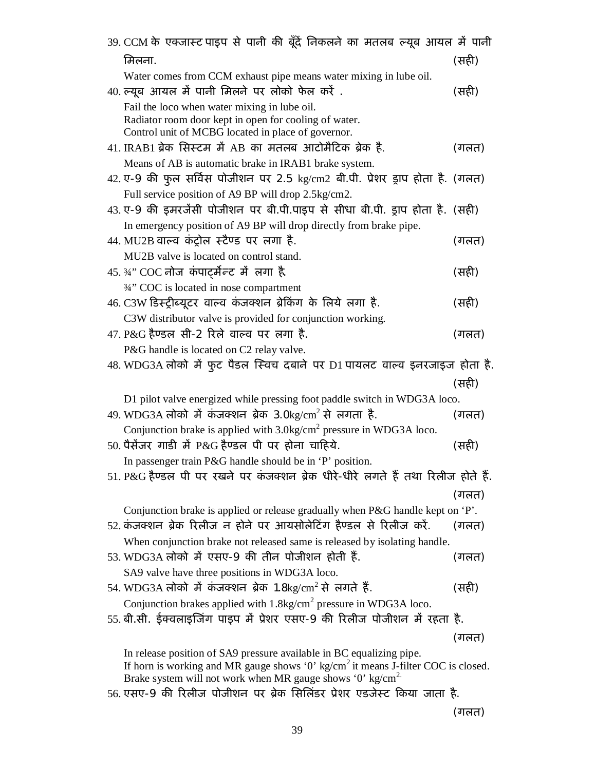39. CCM के एक्जास्ट पाइप से पानी की बूँदें निकलने का मतलब ल्यूब आयल में पानी मिलना. (सही)

Water comes from CCM exhaust pipe means water mixing in lube oil.

40. ल्यूब आयल में पानी मिलने पर लोको फेल करें . (सही)

Fail the loco when water mixing in lube oil.
Radiator room door kept in open for cooling of water.
Control unit of MCBG located in place of governor.

41. IRAB1 ब्रेक सिस्टम में AB का मतलब आटोमैटिक ब्रेक है. (गलत)

Means of AB is automatic brake in IRAB1 brake system.

42. ए-9 की फुल सर्विस पोजीशन पर 2.5 kg/cm2 बी.पी. प्रेशर ड्राप होता है. (गलत)

Full service position of A9 BP will drop 2.5kg/cm2.

43. ए-9 की इमरजेंसी पोजीशन पर बी.पी.पाइप से सीधा बी.पी. ड्राप होता है. (सही)

In emergency position of A9 BP will drop directly from brake pipe.

44. MU2B वाल्व कंट्रोल स्टैण्ड पर लगा है. (गलत)

MU2B valve is located on control stand.

45. ¾" COC नोज कंपार्टमेन्ट में लगा है. (सही)

¾" COC is located in nose compartment

46. C3W डिस्ट्रीब्यूटर वाल्व कंजक्शन ब्रेकिंग के लिये लगा है. (सही)

C3W distributor valve is provided for conjunction working.

47. P&G हैण्डल सी-2 रिले वाल्व पर लगा है. (गलत)

P&G handle is located on C2 relay valve.

48. WDG3A लोको में फुट पैडल स्विच दबाने पर D1 पायलट वाल्व इनरजाइज होता है. (सही)

D1 pilot valve energized while pressing foot paddle switch in WDG3A loco.

49. WDG3A लोको में कंजक्शन ब्रेक 3.0kg/cm$^2$ से लगता है. (गलत)

Conjunction brake is applied with 3.0kg/cm$^2$ pressure in WDG3A loco.

50. पैसेंजर गाडी में P&G हैण्डल पी पर होना चाहिये. (सही)

In passenger train P&G handle should be in 'P' position.

51. P&G हैण्डल पी पर रखने पर कंजक्शन ब्रेक धीरे-धीरे लगते हैं तथा रिलीज होते हैं. (गलत)

Conjunction brake is applied or release gradually when P&G handle kept on 'P'.

52. कंजक्शन ब्रेक रिलीज न होने पर आयसोलेटिंग हैण्डल से रिलीज करें. (गलत)

When conjunction brake not released same is released by isolating handle.

53. WDG3A लोको में एसए-9 की तीन पोजीशन होती हैं. (गलत)

SA9 valve have three positions in WDG3A loco.

54. WDG3A लोको में कंजक्शन ब्रेक 1.8kg/cm$^2$ से लगते हैं. (सही)

Conjunction brakes applied with 1.8kg/cm$^2$ pressure in WDG3A loco.

55. बी.सी. ईक्वलाइजिंग पाइप में प्रेशर एसए-9 की रिलीज पोजीशन में रहता है. (गलत)

In release position of SA9 pressure available in BC equalizing pipe.
If horn is working and MR gauge shows '0' kg/cm$^2$ it means J-filter COC is closed.
Brake system will not work when MR gauge shows '0' kg/cm$^2$.

56. एसए-9 की रिलीज पोजीशन पर ब्रेक सिलिंडर प्रेशर एडजेस्ट किया जाता है. (गलत)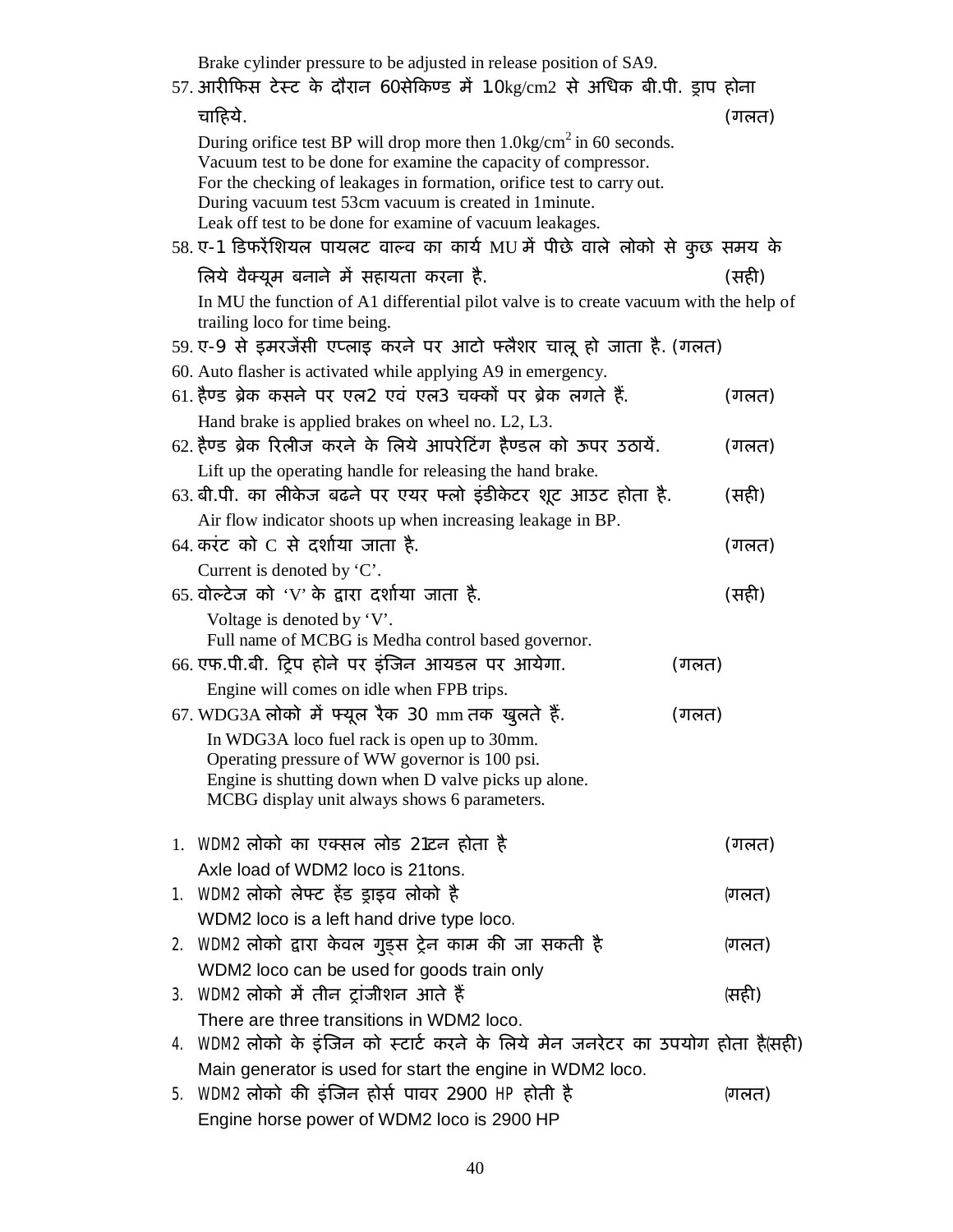Brake cylinder pressure to be adjusted in release position of SA9.

57. आरीफिस टेस्ट के दौरान 60सेकिण्ड में 1.0kg/cm2 से अधिक बी.पी. ड्राप होना चाहिये. (गलत)

During orifice test BP will drop more then 1.0kg/cm$^2$ in 60 seconds.
Vacuum test to be done for examine the capacity of compressor.
For the checking of leakages in formation, orifice test to carry out.
During vacuum test 53cm vacuum is created in 1minute.
Leak off test to be done for examine of vacuum leakages.

58. ए-1 डिफरेंशियल पायलट वाल्व का कार्य MU में पीछे वाले लोको से कुछ समय के लिये वैक्यूम बनाने में सहायता करना है. (सही)

In MU the function of A1 differential pilot valve is to create vacuum with the help of trailing loco for time being.

59. ए-9 से इमरजेंसी एप्लाइ करने पर आटो फ्लैशर चालू हो जाता है. (गलत)

60. Auto flasher is activated while applying A9 in emergency.

61. हैण्ड ब्रेक कसने पर एल2 एवं एल3 चक्कों पर ब्रेक लगते हैं. (गलत)

Hand brake is applied brakes on wheel no. L2, L3.

62. हैण्ड ब्रेक रिलीज करने के लिये आपरेटिंग हैण्डल को ऊपर उठायें. (गलत)

Lift up the operating handle for releasing the hand brake.

63. बी.पी. का लीकेज बढने पर एयर फ्लो इंडीकेटर शूट आउट होता है. (सही)

Air flow indicator shoots up when increasing leakage in BP.

64. करंट को C से दर्शाया जाता है. (गलत)

Current is denoted by ‘C’.

65. वोल्टेज को ‘V’ के द्वारा दर्शाया जाता है. (सही)

Voltage is denoted by ‘V’.
Full name of MCBG is Medha control based governor.

66. एफ.पी.बी. ट्रिप होने पर इंजिन आयडल पर आयेगा. (गलत)

Engine will comes on idle when FPB trips.

67. WDG3A लोको में फ्यूल रैक 30 mm तक खुलते हैं. (गलत)

In WDG3A loco fuel rack is open up to 30mm.
Operating pressure of WW governor is 100 psi.
Engine is shutting down when D valve picks up alone.
MCBG display unit always shows 6 parameters.

1. WDM2 लोको का एक्सल लोड 21टन होता है (गलत)

Axle load of WDM2 loco is 21tons.

1. WDM2 लोको लेफ्ट हेंड ड्राइव लोको है (गलत)

WDM2 loco is a left hand drive type loco.

2. WDM2 लोको द्वारा केवल गुड्स ट्रेन काम की जा सकती है (गलत)

WDM2 loco can be used for goods train only

3. WDM2 लोको में तीन ट्रांजीशन आते हैं (सही)

There are three transitions in WDM2 loco.

4. WDM2 लोको के इंजिन को स्टार्ट करने के लिये मेन जनरेटर का उपयोग होता है(सही)

Main generator is used for start the engine in WDM2 loco.

5. WDM2 लोको की इंजिन होर्स पावर 2900 HP होती है (गलत)

Engine horse power of WDM2 loco is 2900 HP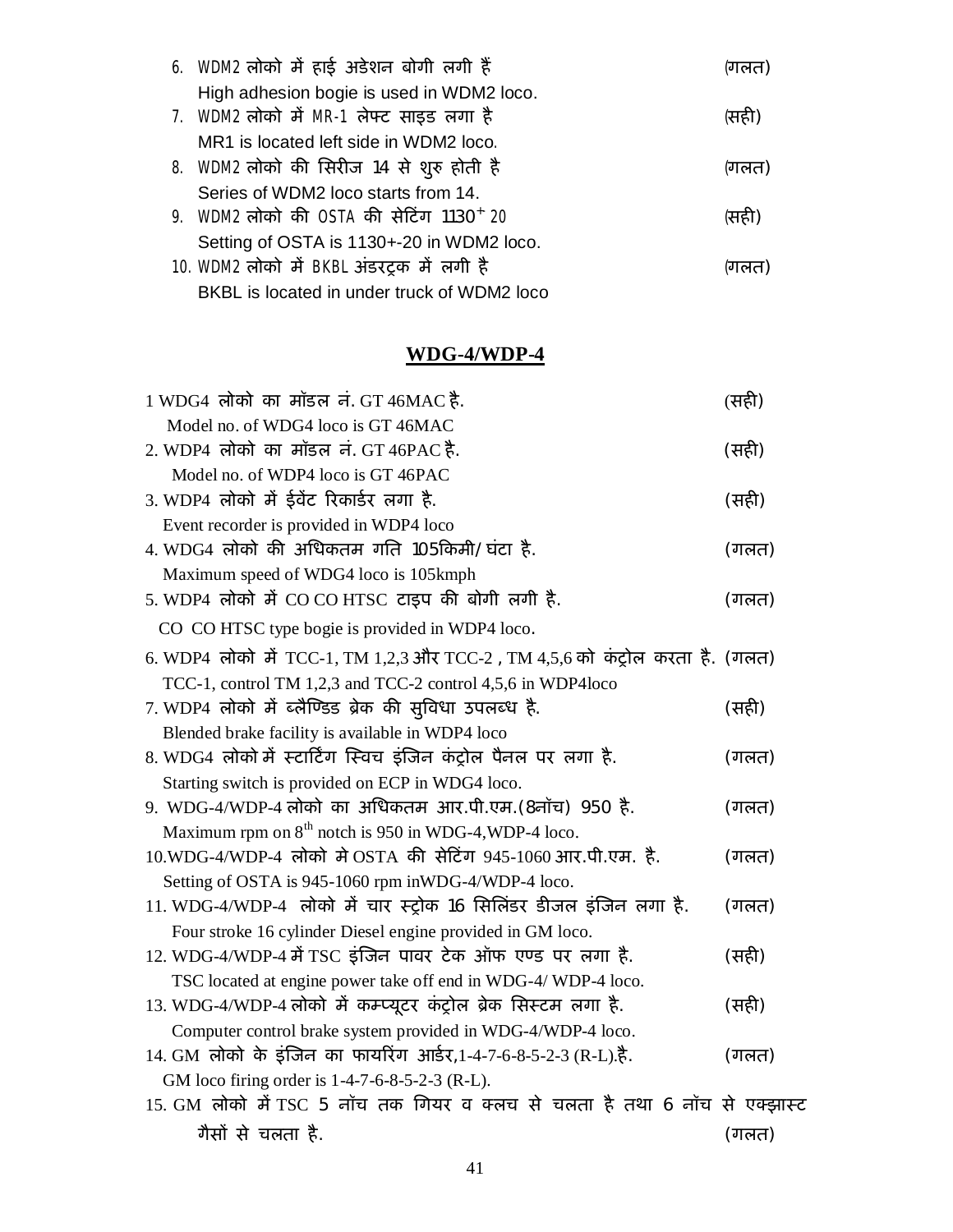6. WDM2 लोको में हाई अडेशन बोगी लगी हैं (गलत)
   High adhesion bogie is used in WDM2 loco.
7. WDM2 लोको में MR-1 लेफ्ट साइड लगा है (सही)
   MR1 is located left side in WDM2 loco.
8. WDM2 लोको की सिरीज 14 से शुरु होती है (गलत)
   Series of WDM2 loco starts from 14.
9. WDM2 लोको की OSTA की सेटिंग $1130^{+}$ 20 (सही)
   Setting of OSTA is 1130+-20 in WDM2 loco.
10. WDM2 लोको में BKBL अंडरट्रक में लगी है (गलत)
    BKBL is located in under truck of WDM2 loco

## WDG-4/WDP-4

1 WDG4 लोको का मॉडल नं. GT 46MAC है. (सही)
  Model no. of WDG4 loco is GT 46MAC

2. WDP4 लोको का मॉडल नं. GT 46PAC है. (सही)
   Model no. of WDP4 loco is GT 46PAC

3. WDP4 लोको में ईवेंट रिकार्डर लगा है. (सही)
   Event recorder is provided in WDP4 loco

4. WDG4 लोको की अधिकतम गति 105किमी/घंटा है. (गलत)
   Maximum speed of WDG4 loco is 105kmph

5. WDP4 लोको में CO CO HTSC टाइप की बोगी लगी है. (गलत)
   CO CO HTSC type bogie is provided in WDP4 loco.

6. WDP4 लोको में TCC-1, TM 1,2,3 और TCC-2 , TM 4,5,6 को कंट्रोल करता है. (गलत)
   TCC-1, control TM 1,2,3 and TCC-2 control 4,5,6 in WDP4loco

7. WDP4 लोको में ब्लैण्डिड ब्रेक की सुविधा उपलब्ध है. (सही)
   Blended brake facility is available in WDP4 loco

8. WDG4 लोको में स्टार्टिंग स्विच इंजिन कंट्रोल पैनल पर लगा है. (गलत)
   Starting switch is provided on ECP in WDG4 loco.

9. WDG-4/WDP-4 लोको का अधिकतम आर.पी.एम.(8नॉच) 950 है. (गलत)
   Maximum rpm on 8th notch is 950 in WDG-4,WDP-4 loco.

10. WDG-4/WDP-4 लोको मे OSTA की सेटिंग 945-1060 आर.पी.एम. है. (गलत)
    Setting of OSTA is 945-1060 rpm inWDG-4/WDP-4 loco.

11. WDG-4/WDP-4 लोको में चार स्ट्रोक 16 सिलिंडर डीजल इंजिन लगा है. (गलत)
    Four stroke 16 cylinder Diesel engine provided in GM loco.

12. WDG-4/WDP-4 में TSC इंजिन पावर टेक ऑफ एण्ड पर लगा है. (सही)
    TSC located at engine power take off end in WDG-4/ WDP-4 loco.

13. WDG-4/WDP-4 लोको में कम्प्यूटर कंट्रोल ब्रेक सिस्टम लगा है. (सही)
    Computer control brake system provided in WDG-4/WDP-4 loco.

14. GM लोको के इंजिन का फायरिंग आर्डर,1-4-7-6-8-5-2-3 (R-L).है. (गलत)
    GM loco firing order is 1-4-7-6-8-5-2-3 (R-L).

15. GM लोको में TSC 5 नॉच तक गियर व क्लच से चलता है तथा 6 नॉच से एक्झास्ट गैसों से चलता है. (गलत)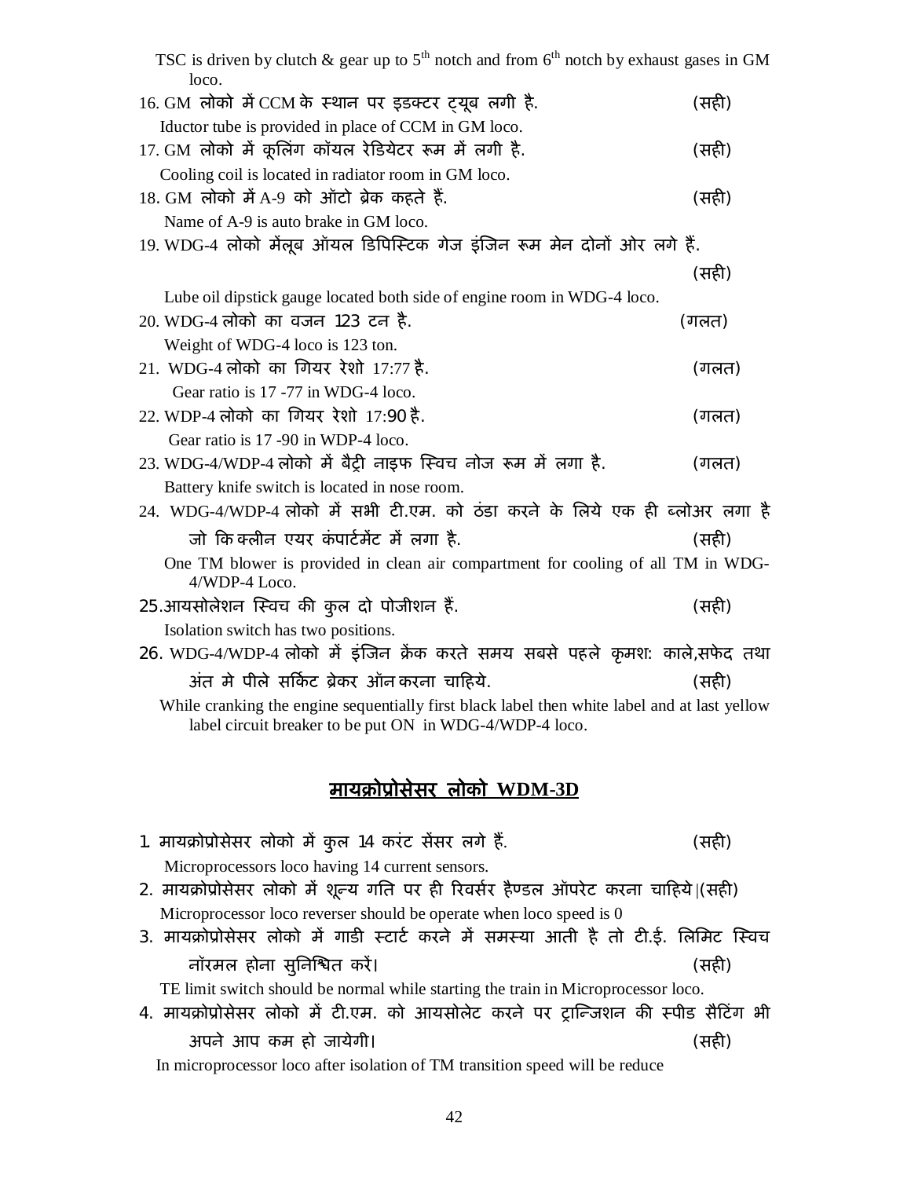TSC is driven by clutch & gear up to 5th notch and from 6th notch by exhaust gases in GM loco.

16. GM लोको में CCM के स्थान पर इडक्टर ट्यूब लगी है. (सही)

Iductor tube is provided in place of CCM in GM loco.

17. GM लोको में कूलिंग कॉयल रेडियेटर रूम में लगी है. (सही)

Cooling coil is located in radiator room in GM loco.

18. GM लोको में A-9 को ऑटो ब्रेक कहते हैं. (सही)

Name of A-9 is auto brake in GM loco.

19. WDG-4 लोको मेंलूब ऑयल डिपिस्टिक गेज इंजिन रूम मेन दोनों ओर लगे हैं. (सही)

Lube oil dipstick gauge located both side of engine room in WDG-4 loco.

20. WDG-4 लोको का वजन 123 टन है. (गलत)

Weight of WDG-4 loco is 123 ton.

21. WDG-4 लोको का गियर रेशो 17:77 है. (गलत)

Gear ratio is 17 -77 in WDG-4 loco.

22. WDP-4 लोको का गियर रेशो 17:90 है. (गलत)

Gear ratio is 17 -90 in WDP-4 loco.

23. WDG-4/WDP-4 लोको में बैट्री नाइफ स्विच नोज रूम में लगा है. (गलत)

Battery knife switch is located in nose room.

24. WDG-4/WDP-4 लोको में सभी टी.एम. को ठंडा करने के लिये एक ही ब्लोअर लगा है जो कि क्लीन एयर कंपार्टमेंट में लगा है. (सही)

One TM blower is provided in clean air compartment for cooling of all TM in WDG-4/WDP-4 Loco.

25. आयसोलेशन स्विच की कुल दो पोजीशन हैं. (सही)

Isolation switch has two positions.

26. WDG-4/WDP-4 लोको में इंजिन क्रेंक करते समय सबसे पहले क्रमशः काले,सफेद तथा अंत मे पीले सर्किट ब्रेकर ऑन करना चाहिये. (सही)

While cranking the engine sequentially first black label then white label and at last yellow label circuit breaker to be put ON in WDG-4/WDP-4 loco.

## <u>मायक्रोप्रोसेसर लोको WDM-3D</u>

1. मायक्रोप्रोसेसर लोको में कुल 14 करंट सेंसर लगे हैं. (सही)

   Microprocessors loco having 14 current sensors.

2. मायक्रोप्रोसेसर लोको में शून्य गति पर ही रिवर्सर हैण्डल ऑपरेट करना चाहिये।(सही)

   Microprocessor loco reverser should be operate when loco speed is 0

3. मायक्रोप्रोसेसर लोको में गाडी स्टार्ट करने में समस्या आती है तो टी.ई. लिमिट स्विच नॉरमल होना सुनिश्चित करें। (सही)

   TE limit switch should be normal while starting the train in Microprocessor loco.

4. मायक्रोप्रोसेसर लोको में टी.एम. को आयसोलेट करने पर ट्रान्जिशन की स्पीड सैटिंग भी अपने आप कम हो जायेगी। (सही)

   In microprocessor loco after isolation of TM transition speed will be reduce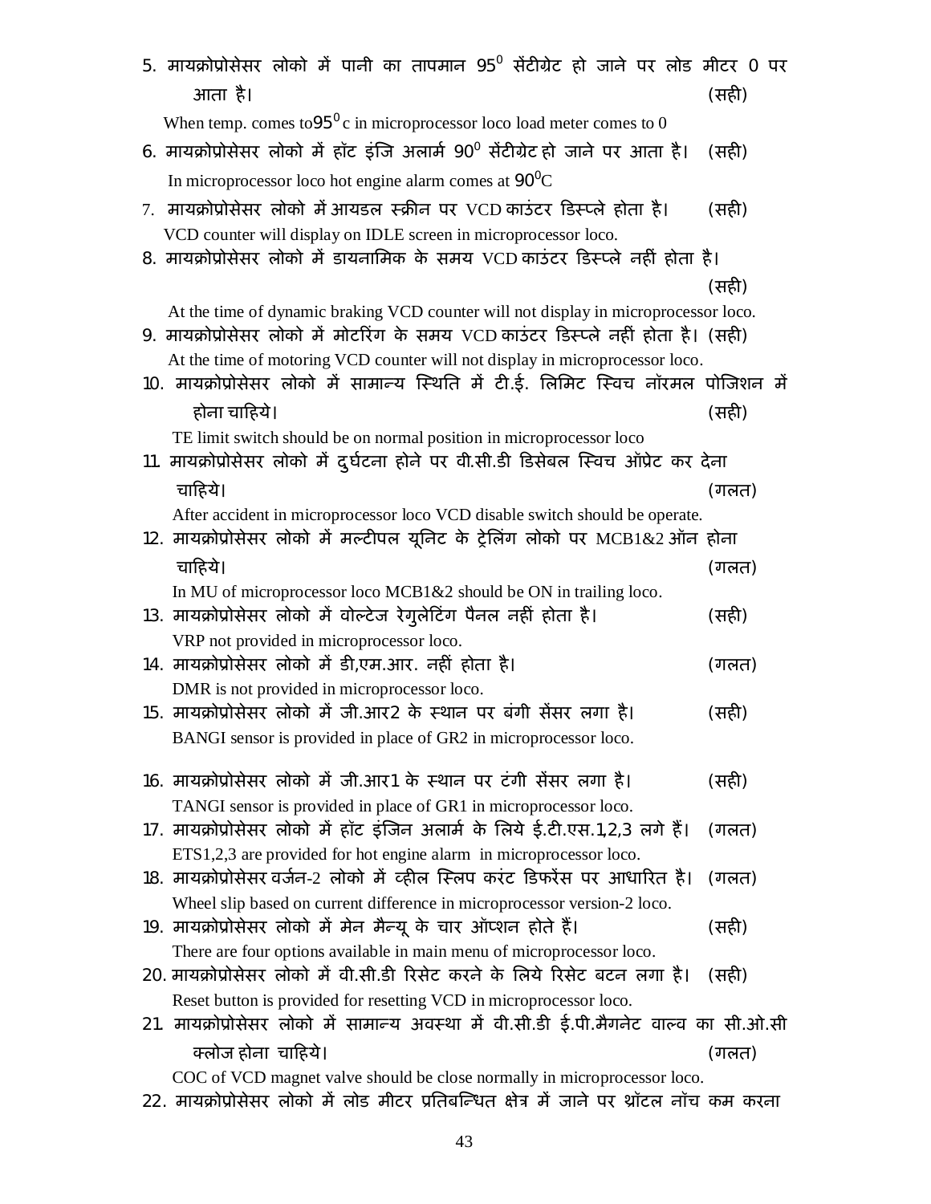5. मायक्रोप्रोसेसर लोको में पानी का तापमान $95^0$ सेंटीग्रेट हो जाने पर लोड मीटर 0 पर आता है। (सही)

   When temp. comes to $95^0$c in microprocessor loco load meter comes to 0

6. मायक्रोप्रोसेसर लोको में हॉट इंजि अलार्म $90^0$ सेंटीग्रेट हो जाने पर आता है। (सही)

   In microprocessor loco hot engine alarm comes at $90^0$C

7. मायक्रोप्रोसेसर लोको में आयडल स्क्रीन पर VCD काउंटर डिस्प्ले होता है। (सही)

   VCD counter will display on IDLE screen in microprocessor loco.

8. मायक्रोप्रोसेसर लोको में डायनामिक के समय VCD काउंटर डिस्प्ले नहीं होता है। (सही)

   At the time of dynamic braking VCD counter will not display in microprocessor loco.

9. मायक्रोप्रोसेसर लोको में मोटरिंग के समय VCD काउंटर डिस्प्ले नहीं होता है। (सही)

   At the time of motoring VCD counter will not display in microprocessor loco.

10. मायक्रोप्रोसेसर लोको में सामान्य स्थिति में टी.ई. लिमिट स्विच नॉरमल पोजिशन में होना चाहिये। (सही)

    TE limit switch should be on normal position in microprocessor loco

11. मायक्रोप्रोसेसर लोको में दुर्घटना होने पर वी.सी.डी डिसेबल स्विच ऑप्रेट कर देना चाहिये। (गलत)

    After accident in microprocessor loco VCD disable switch should be operate.

12. मायक्रोप्रोसेसर लोको में मल्टीपल यूनिट के ट्रेलिंग लोको पर MCB1&2 ऑन होना चाहिये। (गलत)

    In MU of microprocessor loco MCB1&2 should be ON in trailing loco.

13. मायक्रोप्रोसेसर लोको में वोल्टेज रेगुलेटिंग पैनल नहीं होता है। (सही)

    VRP not provided in microprocessor loco.

14. मायक्रोप्रोसेसर लोको में डी,एम.आर. नहीं होता है। (गलत)

    DMR is not provided in microprocessor loco.

15. मायक्रोप्रोसेसर लोको में जी.आर2 के स्थान पर बंगी सेंसर लगा है। (सही)

    BANGI sensor is provided in place of GR2 in microprocessor loco.

16. मायक्रोप्रोसेसर लोको में जी.आर1 के स्थान पर टंगी सेंसर लगा है। (सही)

    TANGI sensor is provided in place of GR1 in microprocessor loco.

17. मायक्रोप्रोसेसर लोको में हॉट इंजिन अलार्म के लिये ई.टी.एस.1,2,3 लगे हैं। (गलत)

    ETS1,2,3 are provided for hot engine alarm in microprocessor loco.

18. मायक्रोप्रोसेसर वर्जन-2 लोको में व्हील स्लिप करंट डिफरेंस पर आधारित है। (गलत)

    Wheel slip based on current difference in microprocessor version-2 loco.

19. मायक्रोप्रोसेसर लोको में मेन मैन्यू के चार ऑप्शन होते हैं। (सही)

    There are four options available in main menu of microprocessor loco.

20. मायक्रोप्रोसेसर लोको में वी.सी.डी रिसेट करने के लिये रिसेट बटन लगा है। (सही)

    Reset button is provided for resetting VCD in microprocessor loco.

21. मायक्रोप्रोसेसर लोको में सामान्य अवस्था में वी.सी.डी ई.पी.मैगनेट वाल्व का सी.ओ.सी क्लोज होना चाहिये। (गलत)

    COC of VCD magnet valve should be close normally in microprocessor loco.

22. मायक्रोप्रोसेसर लोको में लोड मीटर प्रतिबन्धित क्षेत्र में जाने पर थ्रॉटल नॉच कम करना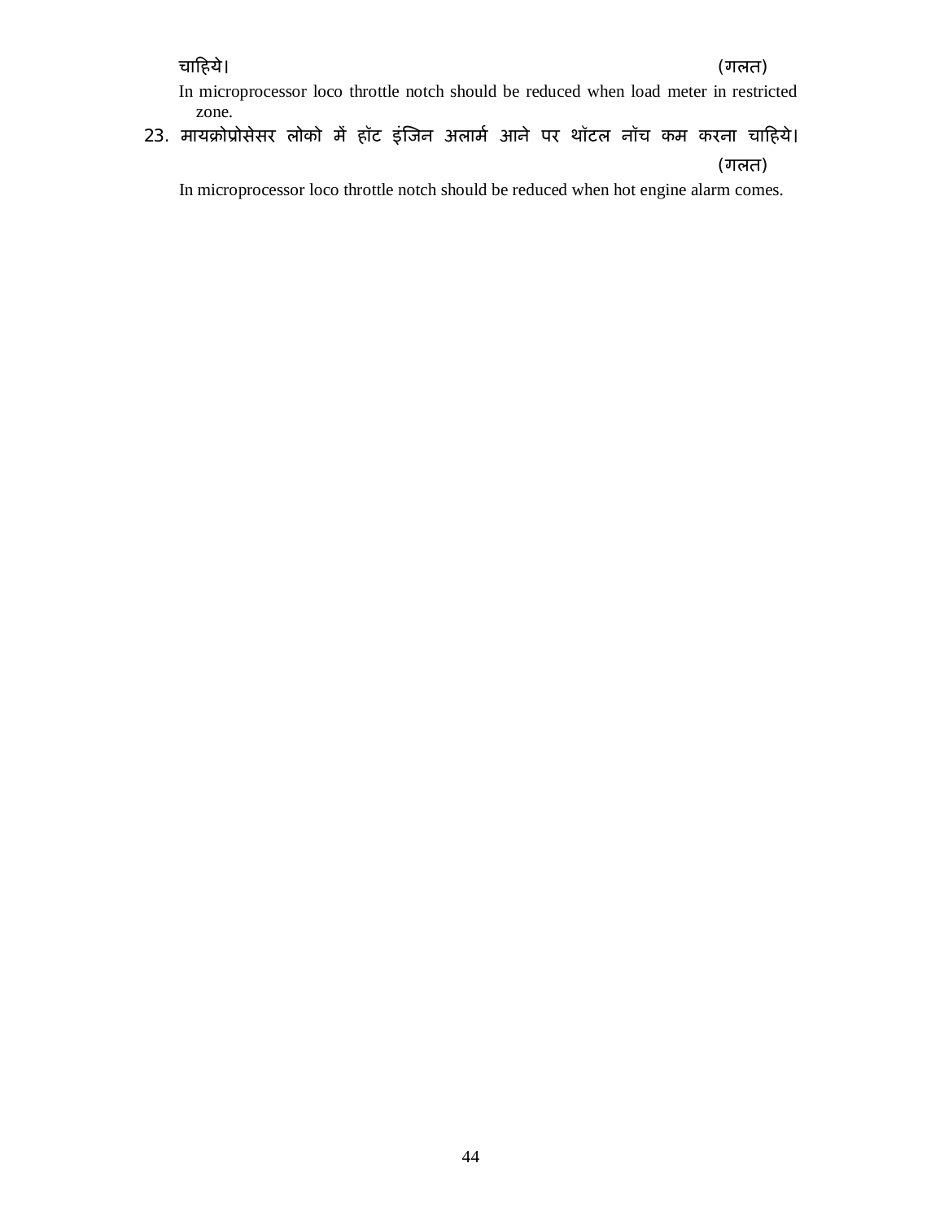चाहिये। (गलत)

In microprocessor loco throttle notch should be reduced when load meter in restricted zone.

23. मायक्रोप्रोसेसर लोको में हॉट इंजिन अलार्म आने पर थॉटल नॉच कम करना चाहिये। (गलत)

In microprocessor loco throttle notch should be reduced when hot engine alarm comes.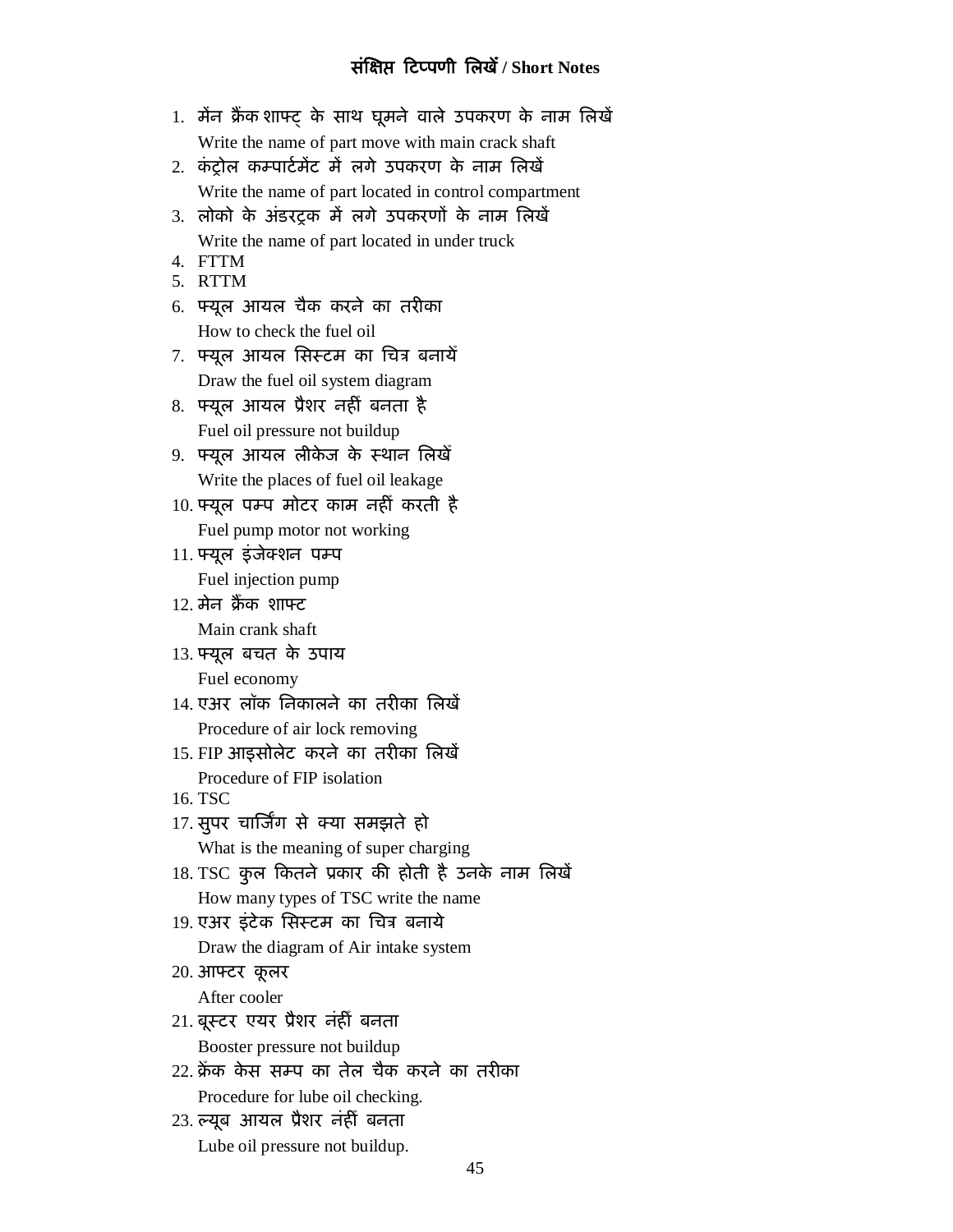## संक्षिप्त टिप्पणी लिखें / Short Notes

1. मेंन क्रैंक शाफ्ट् के साथ घूमने वाले उपकरण के नाम लिखें
   Write the name of part move with main crack shaft
2. कंट्रोल कम्पार्टमेंट में लगे उपकरण के नाम लिखें
   Write the name of part located in control compartment
3. लोको के अंडरट्रक में लगे उपकरणों के नाम लिखें
   Write the name of part located in under truck
4. FTTM
5. RTTM
6. फ्यूल आयल चैक करने का तरीका
   How to check the fuel oil
7. फ्यूल आयल सिस्टम का चित्र बनायें
   Draw the fuel oil system diagram
8. फ्यूल आयल प्रैशर नहीं बनता है
   Fuel oil pressure not buildup
9. फ्यूल आयल लीकेज के स्थान लिखें
   Write the places of fuel oil leakage
10. फ्यूल पम्प मोटर काम नहीं करती है
    Fuel pump motor not working
11. फ्यूल इंजेक्शन पम्प
    Fuel injection pump
12. मेन क्रैंक शाफ्ट
    Main crank shaft
13. फ्यूल बचत के उपाय
    Fuel economy
14. एअर लॉक निकालने का तरीका लिखें
    Procedure of air lock removing
15. FIP आइसोलेट करने का तरीका लिखें
    Procedure of FIP isolation
16. TSC
17. सुपर चार्जिंग से क्या समझते हो
    What is the meaning of super charging
18. TSC कुल कितने प्रकार की होती है उनके नाम लिखें
    How many types of TSC write the name
19. एअर इंटेक सिस्टम का चित्र बनाये
    Draw the diagram of Air intake system
20. आफ्टर कूलर
    After cooler
21. बूस्टर एयर प्रैशर नंहीं बनता
    Booster pressure not buildup
22. क्रेंक केस सम्प का तेल चैक करने का तरीका
    Procedure for lube oil checking.
23. ल्यूब आयल प्रैशर नंहीं बनता
    Lube oil pressure not buildup.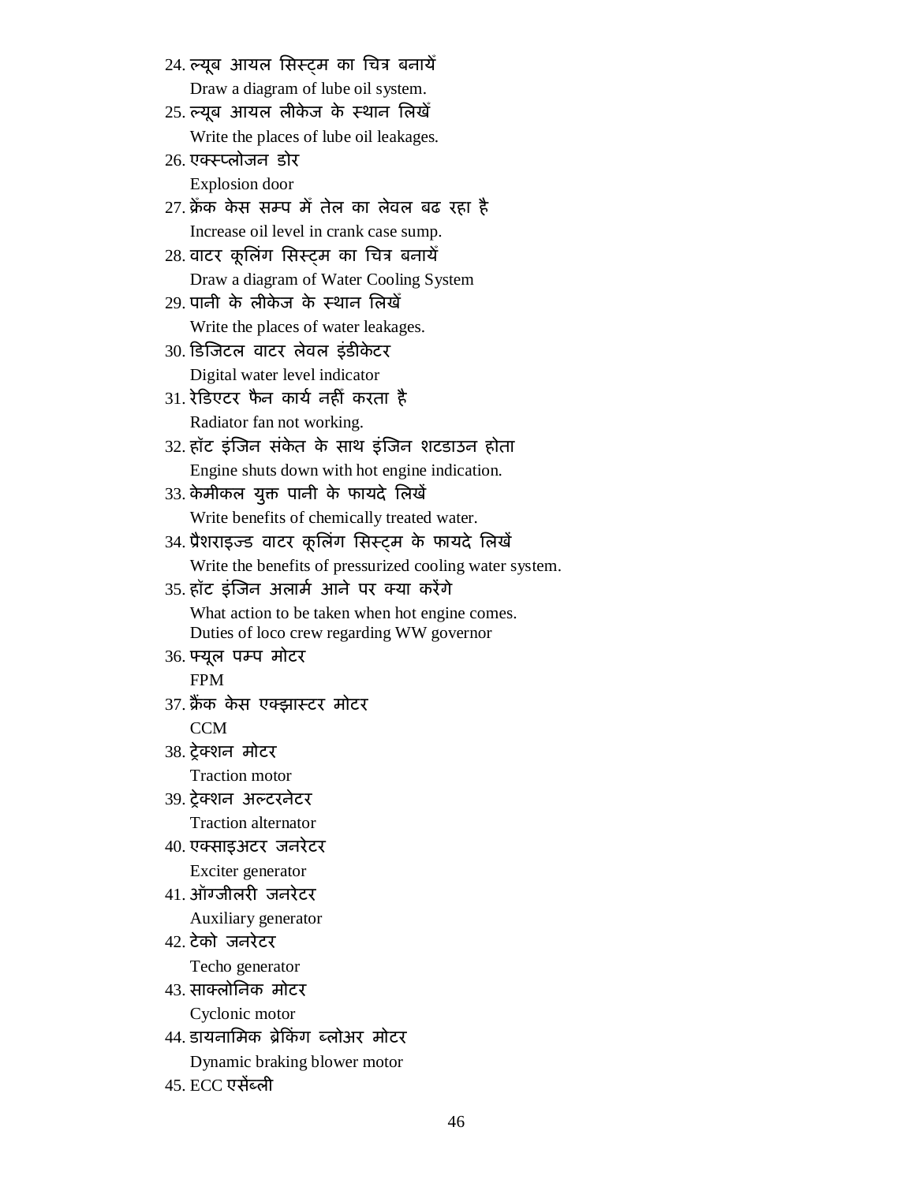24. ल्यूब आयल सिस्ट्म का चित्र बनायें
    Draw a diagram of lube oil system.
25. ल्यूब आयल लीकेज के स्थान लिखें
    Write the places of lube oil leakages.
26. एक्स्प्लोजन डोर
    Explosion door
27. क्रेंक केस सम्प में तेल का लेवल बढ रहा है
    Increase oil level in crank case sump.
28. वाटर कूलिंग सिस्ट्म का चित्र बनायें
    Draw a diagram of Water Cooling System
29. पानी के लीकेज के स्थान लिखें
    Write the places of water leakages.
30. डिजिटल वाटर लेवल इंडीकेटर
    Digital water level indicator
31. रेडिएटर फैन कार्य नहीं करता है
    Radiator fan not working.
32. हॉट इंजिन संकेत के साथ इंजिन शटडाउन होता
    Engine shuts down with hot engine indication.
33. केमीकल युक्त पानी के फायदे लिखें
    Write benefits of chemically treated water.
34. प्रैशराइज्ड वाटर कूलिंग सिस्ट्म के फायदे लिखें
    Write the benefits of pressurized cooling water system.
35. हॉट इंजिन अलार्म आने पर क्या करेंगे
    What action to be taken when hot engine comes.
    Duties of loco crew regarding WW governor
36. फ्यूल पम्प मोटर
    FPM
37. क्रैंक केस एक्झास्टर मोटर
    CCM
38. ट्रेक्शन मोटर
    Traction motor
39. ट्रेक्शन अल्टरनेटर
    Traction alternator
40. एक्साइअटर जनरेटर
    Exciter generator
41. ऑग्जीलरी जनरेटर
    Auxiliary generator
42. टेको जनरेटर
    Techo generator
43. साक्लोनिक मोटर
    Cyclonic motor
44. डायनामिक ब्रेकिंग ब्लोअर मोटर
    Dynamic braking blower motor
45. ECC एसेंब्ली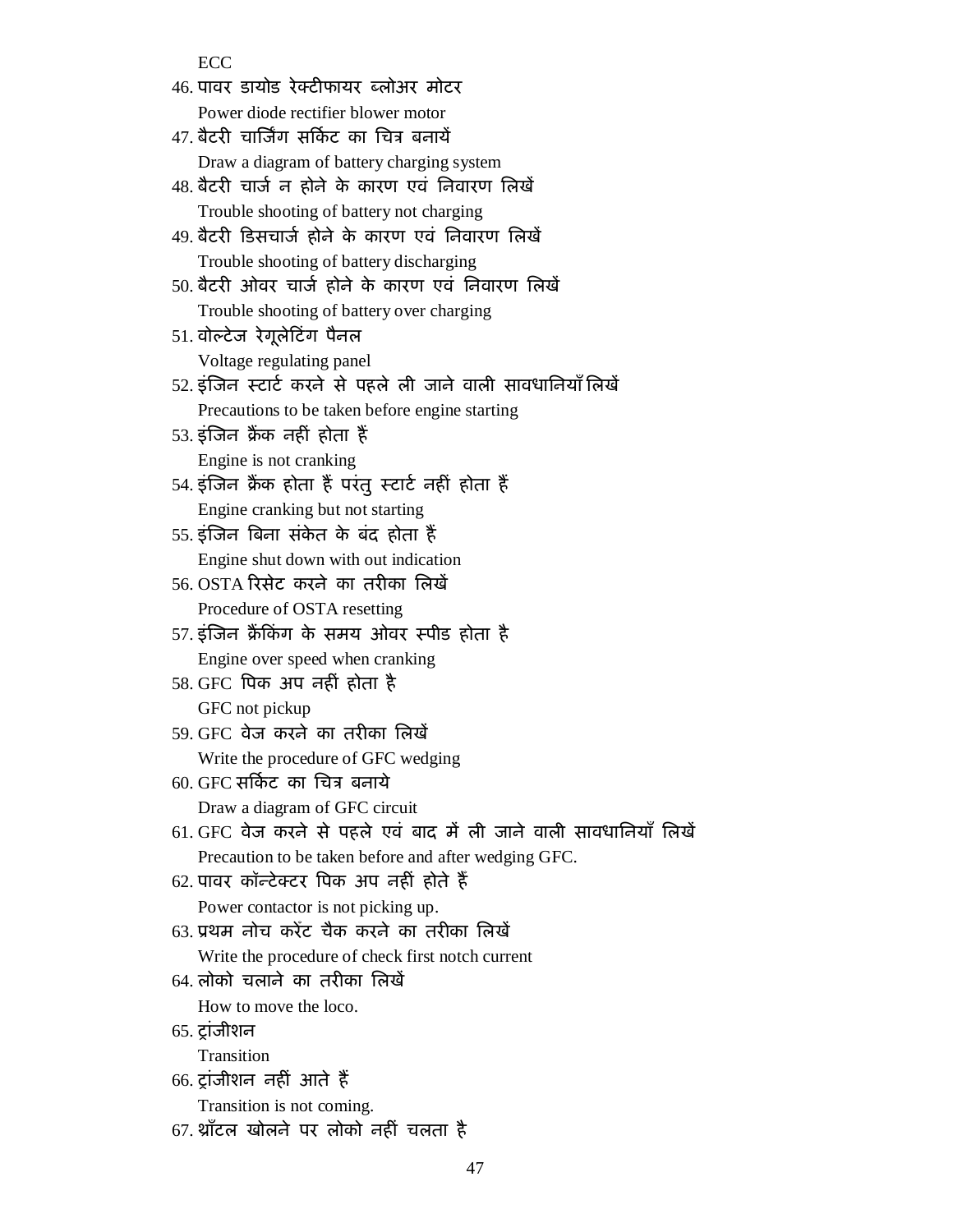ECC

46. पावर डायोड रेक्टीफायर ब्लोअर मोटर
    Power diode rectifier blower motor
47. बैटरी चार्जिंग सर्किट का चित्र बनायें
    Draw a diagram of battery charging system
48. बैटरी चार्ज न होने के कारण एवं निवारण लिखें
    Trouble shooting of battery not charging
49. बैटरी डिसचार्ज होने के कारण एवं निवारण लिखें
    Trouble shooting of battery discharging
50. बैटरी ओवर चार्ज होने के कारण एवं निवारण लिखें
    Trouble shooting of battery over charging
51. वोल्टेज रेगूलेटिंग पैनल
    Voltage regulating panel
52. इंजिन स्टार्ट करने से पहले ली जाने वाली सावधानियाँ लिखें
    Precautions to be taken before engine starting
53. इंजिन क्रैंक नहीं होता हैं
    Engine is not cranking
54. इंजिन क्रैंक होता हैं परंतु स्टार्ट नहीं होता हैं
    Engine cranking but not starting
55. इंजिन बिना संकेत के बंद होता हैं
    Engine shut down with out indication
56. OSTA रिसेट करने का तरीका लिखें
    Procedure of OSTA resetting
57. इंजिन क्रैंकिंग के समय ओवर स्पीड होता है
    Engine over speed when cranking
58. GFC पिक अप नहीं होता है
    GFC not pickup
59. GFC वेज करने का तरीका लिखें
    Write the procedure of GFC wedging
60. GFC सर्किट का चित्र बनाये
    Draw a diagram of GFC circuit
61. GFC वेज करने से पहले एवं बाद में ली जाने वाली सावधानियाँ लिखें
    Precaution to be taken before and after wedging GFC.
62. पावर कॉन्टेक्टर पिक अप नहीं होते हैं
    Power contactor is not picking up.
63. प्रथम नोच करेंट चैक करने का तरीका लिखें
    Write the procedure of check first notch current
64. लोको चलाने का तरीका लिखें
    How to move the loco.
65. ट्रांजीशन
    Transition
66. ट्रांजीशन नहीं आते हैं
    Transition is not coming.
67. थ्राँटल खोलने पर लोको नहीं चलता है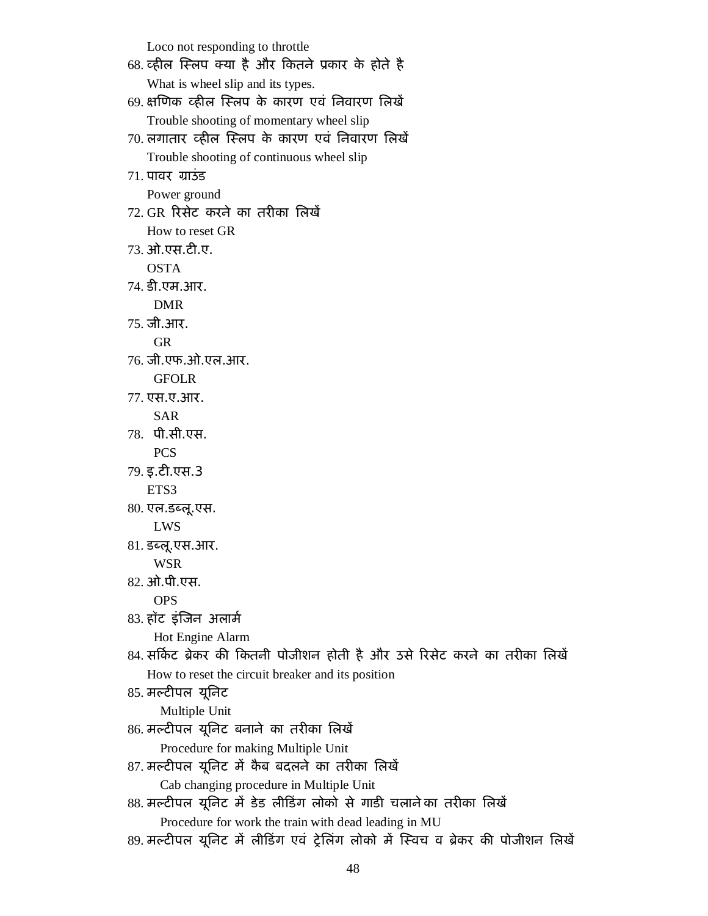Loco not responding to throttle

68. व्हील स्लिप क्या है और कितने प्रकार के होते है
    What is wheel slip and its types.
69. क्षणिक व्हील स्लिप के कारण एवं निवारण लिखें
    Trouble shooting of momentary wheel slip
70. लगातार व्हील स्लिप के कारण एवं निवारण लिखें
    Trouble shooting of continuous wheel slip
71. पावर ग्राउंड
    Power ground
72. GR रिसेट करने का तरीका लिखें
    How to reset GR
73. ओ.एस.टी.ए.
    OSTA
74. डी.एम.आर.
    DMR
75. जी.आर.
    GR
76. जी.एफ.ओ.एल.आर.
    GFOLR
77. एस.ए.आर.
    SAR
78. पी.सी.एस.
    PCS
79. इ.टी.एस.3
    ETS3
80. एल.डब्लू.एस.
    LWS
81. डब्लू.एस.आर.
    WSR
82. ओ.पी.एस.
    OPS
83. हॉट इंजिन अलार्म
    Hot Engine Alarm
84. सर्किट ब्रेकर की कितनी पोजीशन होती है और उसे रिसेट करने का तरीका लिखें
    How to reset the circuit breaker and its position
85. मल्टीपल यूनिट
    Multiple Unit
86. मल्टीपल यूनिट बनाने का तरीका लिखें
    Procedure for making Multiple Unit
87. मल्टीपल यूनिट में कैब बदलने का तरीका लिखें
    Cab changing procedure in Multiple Unit
88. मल्टीपल यूनिट में डेड लीडिंग लोको से गाडी चलाने का तरीका लिखें
    Procedure for work the train with dead leading in MU
89. मल्टीपल यूनिट में लीडिंग एवं ट्रेलिंग लोको में स्विच व ब्रेकर की पोजीशन लिखें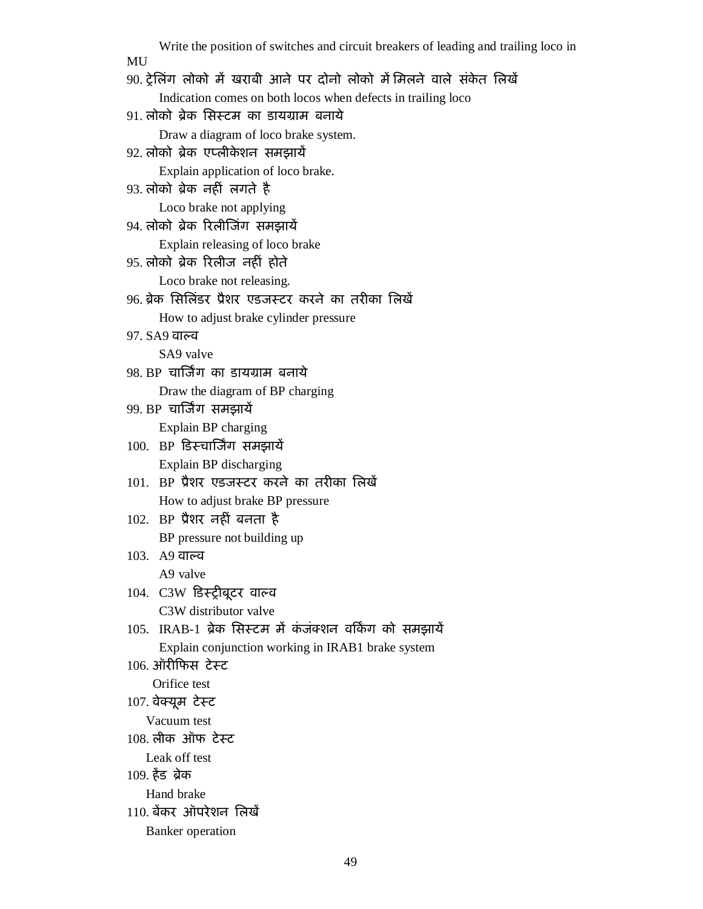Write the position of switches and circuit breakers of leading and trailing loco in MU

90. ट्रेलिंग लोको में खराबी आने पर दोनो लोको में मिलने वाले संकेत लिखें

    Indication comes on both locos when defects in trailing loco

91. लोको ब्रेक सिस्टम का डायग्राम बनाये

    Draw a diagram of loco brake system.

92. लोको ब्रेक एप्लीकेशन समझायें

    Explain application of loco brake.

93. लोको ब्रेक नहीं लगते है

    Loco brake not applying

94. लोको ब्रेक रिलीजिंग समझायें

    Explain releasing of loco brake

95. लोको ब्रेक रिलीज नहीं होते

    Loco brake not releasing.

96. ब्रेक सिलिंडर प्रैशर एडजस्टर करने का तरीका लिखें

    How to adjust brake cylinder pressure

97. SA9 वाल्व

    SA9 valve

98. BP चार्जिंग का डायग्राम बनाये

    Draw the diagram of BP charging

99. BP चार्जिंग समझायें

    Explain BP charging

100. BP डिस्चार्जिंग समझायें

    Explain BP discharging

101. BP प्रैशर एडजस्टर करने का तरीका लिखें

    How to adjust brake BP pressure

102. BP प्रैशर नहीं बनता है

    BP pressure not building up

103. A9 वाल्व

    A9 valve

104. C3W डिस्ट्रीबूटर वाल्व

    C3W distributor valve

105. IRAB-1 ब्रेक सिस्टम में कंजंक्शन वर्किंग को समझायें

    Explain conjunction working in IRAB1 brake system

106. ऑरीफिस टेस्ट

    Orifice test

107. वेक्यूम टेस्ट

    Vacuum test

108. लीक ऑफ टेस्ट

    Leak off test

109. हेंड ब्रेक

    Hand brake

110. बेंकर ऑपरेशन लिखें

    Banker operation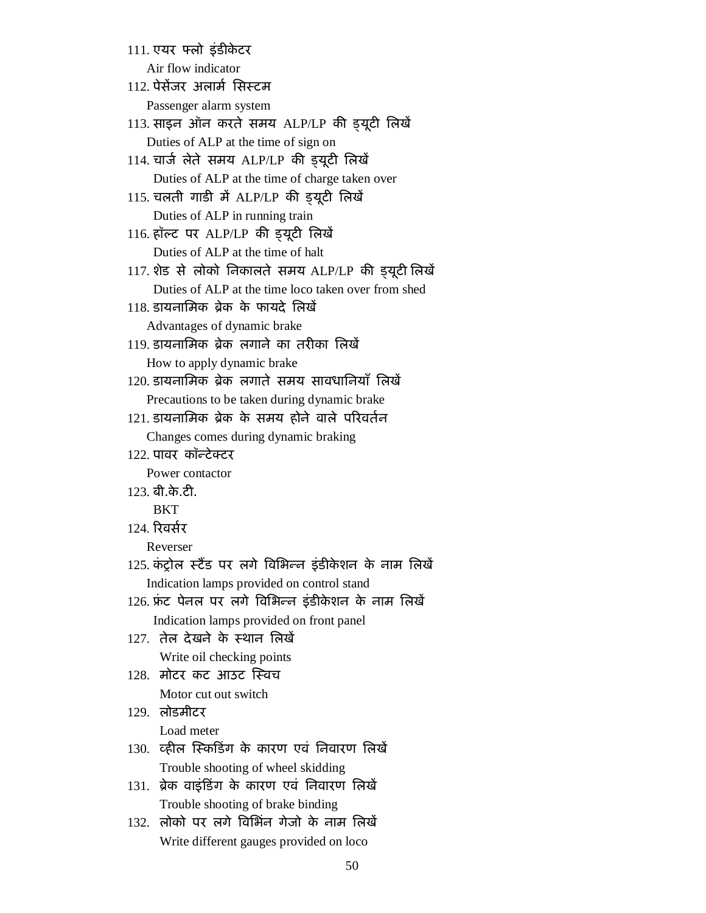111. एयर फ्लो इंडीकेटर
 Air flow indicator
112. पेसेंजर अलार्म सिस्टम
 Passenger alarm system
113. साइन ऑन करते समय ALP/LP की ड्यूटी लिखें
 Duties of ALP at the time of sign on
114. चार्ज लेते समय ALP/LP की ड्यूटी लिखें
 Duties of ALP at the time of charge taken over
115. चलती गाडी में ALP/LP की ड्यूटी लिखें
 Duties of ALP in running train
116. हॉल्ट पर ALP/LP की ड्यूटी लिखें
 Duties of ALP at the time of halt
117. शेड से लोको निकालते समय ALP/LP की ड्यूटी लिखें
 Duties of ALP at the time loco taken over from shed
118. डायनामिक ब्रेक के फायदे लिखें
 Advantages of dynamic brake
119. डायनामिक ब्रेक लगाने का तरीका लिखें
 How to apply dynamic brake
120. डायनामिक ब्रेक लगाते समय सावधानियाँ लिखें
 Precautions to be taken during dynamic brake
121. डायनामिक ब्रेक के समय होने वाले परिवर्तन
 Changes comes during dynamic braking
122. पावर कॉन्टेक्टर
 Power contactor
123. बी.के.टी.
 BKT
124. रिवर्सर
 Reverser
125. कंट्रोल स्टैंड पर लगे विभिन्न इंडीकेशन के नाम लिखें
 Indication lamps provided on control stand
126. फ्रंट पेनल पर लगे विभिन्न इंडीकेशन के नाम लिखें
 Indication lamps provided on front panel
127. तेल देखने के स्थान लिखें
 Write oil checking points
128. मोटर कट आउट स्विच
 Motor cut out switch
129. लोडमीटर
 Load meter
130. व्हील स्किडिंग के कारण एवं निवारण लिखें
 Trouble shooting of wheel skidding
131. ब्रेक वाइंडिंग के कारण एवं निवारण लिखें
 Trouble shooting of brake binding
132. लोको पर लगे विभिंन गेजो के नाम लिखें
 Write different gauges provided on loco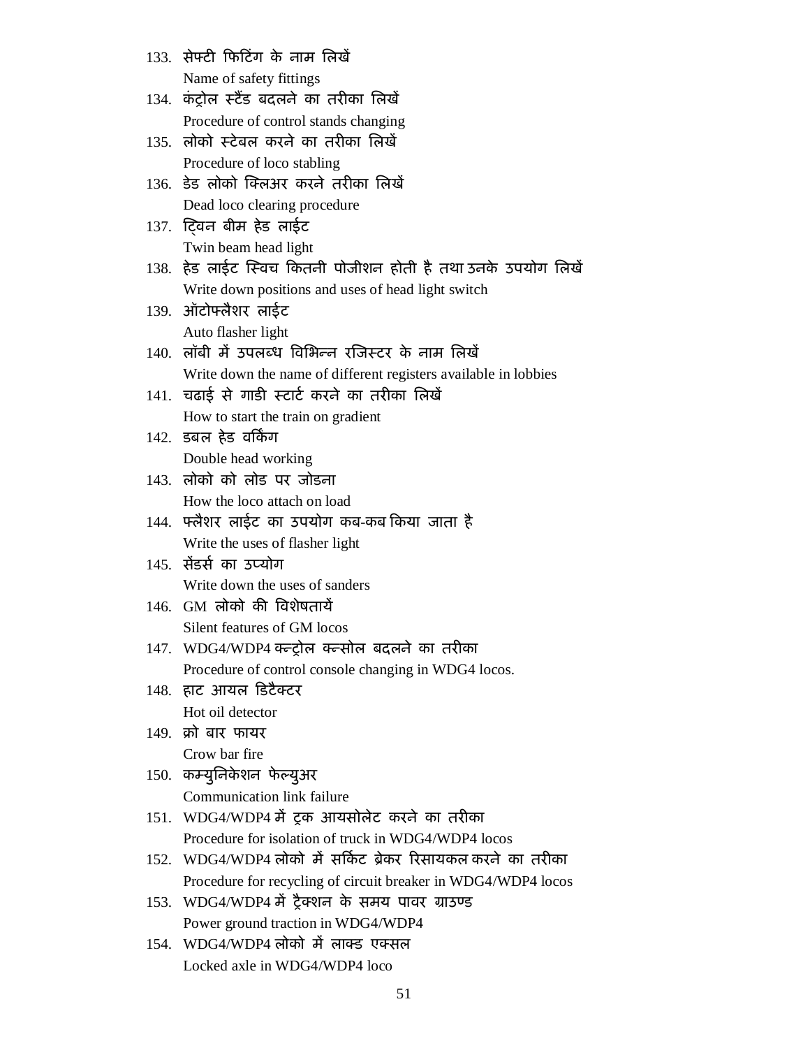133. सेफ्टी फिटिंग के नाम लिखें
     Name of safety fittings
134. कंट्रोल स्टैंड बदलने का तरीका लिखें
     Procedure of control stands changing
135. लोको स्टेबल करने का तरीका लिखें
     Procedure of loco stabling
136. डेड लोको क्लिअर करने तरीका लिखें
     Dead loco clearing procedure
137. ट्विन बीम हेड लाईट
     Twin beam head light
138. हेड लाईट स्विच कितनी पोजीशन होती है तथा उनके उपयोग लिखें
     Write down positions and uses of head light switch
139. ऑटोफ्लैशर लाईट
     Auto flasher light
140. लॉबी में उपलब्ध विभिन्न रजिस्टर के नाम लिखें
     Write down the name of different registers available in lobbies
141. चढाई से गाडी स्टार्ट करने का तरीका लिखें
     How to start the train on gradient
142. डबल हेड वर्किंग
     Double head working
143. लोको को लोड पर जोडना
     How the loco attach on load
144. फ्लैशर लाईट का उपयोग कब-कब किया जाता है
     Write the uses of flasher light
145. सेंडर्स का उप्योग
     Write down the uses of sanders
146. GM लोको की विशेषतायें
     Silent features of GM locos
147. WDG4/WDP4 क्न्ट्रोल क्न्सोल बदलने का तरीका
     Procedure of control console changing in WDG4 locos.
148. हाट आयल डिटैक्टर
     Hot oil detector
149. क्रो बार फायर
     Crow bar fire
150. कम्युनिकेशन फेल्युअर
     Communication link failure
151. WDG4/WDP4 में ट्रक आयसोलेट करने का तरीका
     Procedure for isolation of truck in WDG4/WDP4 locos
152. WDG4/WDP4 लोको में सर्किट ब्रेकर रिसायकल करने का तरीका
     Procedure for recycling of circuit breaker in WDG4/WDP4 locos
153. WDG4/WDP4 में ट्रैक्शन के समय पावर ग्राउण्ड
     Power ground traction in WDG4/WDP4
154. WDG4/WDP4 लोको में लाक्ड एक्सल
     Locked axle in WDG4/WDP4 loco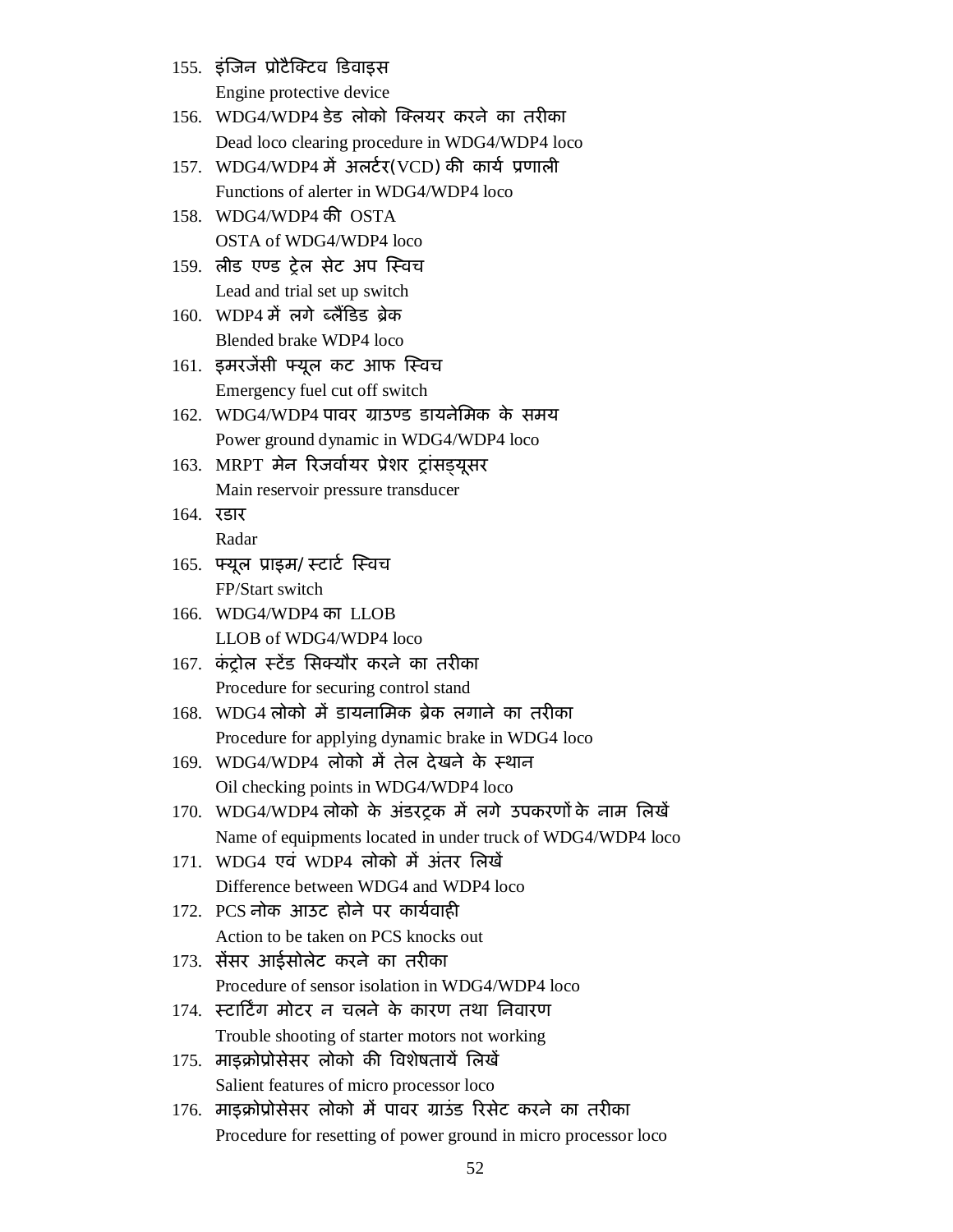155. इंजिन प्रोटैक्टिव डिवाइस
    Engine protective device
156. WDG4/WDP4 डेड लोको क्लियर करने का तरीका
    Dead loco clearing procedure in WDG4/WDP4 loco
157. WDG4/WDP4 में अलर्टर(VCD) की कार्य प्रणाली
    Functions of alerter in WDG4/WDP4 loco
158. WDG4/WDP4 की OSTA
    OSTA of WDG4/WDP4 loco
159. लीड एण्ड ट्रेल सेट अप स्विच
    Lead and trial set up switch
160. WDP4 में लगे ब्लैंडिड ब्रेक
    Blended brake WDP4 loco
161. इमरजेंसी फ्यूल कट आफ स्विच
    Emergency fuel cut off switch
162. WDG4/WDP4 पावर ग्राउण्ड डायनेमिक के समय
    Power ground dynamic in WDG4/WDP4 loco
163. MRPT मेन रिजर्वायर प्रेशर ट्रांसड्यूसर
    Main reservoir pressure transducer
164. रडार
    Radar
165. फ्यूल प्राइम/ स्टार्ट स्विच
    FP/Start switch
166. WDG4/WDP4 का LLOB
    LLOB of WDG4/WDP4 loco
167. कंट्रोल स्टेंड सिक्यौर करने का तरीका
    Procedure for securing control stand
168. WDG4 लोको में डायनामिक ब्रेक लगाने का तरीका
    Procedure for applying dynamic brake in WDG4 loco
169. WDG4/WDP4 लोको में तेल देखने के स्थान
    Oil checking points in WDG4/WDP4 loco
170. WDG4/WDP4 लोको के अंडरट्रक में लगे उपकरणों के नाम लिखें
    Name of equipments located in under truck of WDG4/WDP4 loco
171. WDG4 एवं WDP4 लोको में अंतर लिखें
    Difference between WDG4 and WDP4 loco
172. PCS नोक आउट होने पर कार्यवाही
    Action to be taken on PCS knocks out
173. सेंसर आईसोलेट करने का तरीका
    Procedure of sensor isolation in WDG4/WDP4 loco
174. स्टार्टिंग मोटर न चलने के कारण तथा निवारण
    Trouble shooting of starter motors not working
175. माइक्रोप्रोसेसर लोको की विशेषतायें लिखें
    Salient features of micro processor loco
176. माइक्रोप्रोसेसर लोको में पावर ग्राउंड रिसेट करने का तरीका
    Procedure for resetting of power ground in micro processor loco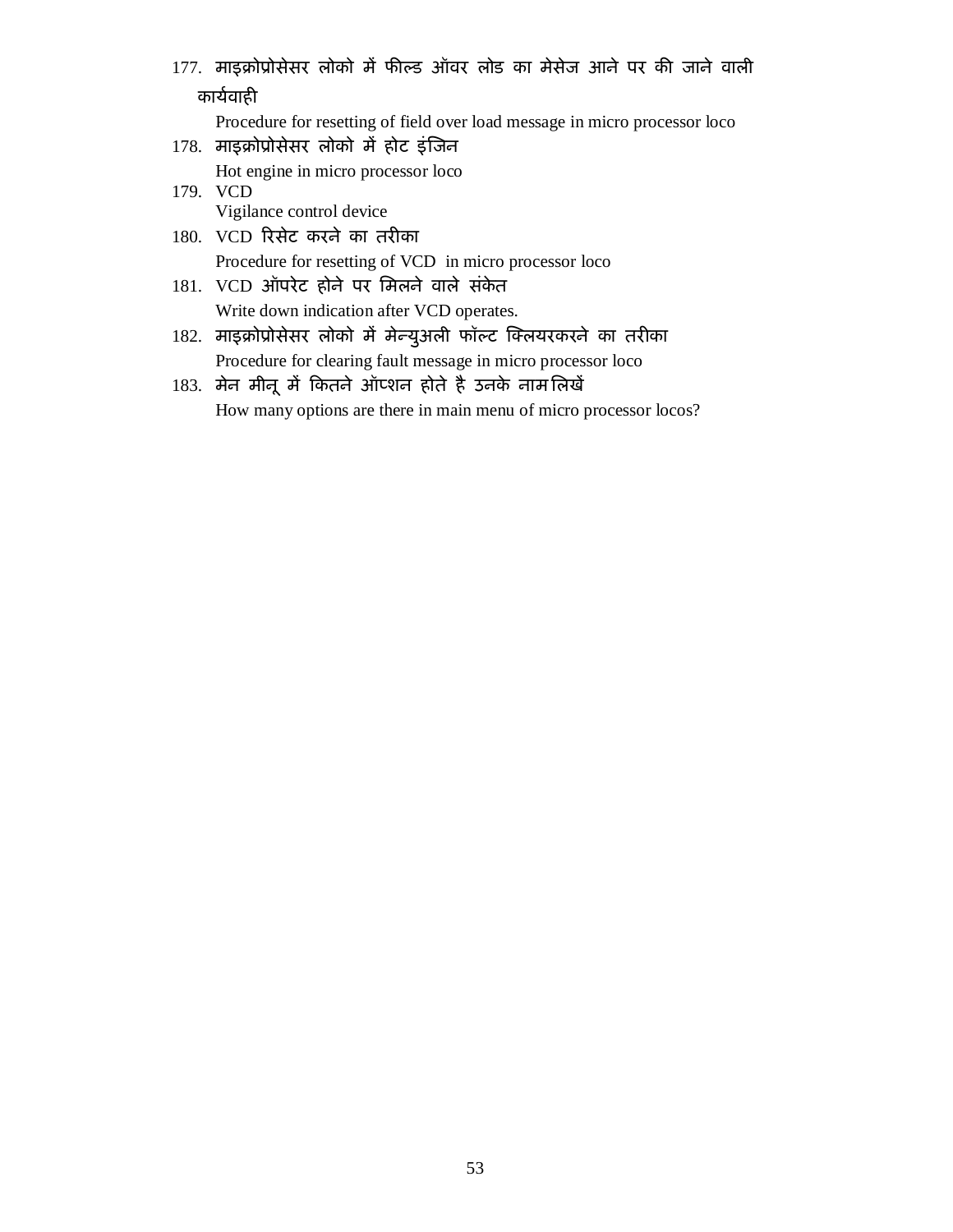177. माइक्रोप्रोसेसर लोको में फील्ड ऑवर लोड का मेसेज आने पर की जाने वाली कार्यवाही

    Procedure for resetting of field over load message in micro processor loco

178. माइक्रोप्रोसेसर लोको में होट इंजिन

    Hot engine in micro processor loco

179. VCD

    Vigilance control device

180. VCD रिसेट करने का तरीका

    Procedure for resetting of VCD in micro processor loco

181. VCD ऑपरेट होने पर मिलने वाले संकेत

    Write down indication after VCD operates.

182. माइक्रोप्रोसेसर लोको में मेन्युअली फॉल्ट क्लियरकरने का तरीका

    Procedure for clearing fault message in micro processor loco

183. मेन मीनू में कितने ऑप्शन होते है उनके नाम लिखें

    How many options are there in main menu of micro processor locos?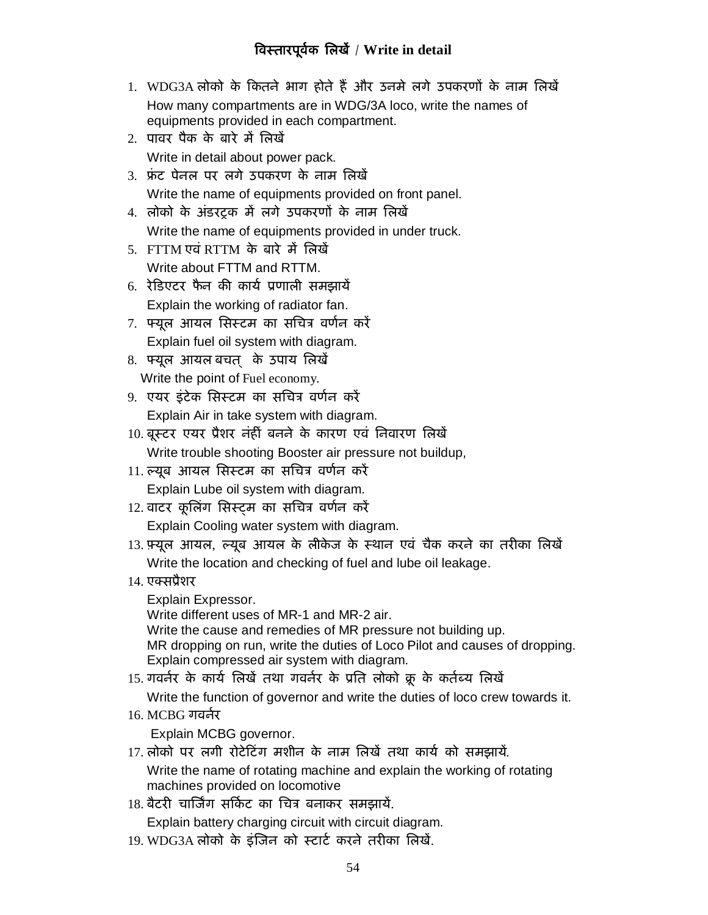## विस्तारपूर्वक लिखें / Write in detail

1. WDG3A लोको के कितने भाग होते हैं और उनमे लगे उपकरणों के नाम लिखें
   How many compartments are in WDG/3A loco, write the names of equipments provided in each compartment.
2. पावर पैक के बारे में लिखें
   Write in detail about power pack.
3. फ्रंट पेनल पर लगे उपकरण के नाम लिखें
   Write the name of equipments provided on front panel.
4. लोको के अंडरट्रक में लगे उपकरणों के नाम लिखें
   Write the name of equipments provided in under truck.
5. FTTM एवं RTTM के बारे में लिखें
   Write about FTTM and RTTM.
6. रेडिएटर फैन की कार्य प्रणाली समझायें
   Explain the working of radiator fan.
7. फ्यूल आयल सिस्टम का सचित्र वर्णन करें
   Explain fuel oil system with diagram.
8. फ्यूल आयल बचत् के उपाय लिखें
   Write the point of Fuel economy.
9. एयर इंटेक सिस्टम का सचित्र वर्णन करें
   Explain Air in take system with diagram.
10. बूस्टर एयर प्रैशर नंहीं बनने के कारण एवं निवारण लिखें
    Write trouble shooting Booster air pressure not buildup,
11. ल्यूब आयल सिस्टम का सचित्र वर्णन करें
    Explain Lube oil system with diagram.
12. वाटर कूलिंग सिस्ट्म का सचित्र वर्णन करें
    Explain Cooling water system with diagram.
13. फ़्यूल आयल, ल्यूब आयल के लीकेज के स्थान एवं चैक करने का तरीका लिखें
    Write the location and checking of fuel and lube oil leakage.
14. एक्सप्रैशर
    Explain Expressor.
    Write different uses of MR-1 and MR-2 air.
    Write the cause and remedies of MR pressure not building up.
    MR dropping on run, write the duties of Loco Pilot and causes of dropping.
    Explain compressed air system with diagram.
15. गवर्नर के कार्य लिखें तथा गवर्नर के प्रति लोको क्रू के कर्तब्य लिखें
    Write the function of governor and write the duties of loco crew towards it.
16. MCBG गवर्नर
    Explain MCBG governor.
17. लोको पर लगी रोटेटिंग मशीन के नाम लिखें तथा कार्य को समझायें.
    Write the name of rotating machine and explain the working of rotating machines provided on locomotive
18. बैटरी चार्जिंग सर्किट का चित्र बनाकर समझायें.
    Explain battery charging circuit with circuit diagram.
19. WDG3A लोको के इंजिन को स्टार्ट करने तरीका लिखें.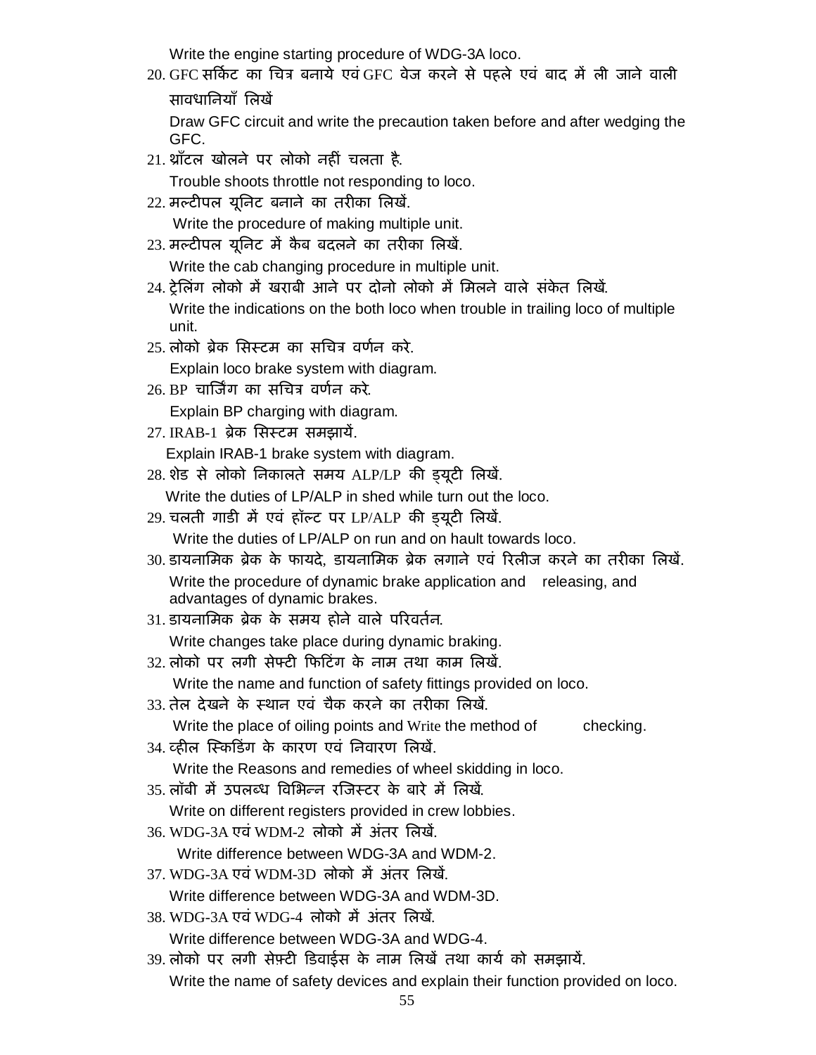Write the engine starting procedure of WDG-3A loco.

20. GFC सर्किट का चित्र बनाये एवं GFC वेज करने से पहले एवं बाद में ली जाने वाली सावधानियाँ लिखें

    Draw GFC circuit and write the precaution taken before and after wedging the GFC.

21. थ्राँटल खोलने पर लोको नहीं चलता है.

    Trouble shoots throttle not responding to loco.

22. मल्टीपल यूनिट बनाने का तरीका लिखें.

    Write the procedure of making multiple unit.

23. मल्टीपल यूनिट में कैब बदलने का तरीका लिखें.

    Write the cab changing procedure in multiple unit.

24. ट्रेलिंग लोको में खराबी आने पर दोनो लोको में मिलने वाले संकेत लिखें.

    Write the indications on the both loco when trouble in trailing loco of multiple unit.

25. लोको ब्रेक सिस्टम का सचित्र वर्णन करे.

    Explain loco brake system with diagram.

26. BP चार्जिंग का सचित्र वर्णन करे.

    Explain BP charging with diagram.

27. IRAB-1 ब्रेक सिस्टम समझायें.

    Explain IRAB-1 brake system with diagram.

28. शेड से लोको निकालते समय ALP/LP की ड्यूटी लिखें.

    Write the duties of LP/ALP in shed while turn out the loco.

29. चलती गाडी में एवं हॉल्ट पर LP/ALP की ड्यूटी लिखें.

    Write the duties of LP/ALP on run and on hault towards loco.

30. डायनामिक ब्रेक के फायदे, डायनामिक ब्रेक लगाने एवं रिलीज करने का तरीका लिखें.

    Write the procedure of dynamic brake application and releasing, and advantages of dynamic brakes.

31. डायनामिक ब्रेक के समय होने वाले परिवर्तन.

    Write changes take place during dynamic braking.

32. लोको पर लगी सेफ्टी फिटिंग के नाम तथा काम लिखें.

    Write the name and function of safety fittings provided on loco.

33. तेल देखने के स्थान एवं चैक करने का तरीका लिखें.

    Write the place of oiling points and Write the method of checking.

34. व्हील स्किडिंग के कारण एवं निवारण लिखें.

    Write the Reasons and remedies of wheel skidding in loco.

35. लॉबी में उपलब्ध विभिन्न रजिस्टर के बारे में लिखें.

    Write on different registers provided in crew lobbies.

36. WDG-3A एवं WDM-2 लोको में अंतर लिखें.

    Write difference between WDG-3A and WDM-2.

37. WDG-3A एवं WDM-3D लोको में अंतर लिखें.

    Write difference between WDG-3A and WDM-3D.

38. WDG-3A एवं WDG-4 लोको में अंतर लिखें.

    Write difference between WDG-3A and WDG-4.

39. लोको पर लगी सेफ़्टी डिवाईस के नाम लिखें तथा कार्य को समझायें.

    Write the name of safety devices and explain their function provided on loco.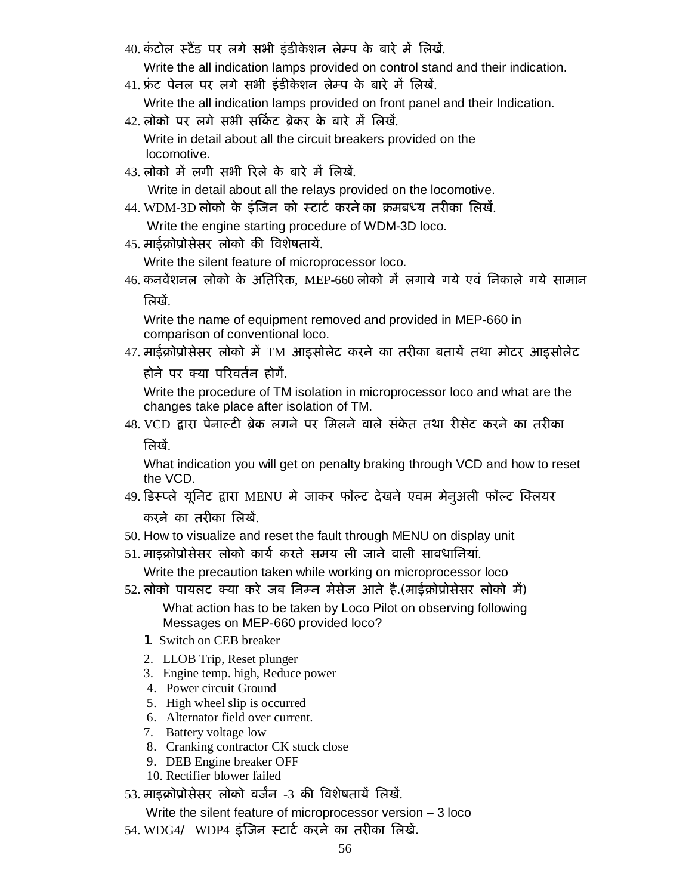40. कंटोल स्टैंड पर लगे सभी इंडीकेशन लेम्प के बारे में लिखें.

    Write the all indication lamps provided on control stand and their indication.

41. फ्रंट पेनल पर लगे सभी इंडीकेशन लेम्प के बारे में लिखें.

    Write the all indication lamps provided on front panel and their Indication.

42. लोको पर लगे सभी सर्किट ब्रेकर के बारे में लिखें.

    Write in detail about all the circuit breakers provided on the locomotive.

43. लोको में लगी सभी रिले के बारे में लिखें.

    Write in detail about all the relays provided on the locomotive.

44. WDM-3D लोको के इंजिन को स्टार्ट करने का क्रमबध्य तरीका लिखें.

    Write the engine starting procedure of WDM-3D loco.

45. माईक्रोप्रोसेसर लोको की विशेषतायें.

    Write the silent feature of microprocessor loco.

46. कनवेंशनल लोको के अतिरिक्त, MEP-660 लोको में लगाये गये एवं निकाले गये सामान लिखें.

    Write the name of equipment removed and provided in MEP-660 in comparison of conventional loco.

47. माईक्रोप्रोसेसर लोको में TM आइसोलेट करने का तरीका बतायें तथा मोटर आइसोलेट होने पर क्या परिवर्तन होगें.

    Write the procedure of TM isolation in microprocessor loco and what are the changes take place after isolation of TM.

48. VCD द्वारा पेनाल्टी ब्रेक लगने पर मिलने वाले संकेत तथा रीसेट करने का तरीका लिखें.

    What indication you will get on penalty braking through VCD and how to reset the VCD.

49. डिस्प्ले यूनिट द्वारा MENU मे जाकर फॉल्ट देखने एवम मेनुअली फॉल्ट क्लियर करने का तरीका लिखें.

50. How to visualize and reset the fault through MENU on display unit

51. माइक्रोप्रोसेसर लोको कार्य करते समय ली जाने वाली सावधानियां.

    Write the precaution taken while working on microprocessor loco

52. लोको पायलट क्या करे जब निम्न मेसेज आते है.(माईक्रोप्रोसेसर लोको में)

    What action has to be taken by Loco Pilot on observing following Messages on MEP-660 provided loco?

    1. Switch on CEB breaker
    2. LLOB Trip, Reset plunger
    3. Engine temp. high, Reduce power
    4. Power circuit Ground
    5. High wheel slip is occurred
    6. Alternator field over current.
    7. Battery voltage low
    8. Cranking contractor CK stuck close
    9. DEB Engine breaker OFF
    10. Rectifier blower failed

53. माइक्रोप्रोसेसर लोको वर्जन -3 की विशेषतायें लिखें.

    Write the silent feature of microprocessor version – 3 loco

54. WDG4/ WDP4 इंजिन स्टार्ट करने का तरीका लिखें.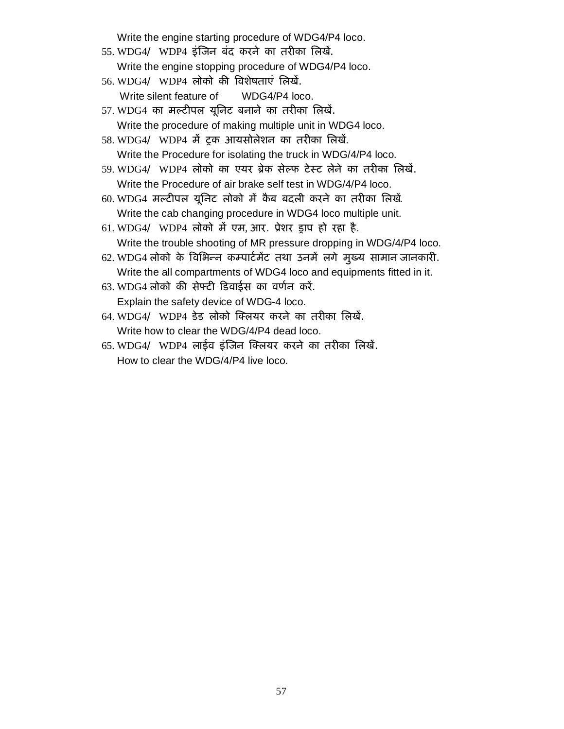Write the engine starting procedure of WDG4/P4 loco.

55. WDG4/ WDP4 इंजिन बंद करने का तरीका लिखें.
    Write the engine stopping procedure of WDG4/P4 loco.
56. WDG4/ WDP4 लोको की विशेषताएं लिखें.
    Write silent feature of WDG4/P4 loco.
57. WDG4 का मल्टीपल यूनिट बनाने का तरीका लिखें.
    Write the procedure of making multiple unit in WDG4 loco.
58. WDG4/ WDP4 में ट्रक आयसोलेशन का तरीका लिखें.
    Write the Procedure for isolating the truck in WDG/4/P4 loco.
59. WDG4/ WDP4 लोको का एयर ब्रेक सेल्फ टेस्ट लेने का तरीका लिखें.
    Write the Procedure of air brake self test in WDG/4/P4 loco.
60. WDG4 मल्टीपल यूनिट लोको में कैब बदली करने का तरीका लिखें.
    Write the cab changing procedure in WDG4 loco multiple unit.
61. WDG4/ WDP4 लोको में एम, आर. प्रेशर ड्राप हो रहा है.
    Write the trouble shooting of MR pressure dropping in WDG/4/P4 loco.
62. WDG4 लोको के विभिन्न कम्पार्टमेंट तथा उनमें लगे मुख्य सामान जानकारी.
    Write the all compartments of WDG4 loco and equipments fitted in it.
63. WDG4 लोको की सेफ्टी डिवाईस का वर्णन करें.
    Explain the safety device of WDG-4 loco.
64. WDG4/ WDP4 डेड लोको क्लियर करने का तरीका लिखें.
    Write how to clear the WDG/4/P4 dead loco.
65. WDG4/ WDP4 लाईव इंजिन क्लियर करने का तरीका लिखें.
    How to clear the WDG/4/P4 live loco.